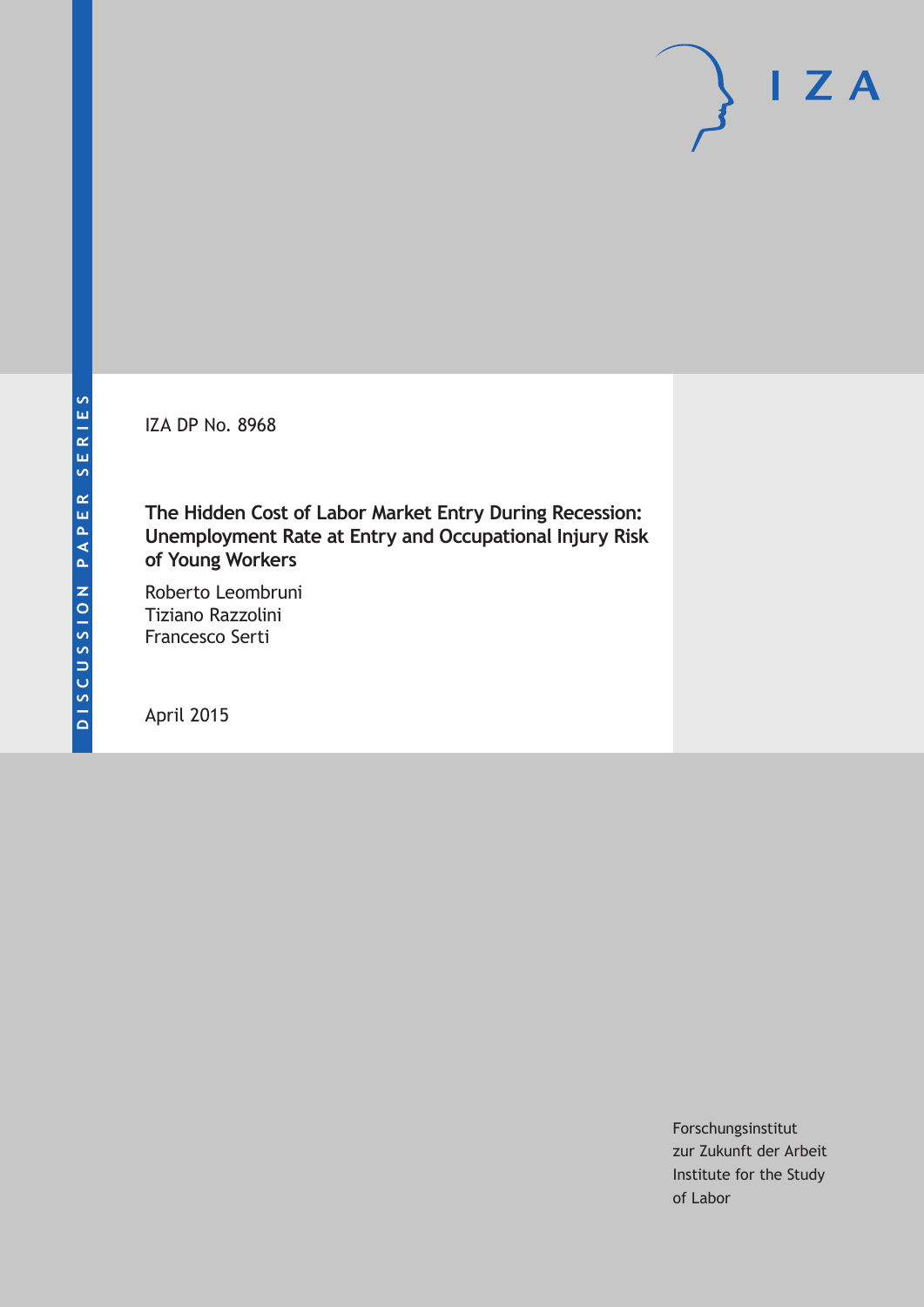DISCUSSION PAPER SERIES

IZA

IZA DP No. 8968

**The Hidden Cost of Labor Market Entry During Recession: Unemployment Rate at Entry and Occupational Injury Risk of Young Workers**

Roberto Leombruni
Tiziano Razzolini
Francesco Serti

April 2015

Forschungsinstitut
zur Zukunft der Arbeit
Institute for the Study
of Labor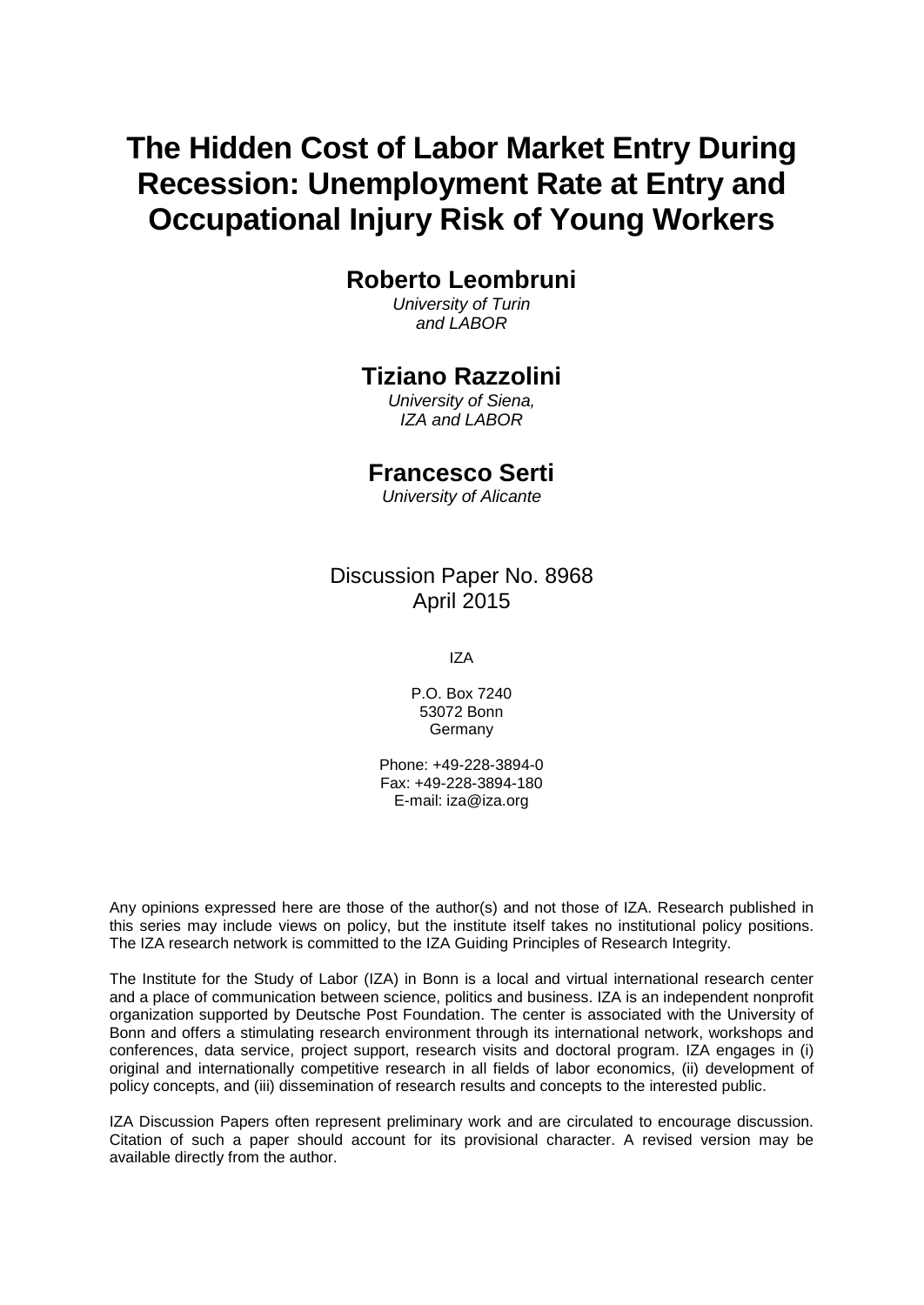# The Hidden Cost of Labor Market Entry During Recession: Unemployment Rate at Entry and Occupational Injury Risk of Young Workers

## Roberto Leombruni

*University of Turin and LABOR*

## Tiziano Razzolini

*University of Siena, IZA and LABOR*

## Francesco Serti

*University of Alicante*

Discussion Paper No. 8968
April 2015

IZA

P.O. Box 7240
53072 Bonn
Germany

Phone: +49-228-3894-0
Fax: +49-228-3894-180
E-mail: iza@iza.org

Any opinions expressed here are those of the author(s) and not those of IZA. Research published in this series may include views on policy, but the institute itself takes no institutional policy positions. The IZA research network is committed to the IZA Guiding Principles of Research Integrity.

The Institute for the Study of Labor (IZA) in Bonn is a local and virtual international research center and a place of communication between science, politics and business. IZA is an independent nonprofit organization supported by Deutsche Post Foundation. The center is associated with the University of Bonn and offers a stimulating research environment through its international network, workshops and conferences, data service, project support, research visits and doctoral program. IZA engages in (i) original and internationally competitive research in all fields of labor economics, (ii) development of policy concepts, and (iii) dissemination of research results and concepts to the interested public.

IZA Discussion Papers often represent preliminary work and are circulated to encourage discussion. Citation of such a paper should account for its provisional character. A revised version may be available directly from the author.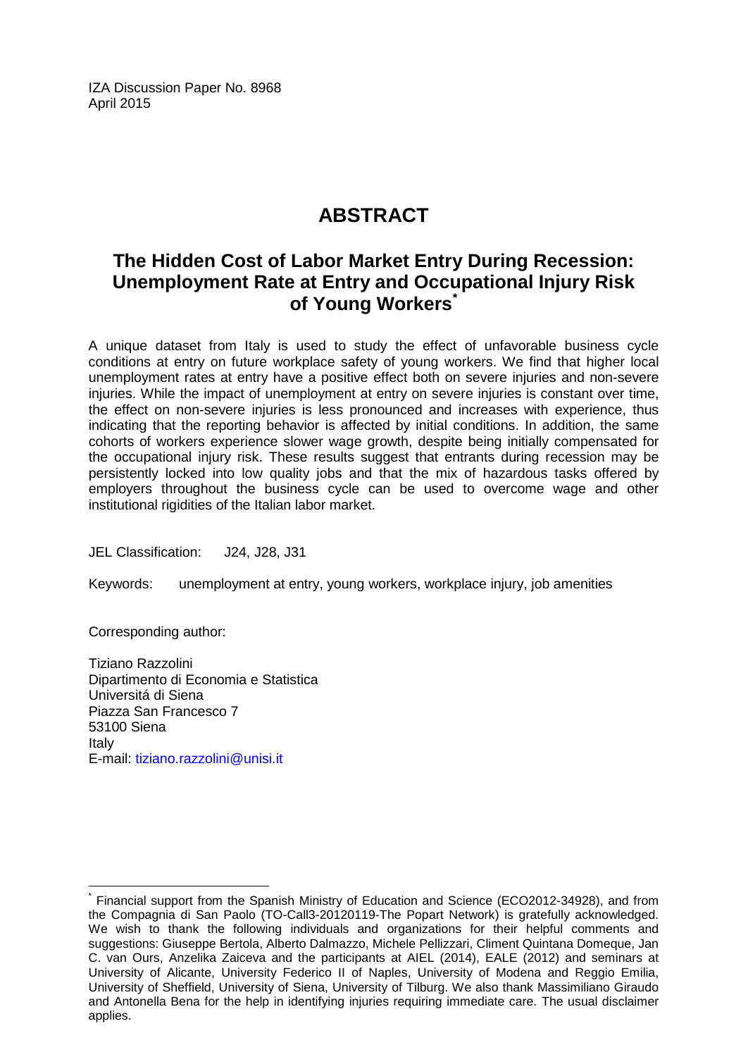IZA Discussion Paper No. 8968
April 2015

# ABSTRACT

## The Hidden Cost of Labor Market Entry During Recession: Unemployment Rate at Entry and Occupational Injury Risk of Young Workers*

A unique dataset from Italy is used to study the effect of unfavorable business cycle conditions at entry on future workplace safety of young workers. We find that higher local unemployment rates at entry have a positive effect both on severe injuries and non-severe injuries. While the impact of unemployment at entry on severe injuries is constant over time, the effect on non-severe injuries is less pronounced and increases with experience, thus indicating that the reporting behavior is affected by initial conditions. In addition, the same cohorts of workers experience slower wage growth, despite being initially compensated for the occupational injury risk. These results suggest that entrants during recession may be persistently locked into low quality jobs and that the mix of hazardous tasks offered by employers throughout the business cycle can be used to overcome wage and other institutional rigidities of the Italian labor market.

JEL Classification: J24, J28, J31

Keywords: unemployment at entry, young workers, workplace injury, job amenities

Corresponding author:

Tiziano Razzolini
Dipartimento di Economia e Statistica
Universitá di Siena
Piazza San Francesco 7
53100 Siena
Italy
E-mail: tiziano.razzolini@unisi.it

---

\* Financial support from the Spanish Ministry of Education and Science (ECO2012-34928), and from the Compagnia di San Paolo (TO-Call3-20120119-The Popart Network) is gratefully acknowledged. We wish to thank the following individuals and organizations for their helpful comments and suggestions: Giuseppe Bertola, Alberto Dalmazzo, Michele Pellizzari, Climent Quintana Domeque, Jan C. van Ours, Anzelika Zaiceva and the participants at AIEL (2014), EALE (2012) and seminars at University of Alicante, University Federico II of Naples, University of Modena and Reggio Emilia, University of Sheffield, University of Siena, University of Tilburg. We also thank Massimiliano Giraudo and Antonella Bena for the help in identifying injuries requiring immediate care. The usual disclaimer applies.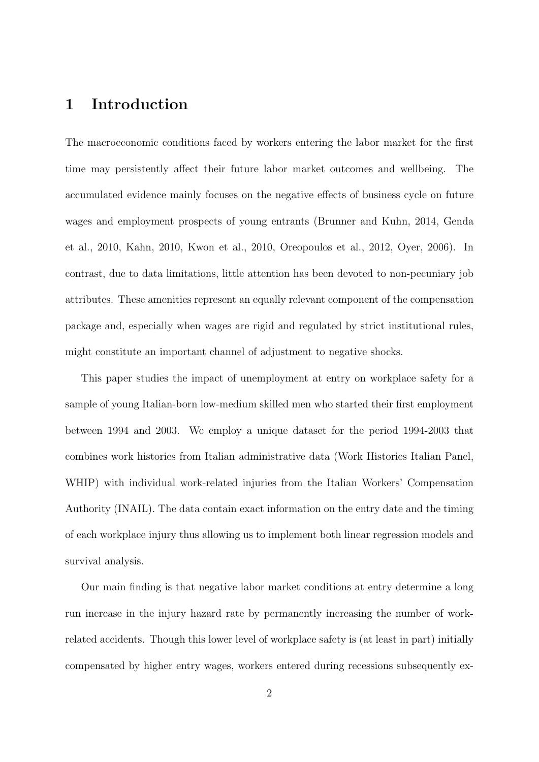# 1 Introduction

The macroeconomic conditions faced by workers entering the labor market for the first time may persistently affect their future labor market outcomes and wellbeing. The accumulated evidence mainly focuses on the negative effects of business cycle on future wages and employment prospects of young entrants (Brunner and Kuhn, 2014, Genda et al., 2010, Kahn, 2010, Kwon et al., 2010, Oreopoulos et al., 2012, Oyer, 2006). In contrast, due to data limitations, little attention has been devoted to non-pecuniary job attributes. These amenities represent an equally relevant component of the compensation package and, especially when wages are rigid and regulated by strict institutional rules, might constitute an important channel of adjustment to negative shocks.

This paper studies the impact of unemployment at entry on workplace safety for a sample of young Italian-born low-medium skilled men who started their first employment between 1994 and 2003. We employ a unique dataset for the period 1994-2003 that combines work histories from Italian administrative data (Work Histories Italian Panel, WHIP) with individual work-related injuries from the Italian Workers' Compensation Authority (INAIL). The data contain exact information on the entry date and the timing of each workplace injury thus allowing us to implement both linear regression models and survival analysis.

Our main finding is that negative labor market conditions at entry determine a long run increase in the injury hazard rate by permanently increasing the number of work-related accidents. Though this lower level of workplace safety is (at least in part) initially compensated by higher entry wages, workers entered during recessions subsequently ex-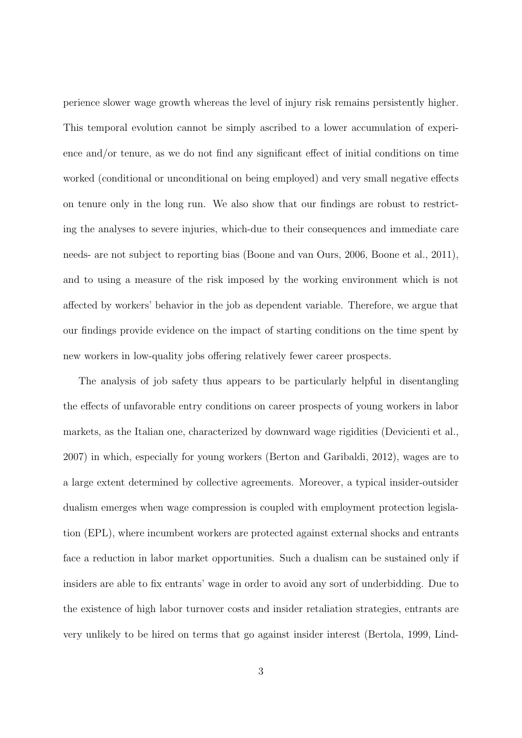perience slower wage growth whereas the level of injury risk remains persistently higher. This temporal evolution cannot be simply ascribed to a lower accumulation of experience and/or tenure, as we do not find any significant effect of initial conditions on time worked (conditional or unconditional on being employed) and very small negative effects on tenure only in the long run. We also show that our findings are robust to restricting the analyses to severe injuries, which-due to their consequences and immediate care needs- are not subject to reporting bias (Boone and van Ours, 2006, Boone et al., 2011), and to using a measure of the risk imposed by the working environment which is not affected by workers' behavior in the job as dependent variable. Therefore, we argue that our findings provide evidence on the impact of starting conditions on the time spent by new workers in low-quality jobs offering relatively fewer career prospects.

The analysis of job safety thus appears to be particularly helpful in disentangling the effects of unfavorable entry conditions on career prospects of young workers in labor markets, as the Italian one, characterized by downward wage rigidities (Devicienti et al., 2007) in which, especially for young workers (Berton and Garibaldi, 2012), wages are to a large extent determined by collective agreements. Moreover, a typical insider-outsider dualism emerges when wage compression is coupled with employment protection legislation (EPL), where incumbent workers are protected against external shocks and entrants face a reduction in labor market opportunities. Such a dualism can be sustained only if insiders are able to fix entrants' wage in order to avoid any sort of underbidding. Due to the existence of high labor turnover costs and insider retaliation strategies, entrants are very unlikely to be hired on terms that go against insider interest (Bertola, 1999, Lind-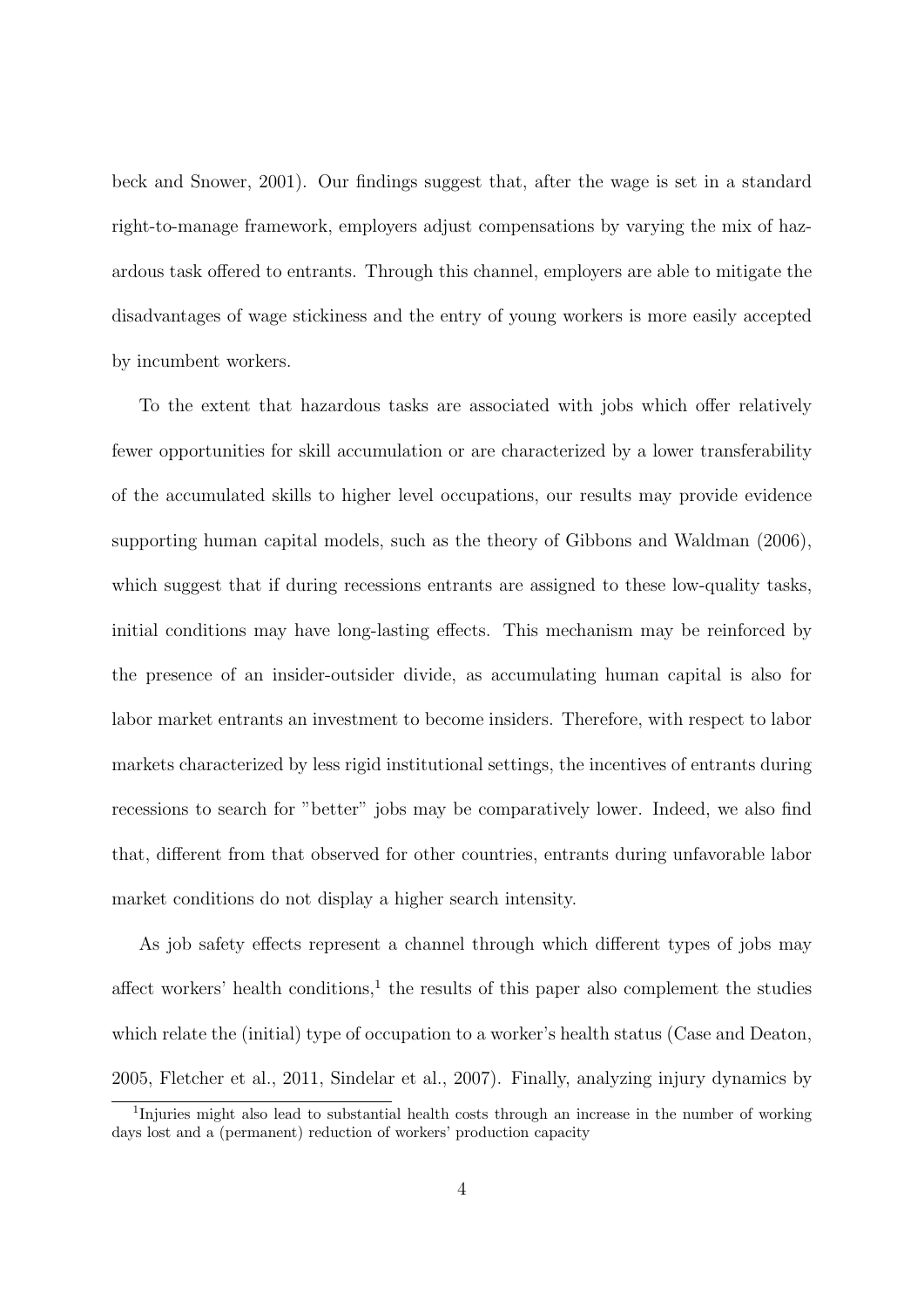beck and Snower, 2001). Our findings suggest that, after the wage is set in a standard right-to-manage framework, employers adjust compensations by varying the mix of hazardous task offered to entrants. Through this channel, employers are able to mitigate the disadvantages of wage stickiness and the entry of young workers is more easily accepted by incumbent workers.

To the extent that hazardous tasks are associated with jobs which offer relatively fewer opportunities for skill accumulation or are characterized by a lower transferability of the accumulated skills to higher level occupations, our results may provide evidence supporting human capital models, such as the theory of Gibbons and Waldman (2006), which suggest that if during recessions entrants are assigned to these low-quality tasks, initial conditions may have long-lasting effects. This mechanism may be reinforced by the presence of an insider-outsider divide, as accumulating human capital is also for labor market entrants an investment to become insiders. Therefore, with respect to labor markets characterized by less rigid institutional settings, the incentives of entrants during recessions to search for "better" jobs may be comparatively lower. Indeed, we also find that, different from that observed for other countries, entrants during unfavorable labor market conditions do not display a higher search intensity.

As job safety effects represent a channel through which different types of jobs may affect workers' health conditions,[1] the results of this paper also complement the studies which relate the (initial) type of occupation to a worker's health status (Case and Deaton, 2005, Fletcher et al., 2011, Sindelar et al., 2007). Finally, analyzing injury dynamics by

[1] Injuries might also lead to substantial health costs through an increase in the number of working days lost and a (permanent) reduction of workers' production capacity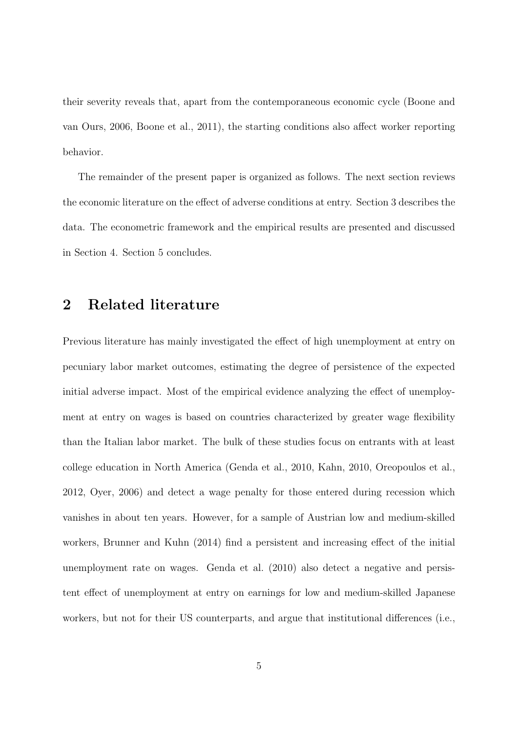their severity reveals that, apart from the contemporaneous economic cycle (Boone and van Ours, 2006, Boone et al., 2011), the starting conditions also affect worker reporting behavior.

The remainder of the present paper is organized as follows. The next section reviews the economic literature on the effect of adverse conditions at entry. Section 3 describes the data. The econometric framework and the empirical results are presented and discussed in Section 4. Section 5 concludes.

## 2 Related literature

Previous literature has mainly investigated the effect of high unemployment at entry on pecuniary labor market outcomes, estimating the degree of persistence of the expected initial adverse impact. Most of the empirical evidence analyzing the effect of unemployment at entry on wages is based on countries characterized by greater wage flexibility than the Italian labor market. The bulk of these studies focus on entrants with at least college education in North America (Genda et al., 2010, Kahn, 2010, Oreopoulos et al., 2012, Oyer, 2006) and detect a wage penalty for those entered during recession which vanishes in about ten years. However, for a sample of Austrian low and medium-skilled workers, Brunner and Kuhn (2014) find a persistent and increasing effect of the initial unemployment rate on wages. Genda et al. (2010) also detect a negative and persistent effect of unemployment at entry on earnings for low and medium-skilled Japanese workers, but not for their US counterparts, and argue that institutional differences (i.e.,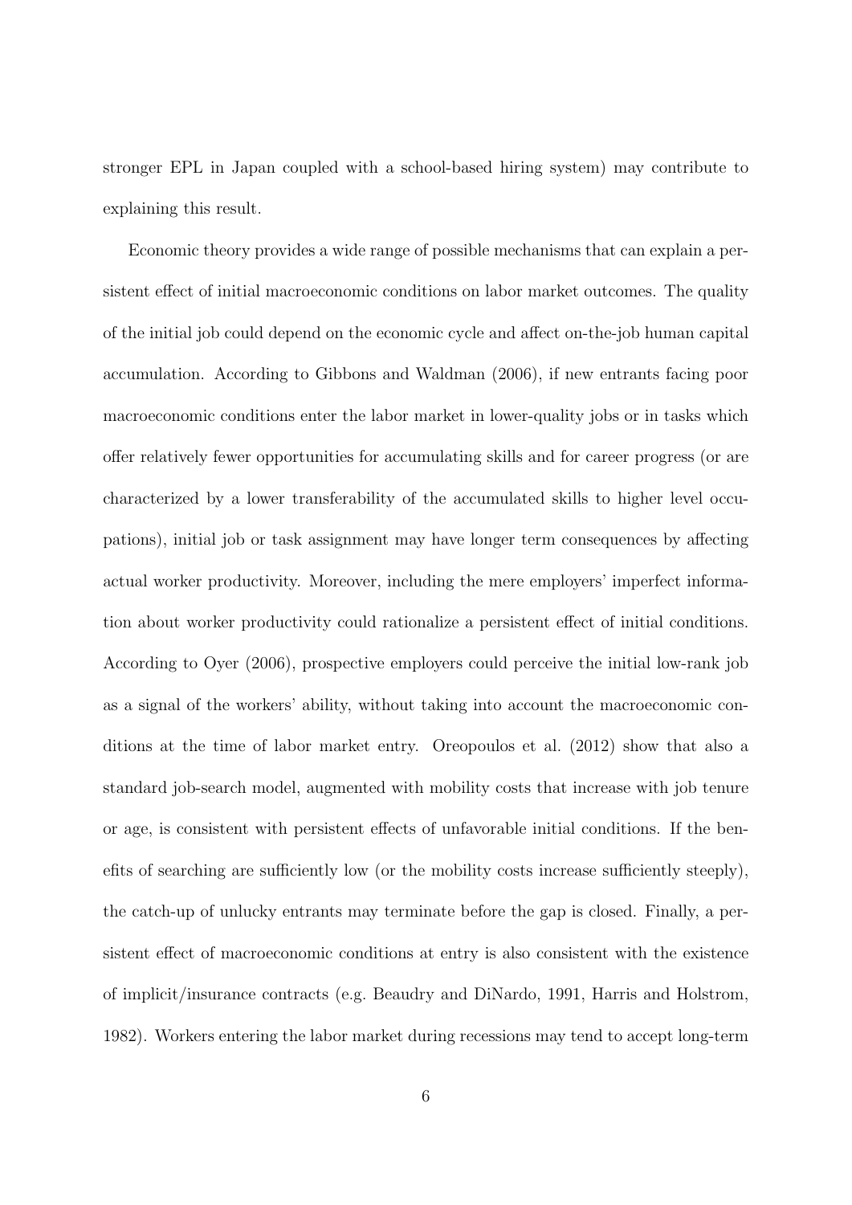stronger EPL in Japan coupled with a school-based hiring system) may contribute to explaining this result.

Economic theory provides a wide range of possible mechanisms that can explain a persistent effect of initial macroeconomic conditions on labor market outcomes. The quality of the initial job could depend on the economic cycle and affect on-the-job human capital accumulation. According to Gibbons and Waldman (2006), if new entrants facing poor macroeconomic conditions enter the labor market in lower-quality jobs or in tasks which offer relatively fewer opportunities for accumulating skills and for career progress (or are characterized by a lower transferability of the accumulated skills to higher level occupations), initial job or task assignment may have longer term consequences by affecting actual worker productivity. Moreover, including the mere employers' imperfect information about worker productivity could rationalize a persistent effect of initial conditions. According to Oyer (2006), prospective employers could perceive the initial low-rank job as a signal of the workers' ability, without taking into account the macroeconomic conditions at the time of labor market entry. Oreopoulos et al. (2012) show that also a standard job-search model, augmented with mobility costs that increase with job tenure or age, is consistent with persistent effects of unfavorable initial conditions. If the benefits of searching are sufficiently low (or the mobility costs increase sufficiently steeply), the catch-up of unlucky entrants may terminate before the gap is closed. Finally, a persistent effect of macroeconomic conditions at entry is also consistent with the existence of implicit/insurance contracts (e.g. Beaudry and DiNardo, 1991, Harris and Holstrom, 1982). Workers entering the labor market during recessions may tend to accept long-term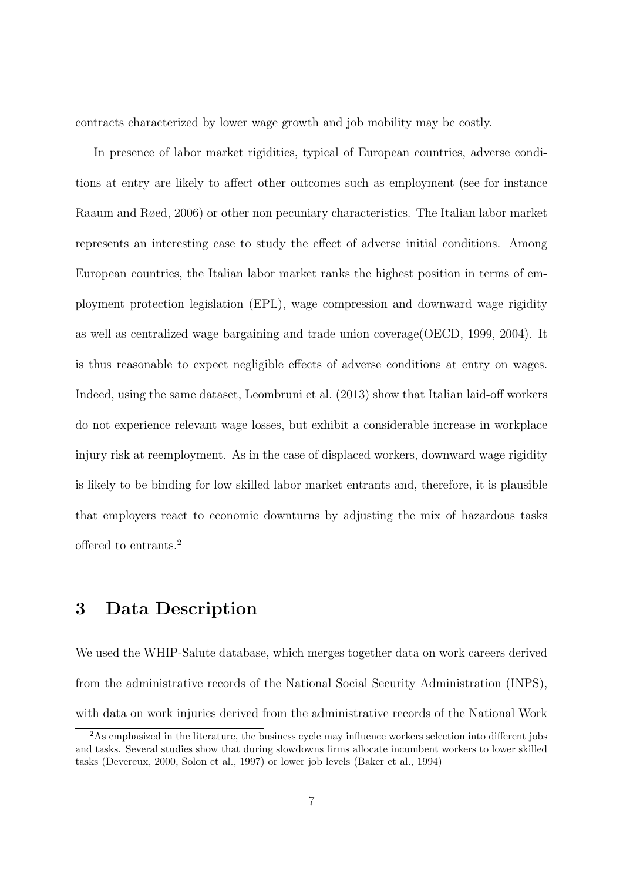contracts characterized by lower wage growth and job mobility may be costly.

In presence of labor market rigidities, typical of European countries, adverse conditions at entry are likely to affect other outcomes such as employment (see for instance Raaum and Røed, 2006) or other non pecuniary characteristics. The Italian labor market represents an interesting case to study the effect of adverse initial conditions. Among European countries, the Italian labor market ranks the highest position in terms of employment protection legislation (EPL), wage compression and downward wage rigidity as well as centralized wage bargaining and trade union coverage(OECD, 1999, 2004). It is thus reasonable to expect negligible effects of adverse conditions at entry on wages. Indeed, using the same dataset, Leombruni et al. (2013) show that Italian laid-off workers do not experience relevant wage losses, but exhibit a considerable increase in workplace injury risk at reemployment. As in the case of displaced workers, downward wage rigidity is likely to be binding for low skilled labor market entrants and, therefore, it is plausible that employers react to economic downturns by adjusting the mix of hazardous tasks offered to entrants.[2]

## 3 Data Description

We used the WHIP-Salute database, which merges together data on work careers derived from the administrative records of the National Social Security Administration (INPS), with data on work injuries derived from the administrative records of the National Work

[2]As emphasized in the literature, the business cycle may influence workers selection into different jobs and tasks. Several studies show that during slowdowns firms allocate incumbent workers to lower skilled tasks (Devereux, 2000, Solon et al., 1997) or lower job levels (Baker et al., 1994)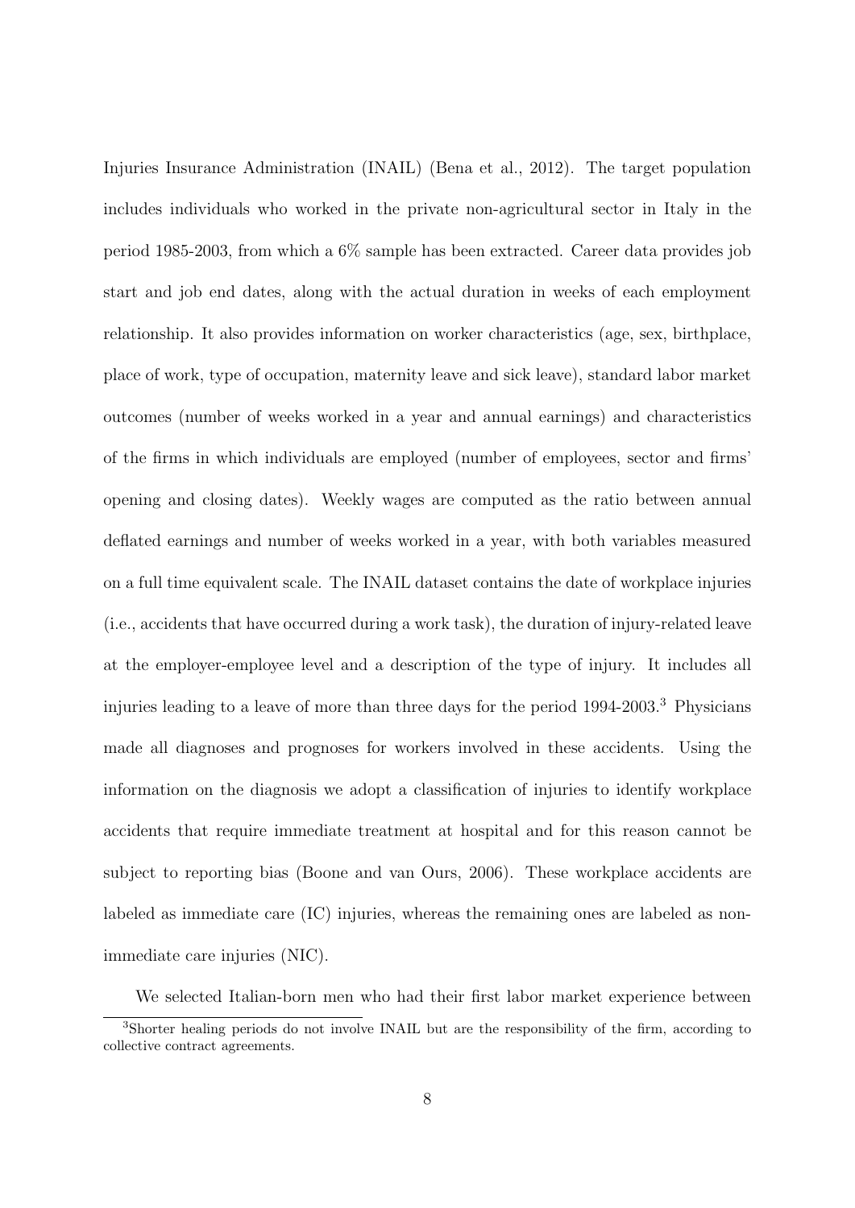Injuries Insurance Administration (INAIL) (Bena et al., 2012). The target population includes individuals who worked in the private non-agricultural sector in Italy in the period 1985-2003, from which a 6% sample has been extracted. Career data provides job start and job end dates, along with the actual duration in weeks of each employment relationship. It also provides information on worker characteristics (age, sex, birthplace, place of work, type of occupation, maternity leave and sick leave), standard labor market outcomes (number of weeks worked in a year and annual earnings) and characteristics of the firms in which individuals are employed (number of employees, sector and firms' opening and closing dates). Weekly wages are computed as the ratio between annual deflated earnings and number of weeks worked in a year, with both variables measured on a full time equivalent scale. The INAIL dataset contains the date of workplace injuries (i.e., accidents that have occurred during a work task), the duration of injury-related leave at the employer-employee level and a description of the type of injury. It includes all injuries leading to a leave of more than three days for the period 1994-2003.[3] Physicians made all diagnoses and prognoses for workers involved in these accidents. Using the information on the diagnosis we adopt a classification of injuries to identify workplace accidents that require immediate treatment at hospital and for this reason cannot be subject to reporting bias (Boone and van Ours, 2006). These workplace accidents are labeled as immediate care (IC) injuries, whereas the remaining ones are labeled as non-immediate care injuries (NIC).

We selected Italian-born men who had their first labor market experience between

[3] Shorter healing periods do not involve INAIL but are the responsibility of the firm, according to collective contract agreements.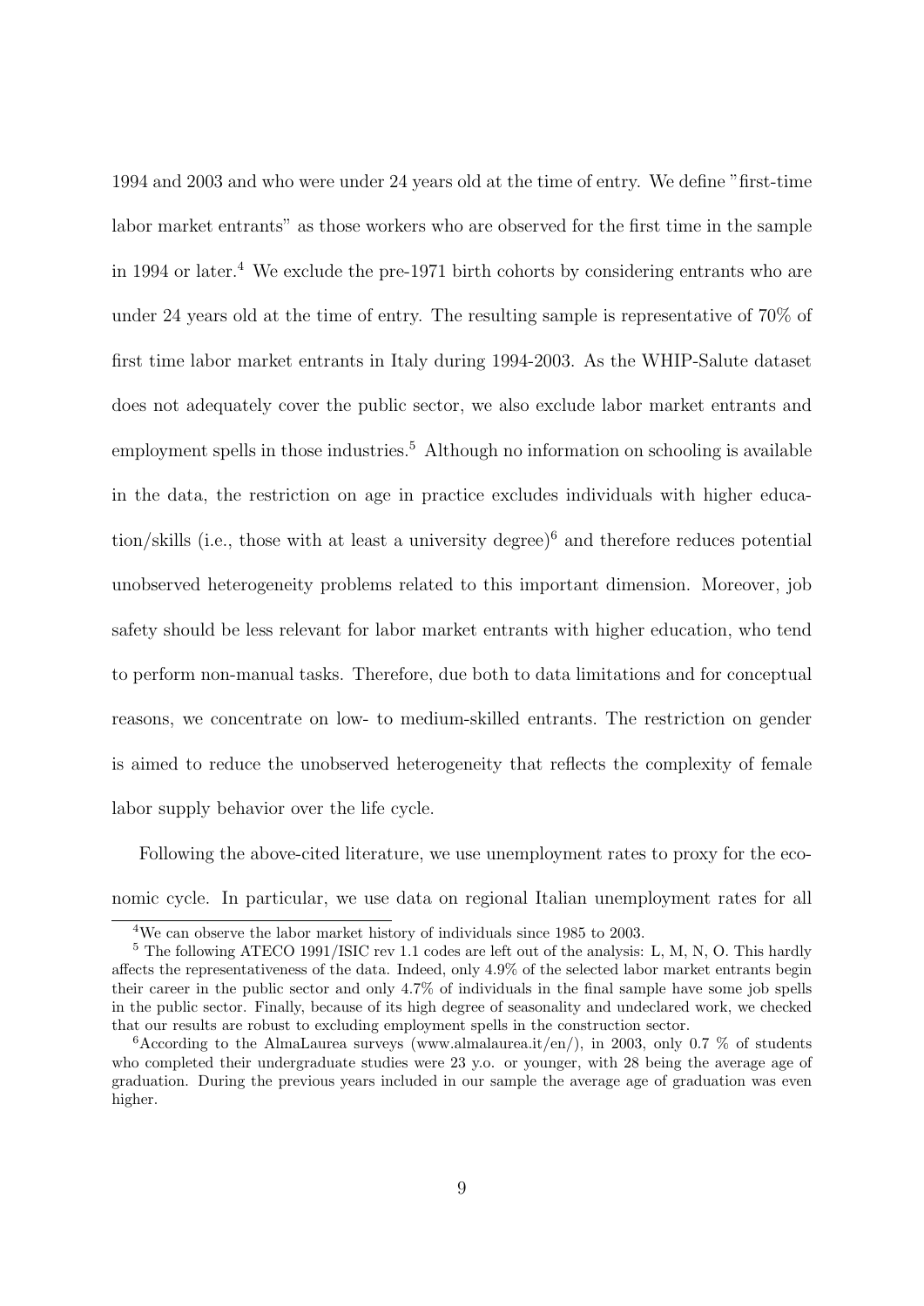1994 and 2003 and who were under 24 years old at the time of entry. We define "first-time labor market entrants" as those workers who are observed for the first time in the sample in 1994 or later.[4] We exclude the pre-1971 birth cohorts by considering entrants who are under 24 years old at the time of entry. The resulting sample is representative of 70% of first time labor market entrants in Italy during 1994-2003. As the WHIP-Salute dataset does not adequately cover the public sector, we also exclude labor market entrants and employment spells in those industries.[5] Although no information on schooling is available in the data, the restriction on age in practice excludes individuals with higher education/skills (i.e., those with at least a university degree)[6] and therefore reduces potential unobserved heterogeneity problems related to this important dimension. Moreover, job safety should be less relevant for labor market entrants with higher education, who tend to perform non-manual tasks. Therefore, due both to data limitations and for conceptual reasons, we concentrate on low- to medium-skilled entrants. The restriction on gender is aimed to reduce the unobserved heterogeneity that reflects the complexity of female labor supply behavior over the life cycle.

Following the above-cited literature, we use unemployment rates to proxy for the economic cycle. In particular, we use data on regional Italian unemployment rates for all

[4] We can observe the labor market history of individuals since 1985 to 2003.

[5] The following ATECO 1991/ISIC rev 1.1 codes are left out of the analysis: L, M, N, O. This hardly affects the representativeness of the data. Indeed, only 4.9% of the selected labor market entrants begin their career in the public sector and only 4.7% of individuals in the final sample have some job spells in the public sector. Finally, because of its high degree of seasonality and undeclared work, we checked that our results are robust to excluding employment spells in the construction sector.

[6] According to the AlmaLaurea surveys (www.almalaurea.it/en/), in 2003, only 0.7 % of students who completed their undergraduate studies were 23 y.o. or younger, with 28 being the average age of graduation. During the previous years included in our sample the average age of graduation was even higher.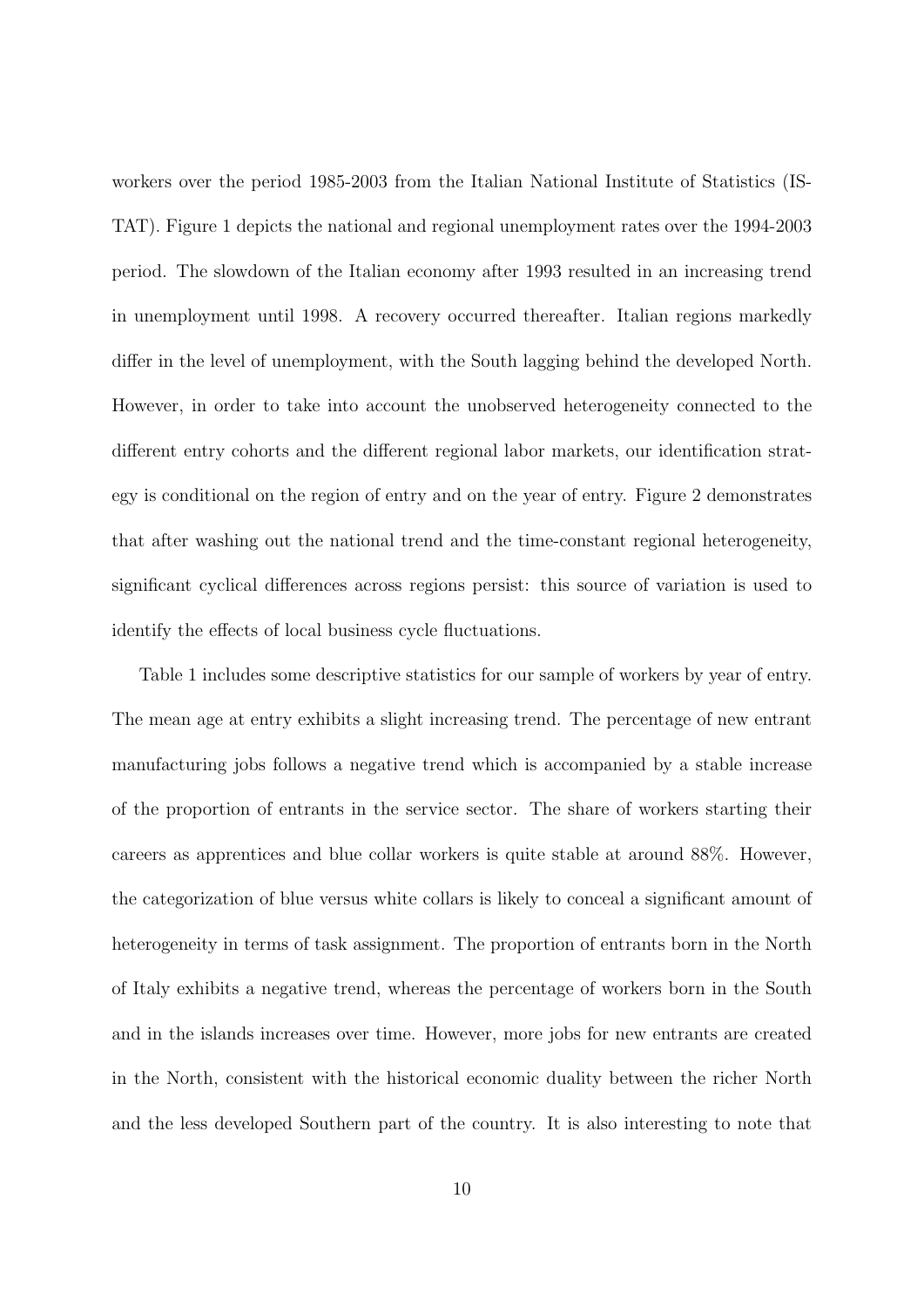workers over the period 1985-2003 from the Italian National Institute of Statistics (ISTAT). Figure 1 depicts the national and regional unemployment rates over the 1994-2003 period. The slowdown of the Italian economy after 1993 resulted in an increasing trend in unemployment until 1998. A recovery occurred thereafter. Italian regions markedly differ in the level of unemployment, with the South lagging behind the developed North. However, in order to take into account the unobserved heterogeneity connected to the different entry cohorts and the different regional labor markets, our identification strategy is conditional on the region of entry and on the year of entry. Figure 2 demonstrates that after washing out the national trend and the time-constant regional heterogeneity, significant cyclical differences across regions persist: this source of variation is used to identify the effects of local business cycle fluctuations.

Table 1 includes some descriptive statistics for our sample of workers by year of entry. The mean age at entry exhibits a slight increasing trend. The percentage of new entrant manufacturing jobs follows a negative trend which is accompanied by a stable increase of the proportion of entrants in the service sector. The share of workers starting their careers as apprentices and blue collar workers is quite stable at around 88%. However, the categorization of blue versus white collars is likely to conceal a significant amount of heterogeneity in terms of task assignment. The proportion of entrants born in the North of Italy exhibits a negative trend, whereas the percentage of workers born in the South and in the islands increases over time. However, more jobs for new entrants are created in the North, consistent with the historical economic duality between the richer North and the less developed Southern part of the country. It is also interesting to note that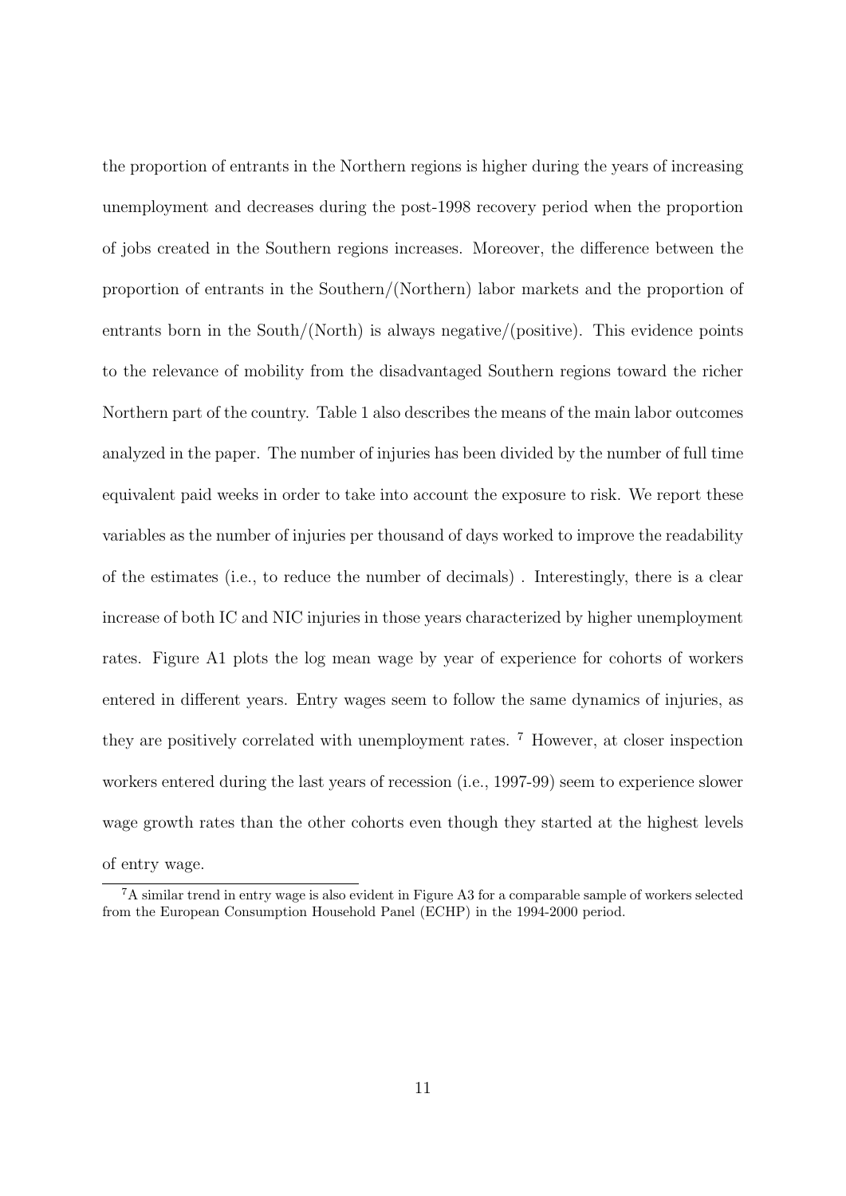the proportion of entrants in the Northern regions is higher during the years of increasing unemployment and decreases during the post-1998 recovery period when the proportion of jobs created in the Southern regions increases. Moreover, the difference between the proportion of entrants in the Southern/(Northern) labor markets and the proportion of entrants born in the South/(North) is always negative/(positive). This evidence points to the relevance of mobility from the disadvantaged Southern regions toward the richer Northern part of the country. Table 1 also describes the means of the main labor outcomes analyzed in the paper. The number of injuries has been divided by the number of full time equivalent paid weeks in order to take into account the exposure to risk. We report these variables as the number of injuries per thousand of days worked to improve the readability of the estimates (i.e., to reduce the number of decimals) . Interestingly, there is a clear increase of both IC and NIC injuries in those years characterized by higher unemployment rates. Figure A1 plots the log mean wage by year of experience for cohorts of workers entered in different years. Entry wages seem to follow the same dynamics of injuries, as they are positively correlated with unemployment rates. [7] However, at closer inspection workers entered during the last years of recession (i.e., 1997-99) seem to experience slower wage growth rates than the other cohorts even though they started at the highest levels of entry wage.

[7]A similar trend in entry wage is also evident in Figure A3 for a comparable sample of workers selected from the European Consumption Household Panel (ECHP) in the 1994-2000 period.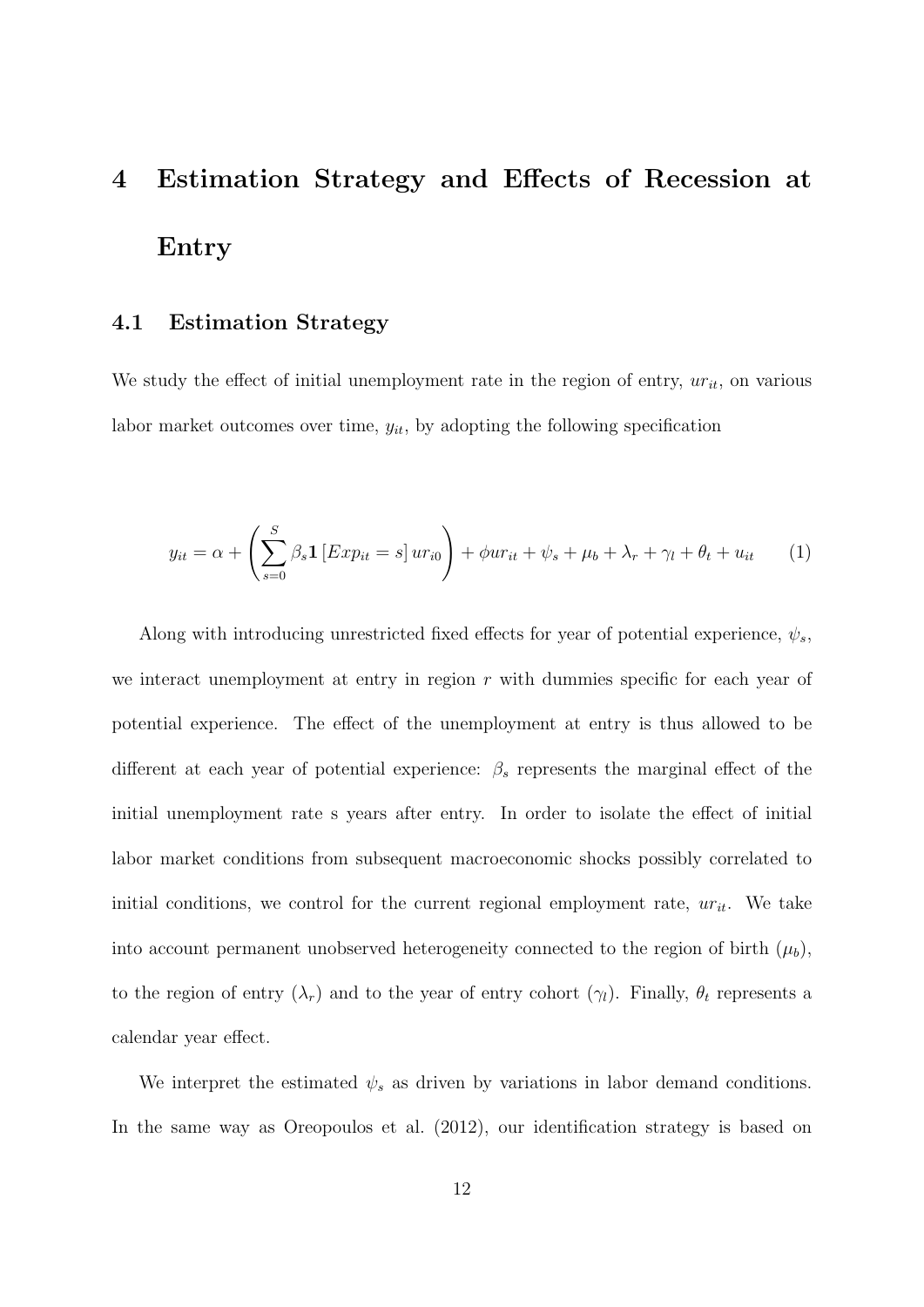# 4 Estimation Strategy and Effects of Recession at Entry

## 4.1 Estimation Strategy

We study the effect of initial unemployment rate in the region of entry, $ur_{it}$, on various labor market outcomes over time, $y_{it}$, by adopting the following specification

$$y_{it} = \alpha + \left( \sum_{s=0}^{S} \beta_s \mathbf{1} \left[ Exp_{it} = s \right] ur_{i0} \right) + \phi ur_{it} + \psi_s + \mu_b + \lambda_r + \gamma_l + \theta_t + u_{it} \qquad (1)$$

Along with introducing unrestricted fixed effects for year of potential experience, $\psi_s$, we interact unemployment at entry in region $r$ with dummies specific for each year of potential experience. The effect of the unemployment at entry is thus allowed to be different at each year of potential experience: $\beta_s$ represents the marginal effect of the initial unemployment rate s years after entry. In order to isolate the effect of initial labor market conditions from subsequent macroeconomic shocks possibly correlated to initial conditions, we control for the current regional employment rate, $ur_{it}$. We take into account permanent unobserved heterogeneity connected to the region of birth ($\mu_b$), to the region of entry ($\lambda_r$) and to the year of entry cohort ($\gamma_l$). Finally, $\theta_t$ represents a calendar year effect.

We interpret the estimated $\psi_s$ as driven by variations in labor demand conditions. In the same way as Oreopoulos et al. (2012), our identification strategy is based on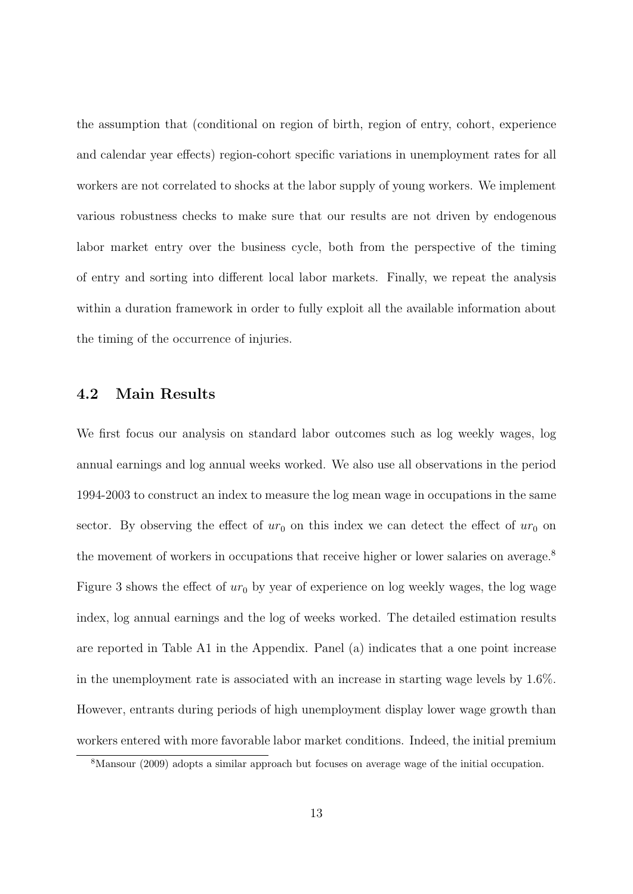the assumption that (conditional on region of birth, region of entry, cohort, experience and calendar year effects) region-cohort specific variations in unemployment rates for all workers are not correlated to shocks at the labor supply of young workers. We implement various robustness checks to make sure that our results are not driven by endogenous labor market entry over the business cycle, both from the perspective of the timing of entry and sorting into different local labor markets. Finally, we repeat the analysis within a duration framework in order to fully exploit all the available information about the timing of the occurrence of injuries.

## 4.2 Main Results

We first focus our analysis on standard labor outcomes such as log weekly wages, log annual earnings and log annual weeks worked. We also use all observations in the period 1994-2003 to construct an index to measure the log mean wage in occupations in the same sector. By observing the effect of $ur_0$ on this index we can detect the effect of $ur_0$ on the movement of workers in occupations that receive higher or lower salaries on average.[8] Figure 3 shows the effect of $ur_0$ by year of experience on log weekly wages, the log wage index, log annual earnings and the log of weeks worked. The detailed estimation results are reported in Table A1 in the Appendix. Panel (a) indicates that a one point increase in the unemployment rate is associated with an increase in starting wage levels by 1.6%. However, entrants during periods of high unemployment display lower wage growth than workers entered with more favorable labor market conditions. Indeed, the initial premium

[8] Mansour (2009) adopts a similar approach but focuses on average wage of the initial occupation.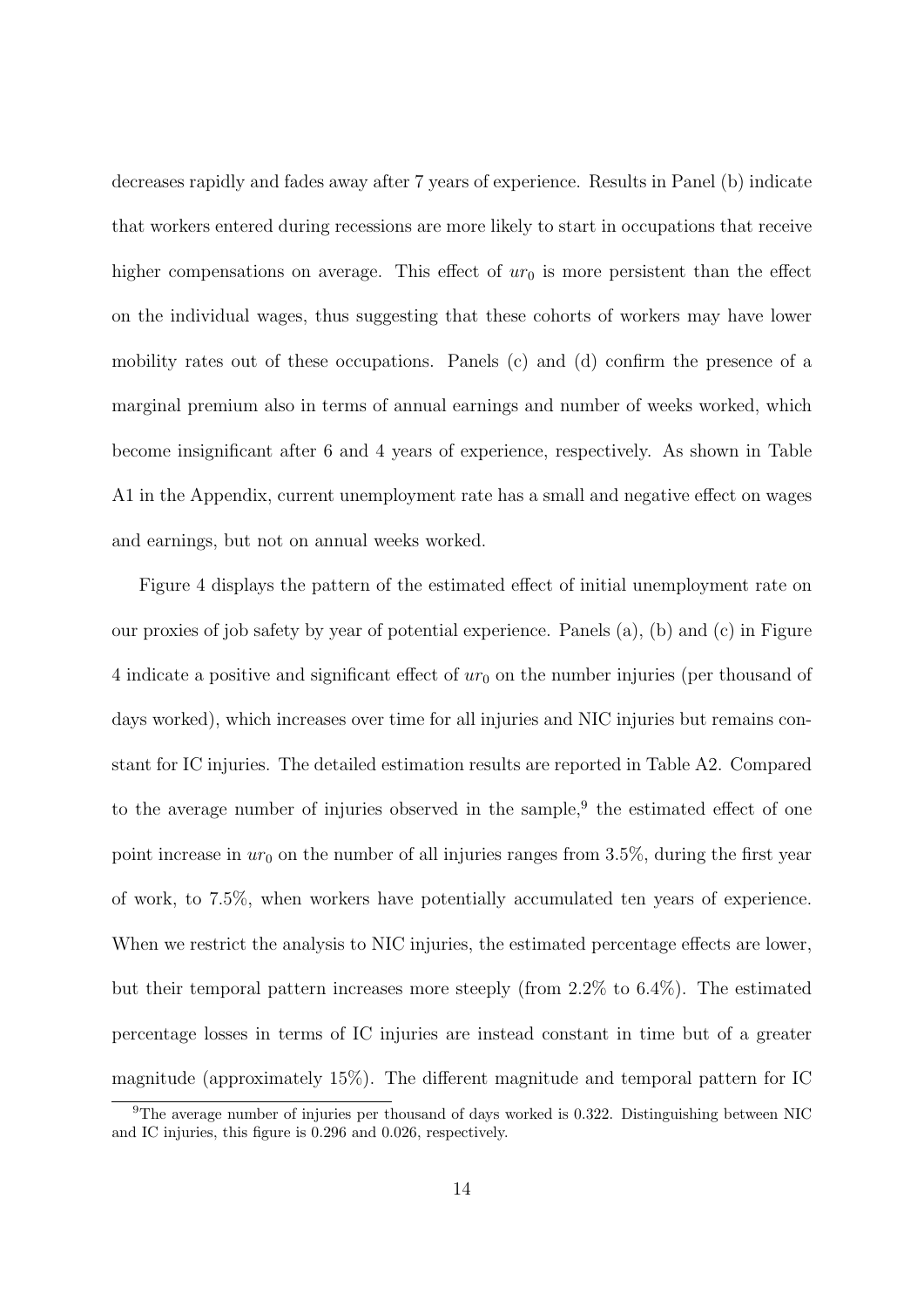decreases rapidly and fades away after 7 years of experience. Results in Panel (b) indicate that workers entered during recessions are more likely to start in occupations that receive higher compensations on average. This effect of $ur_0$ is more persistent than the effect on the individual wages, thus suggesting that these cohorts of workers may have lower mobility rates out of these occupations. Panels (c) and (d) confirm the presence of a marginal premium also in terms of annual earnings and number of weeks worked, which become insignificant after 6 and 4 years of experience, respectively. As shown in Table A1 in the Appendix, current unemployment rate has a small and negative effect on wages and earnings, but not on annual weeks worked.

Figure 4 displays the pattern of the estimated effect of initial unemployment rate on our proxies of job safety by year of potential experience. Panels (a), (b) and (c) in Figure 4 indicate a positive and significant effect of $ur_0$ on the number injuries (per thousand of days worked), which increases over time for all injuries and NIC injuries but remains constant for IC injuries. The detailed estimation results are reported in Table A2. Compared to the average number of injuries observed in the sample,[9] the estimated effect of one point increase in $ur_0$ on the number of all injuries ranges from 3.5%, during the first year of work, to 7.5%, when workers have potentially accumulated ten years of experience. When we restrict the analysis to NIC injuries, the estimated percentage effects are lower, but their temporal pattern increases more steeply (from 2.2% to 6.4%). The estimated percentage losses in terms of IC injuries are instead constant in time but of a greater magnitude (approximately 15%). The different magnitude and temporal pattern for IC

[9] The average number of injuries per thousand of days worked is 0.322. Distinguishing between NIC and IC injuries, this figure is 0.296 and 0.026, respectively.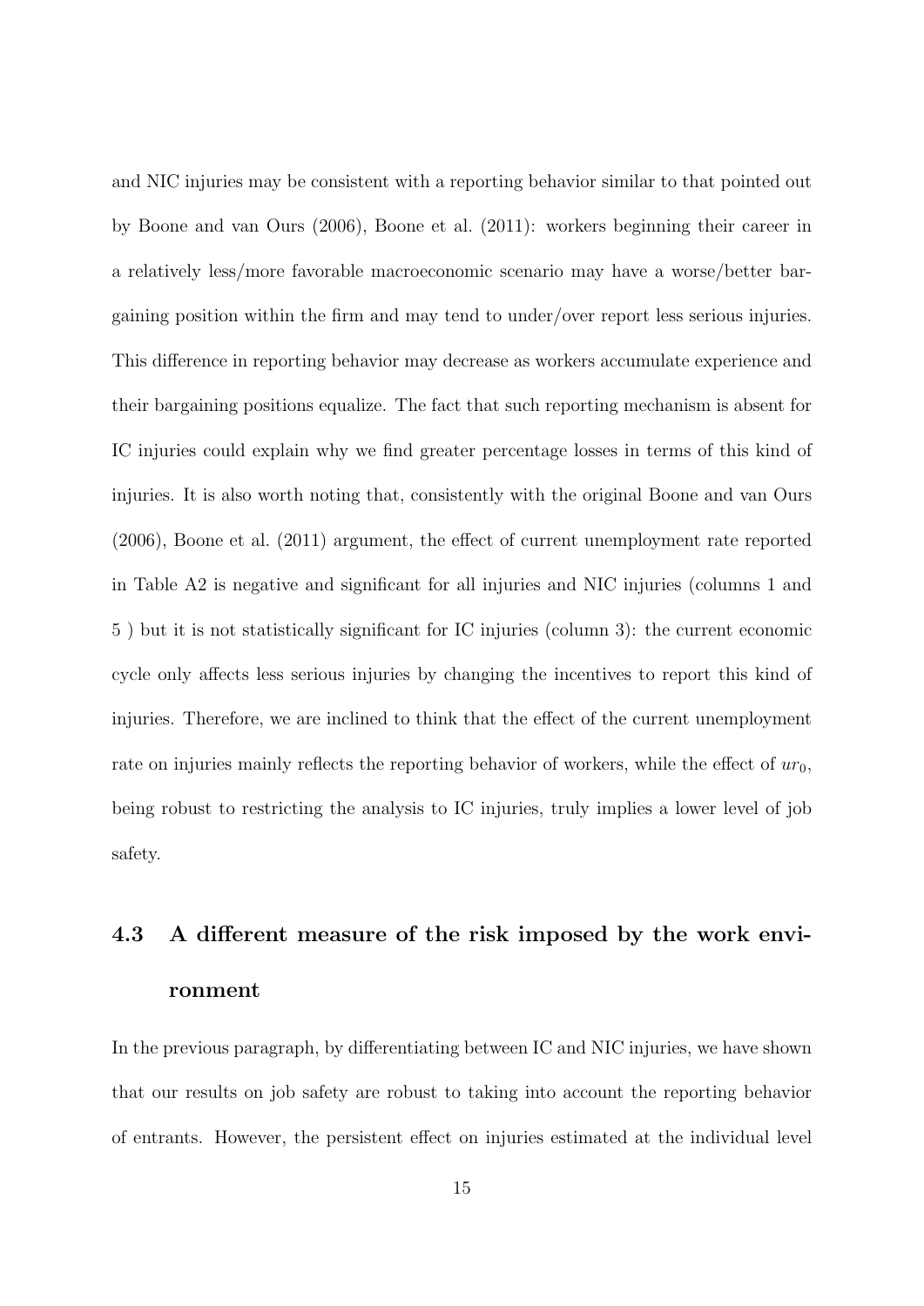and NIC injuries may be consistent with a reporting behavior similar to that pointed out by Boone and van Ours (2006), Boone et al. (2011): workers beginning their career in a relatively less/more favorable macroeconomic scenario may have a worse/better bargaining position within the firm and may tend to under/over report less serious injuries. This difference in reporting behavior may decrease as workers accumulate experience and their bargaining positions equalize. The fact that such reporting mechanism is absent for IC injuries could explain why we find greater percentage losses in terms of this kind of injuries. It is also worth noting that, consistently with the original Boone and van Ours (2006), Boone et al. (2011) argument, the effect of current unemployment rate reported in Table A2 is negative and significant for all injuries and NIC injuries (columns 1 and 5 ) but it is not statistically significant for IC injuries (column 3): the current economic cycle only affects less serious injuries by changing the incentives to report this kind of injuries. Therefore, we are inclined to think that the effect of the current unemployment rate on injuries mainly reflects the reporting behavior of workers, while the effect of $ur_0$, being robust to restricting the analysis to IC injuries, truly implies a lower level of job safety.

### 4.3 A different measure of the risk imposed by the work environment

In the previous paragraph, by differentiating between IC and NIC injuries, we have shown that our results on job safety are robust to taking into account the reporting behavior of entrants. However, the persistent effect on injuries estimated at the individual level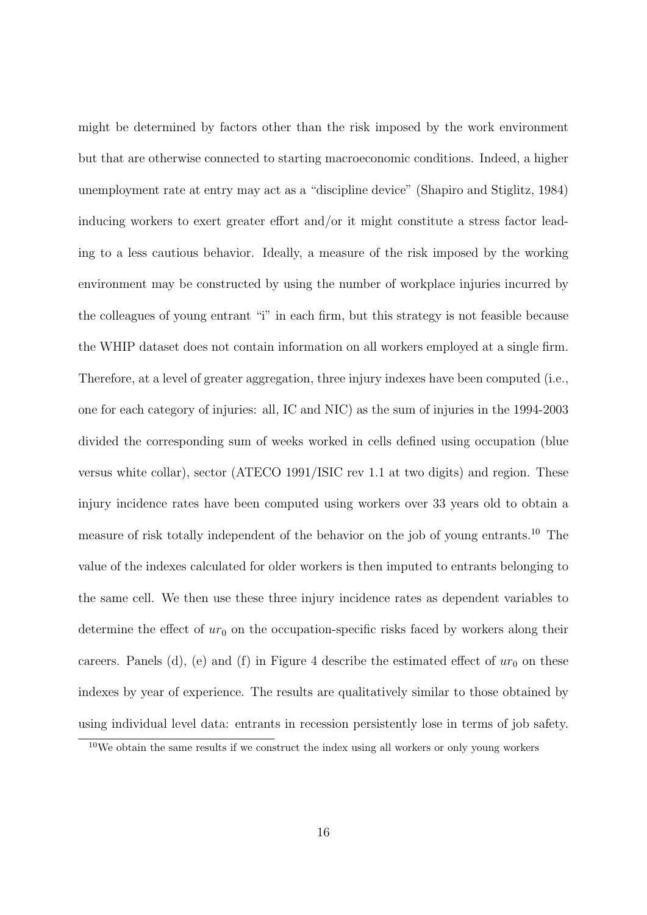might be determined by factors other than the risk imposed by the work environment but that are otherwise connected to starting macroeconomic conditions. Indeed, a higher unemployment rate at entry may act as a "discipline device" (Shapiro and Stiglitz, 1984) inducing workers to exert greater effort and/or it might constitute a stress factor leading to a less cautious behavior. Ideally, a measure of the risk imposed by the working environment may be constructed by using the number of workplace injuries incurred by the colleagues of young entrant "i" in each firm, but this strategy is not feasible because the WHIP dataset does not contain information on all workers employed at a single firm. Therefore, at a level of greater aggregation, three injury indexes have been computed (i.e., one for each category of injuries: all, IC and NIC) as the sum of injuries in the 1994-2003 divided the corresponding sum of weeks worked in cells defined using occupation (blue versus white collar), sector (ATECO 1991/ISIC rev 1.1 at two digits) and region. These injury incidence rates have been computed using workers over 33 years old to obtain a measure of risk totally independent of the behavior on the job of young entrants.[10] The value of the indexes calculated for older workers is then imputed to entrants belonging to the same cell. We then use these three injury incidence rates as dependent variables to determine the effect of $ur_0$ on the occupation-specific risks faced by workers along their careers. Panels (d), (e) and (f) in Figure 4 describe the estimated effect of $ur_0$ on these indexes by year of experience. The results are qualitatively similar to those obtained by using individual level data: entrants in recession persistently lose in terms of job safety.

[10] We obtain the same results if we construct the index using all workers or only young workers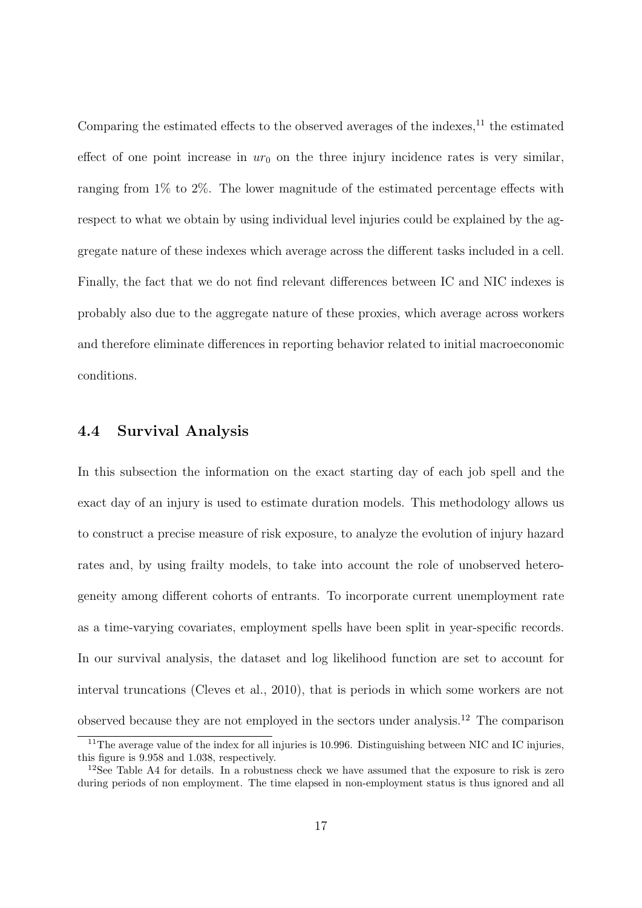Comparing the estimated effects to the observed averages of the indexes,[11] the estimated effect of one point increase in $ur_0$ on the three injury incidence rates is very similar, ranging from 1% to 2%. The lower magnitude of the estimated percentage effects with respect to what we obtain by using individual level injuries could be explained by the aggregate nature of these indexes which average across the different tasks included in a cell. Finally, the fact that we do not find relevant differences between IC and NIC indexes is probably also due to the aggregate nature of these proxies, which average across workers and therefore eliminate differences in reporting behavior related to initial macroeconomic conditions.

### 4.4 Survival Analysis

In this subsection the information on the exact starting day of each job spell and the exact day of an injury is used to estimate duration models. This methodology allows us to construct a precise measure of risk exposure, to analyze the evolution of injury hazard rates and, by using frailty models, to take into account the role of unobserved heterogeneity among different cohorts of entrants. To incorporate current unemployment rate as a time-varying covariates, employment spells have been split in year-specific records. In our survival analysis, the dataset and log likelihood function are set to account for interval truncations (Cleves et al., 2010), that is periods in which some workers are not observed because they are not employed in the sectors under analysis.[12] The comparison

[11] The average value of the index for all injuries is 10.996. Distinguishing between NIC and IC injuries, this figure is 9.958 and 1.038, respectively.

[12] See Table A4 for details. In a robustness check we have assumed that the exposure to risk is zero during periods of non employment. The time elapsed in non-employment status is thus ignored and all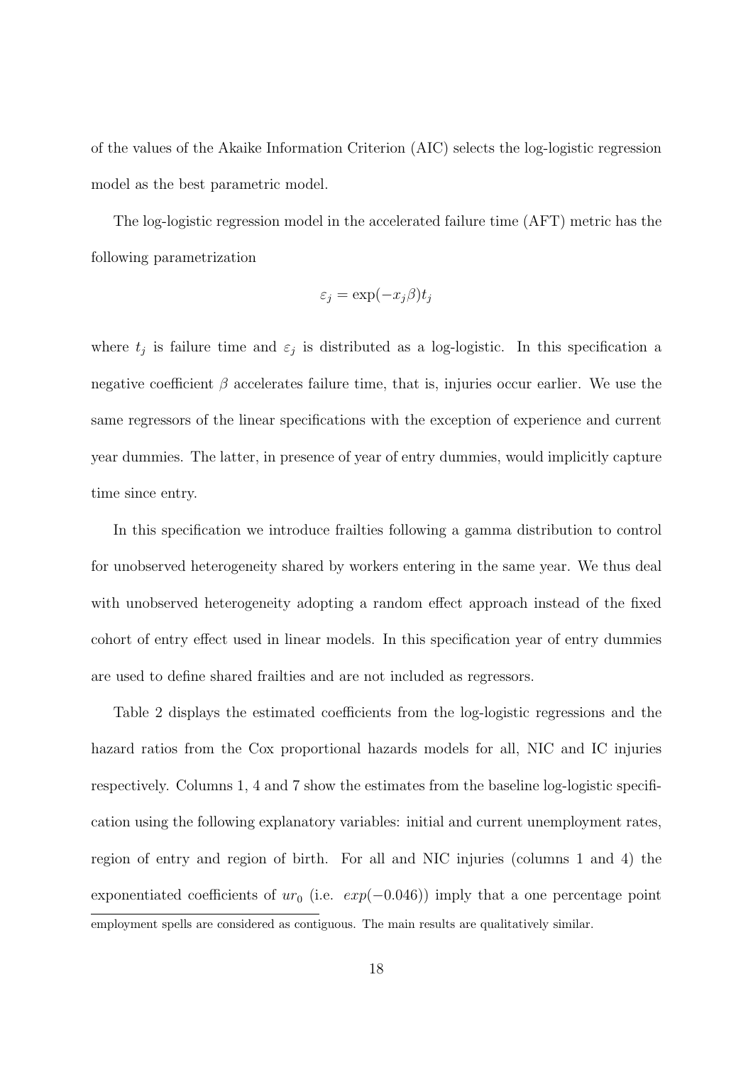of the values of the Akaike Information Criterion (AIC) selects the log-logistic regression model as the best parametric model.

The log-logistic regression model in the accelerated failure time (AFT) metric has the following parametrization

$$\varepsilon_j = \exp(-x_j\beta)t_j$$

where $t_j$ is failure time and $\varepsilon_j$ is distributed as a log-logistic. In this specification a negative coefficient $\beta$ accelerates failure time, that is, injuries occur earlier. We use the same regressors of the linear specifications with the exception of experience and current year dummies. The latter, in presence of year of entry dummies, would implicitly capture time since entry.

In this specification we introduce frailties following a gamma distribution to control for unobserved heterogeneity shared by workers entering in the same year. We thus deal with unobserved heterogeneity adopting a random effect approach instead of the fixed cohort of entry effect used in linear models. In this specification year of entry dummies are used to define shared frailties and are not included as regressors.

Table 2 displays the estimated coefficients from the log-logistic regressions and the hazard ratios from the Cox proportional hazards models for all, NIC and IC injuries respectively. Columns 1, 4 and 7 show the estimates from the baseline log-logistic specification using the following explanatory variables: initial and current unemployment rates, region of entry and region of birth. For all and NIC injuries (columns 1 and 4) the exponentiated coefficients of $ur_0$ (i.e. $exp(-0.046)$) imply that a one percentage point

employment spells are considered as contiguous. The main results are qualitatively similar.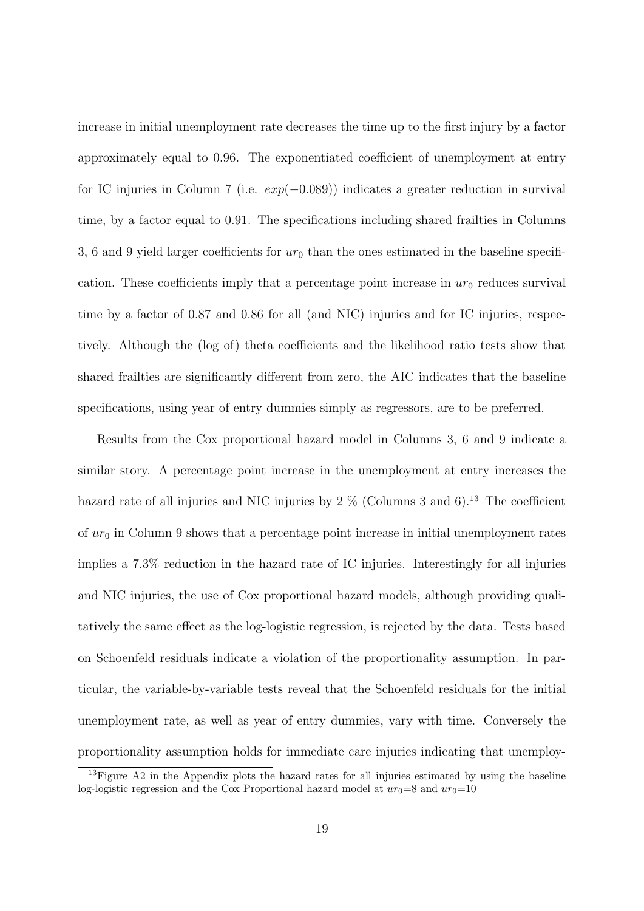increase in initial unemployment rate decreases the time up to the first injury by a factor approximately equal to 0.96. The exponentiated coefficient of unemployment at entry for IC injuries in Column 7 (i.e. $exp(-0.089)$) indicates a greater reduction in survival time, by a factor equal to 0.91. The specifications including shared frailties in Columns 3, 6 and 9 yield larger coefficients for $ur_0$ than the ones estimated in the baseline specification. These coefficients imply that a percentage point increase in $ur_0$ reduces survival time by a factor of 0.87 and 0.86 for all (and NIC) injuries and for IC injuries, respectively. Although the (log of) theta coefficients and the likelihood ratio tests show that shared frailties are significantly different from zero, the AIC indicates that the baseline specifications, using year of entry dummies simply as regressors, are to be preferred.

Results from the Cox proportional hazard model in Columns 3, 6 and 9 indicate a similar story. A percentage point increase in the unemployment at entry increases the hazard rate of all injuries and NIC injuries by 2 % (Columns 3 and 6).[13] The coefficient of $ur_0$ in Column 9 shows that a percentage point increase in initial unemployment rates implies a 7.3% reduction in the hazard rate of IC injuries. Interestingly for all injuries and NIC injuries, the use of Cox proportional hazard models, although providing qualitatively the same effect as the log-logistic regression, is rejected by the data. Tests based on Schoenfeld residuals indicate a violation of the proportionality assumption. In particular, the variable-by-variable tests reveal that the Schoenfeld residuals for the initial unemployment rate, as well as year of entry dummies, vary with time. Conversely the proportionality assumption holds for immediate care injuries indicating that unemploy-

[13] Figure A2 in the Appendix plots the hazard rates for all injuries estimated by using the baseline log-logistic regression and the Cox Proportional hazard model at $ur_0$=8 and $ur_0$=10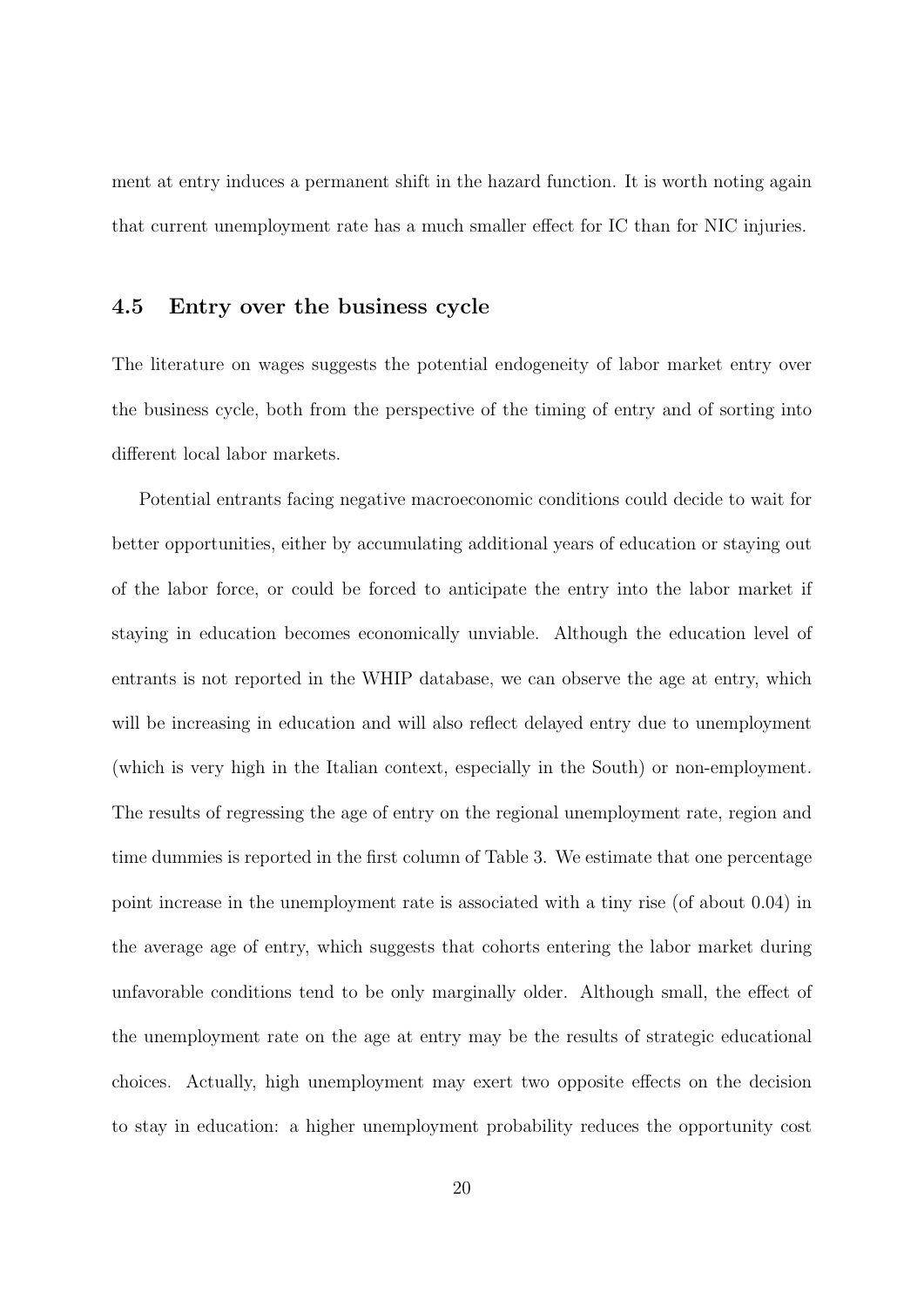ment at entry induces a permanent shift in the hazard function. It is worth noting again that current unemployment rate has a much smaller effect for IC than for NIC injuries.

### 4.5 Entry over the business cycle

The literature on wages suggests the potential endogeneity of labor market entry over the business cycle, both from the perspective of the timing of entry and of sorting into different local labor markets.

Potential entrants facing negative macroeconomic conditions could decide to wait for better opportunities, either by accumulating additional years of education or staying out of the labor force, or could be forced to anticipate the entry into the labor market if staying in education becomes economically unviable. Although the education level of entrants is not reported in the WHIP database, we can observe the age at entry, which will be increasing in education and will also reflect delayed entry due to unemployment (which is very high in the Italian context, especially in the South) or non-employment. The results of regressing the age of entry on the regional unemployment rate, region and time dummies is reported in the first column of Table 3. We estimate that one percentage point increase in the unemployment rate is associated with a tiny rise (of about 0.04) in the average age of entry, which suggests that cohorts entering the labor market during unfavorable conditions tend to be only marginally older. Although small, the effect of the unemployment rate on the age at entry may be the results of strategic educational choices. Actually, high unemployment may exert two opposite effects on the decision to stay in education: a higher unemployment probability reduces the opportunity cost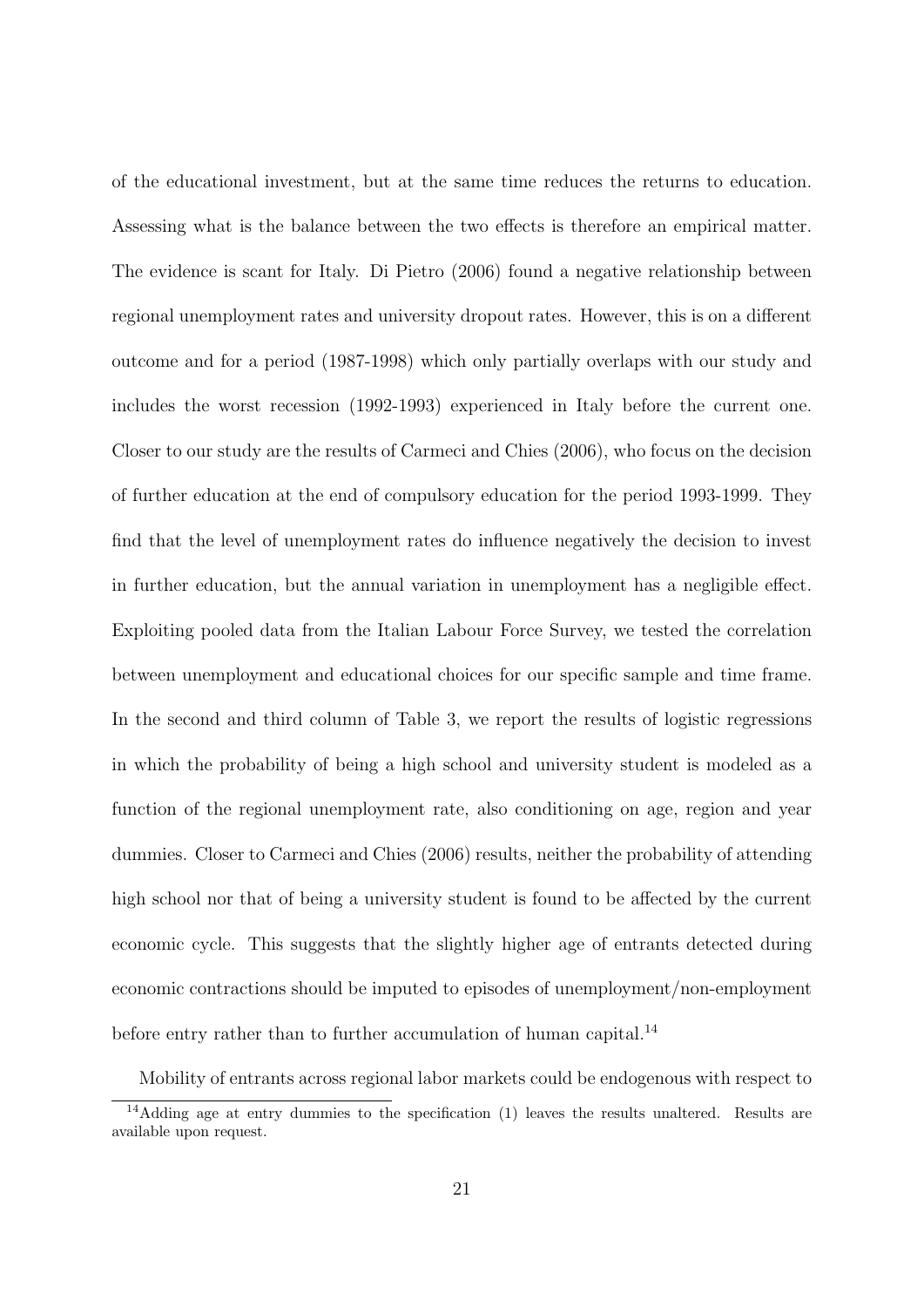of the educational investment, but at the same time reduces the returns to education. Assessing what is the balance between the two effects is therefore an empirical matter. The evidence is scant for Italy. Di Pietro (2006) found a negative relationship between regional unemployment rates and university dropout rates. However, this is on a different outcome and for a period (1987-1998) which only partially overlaps with our study and includes the worst recession (1992-1993) experienced in Italy before the current one. Closer to our study are the results of Carmeci and Chies (2006), who focus on the decision of further education at the end of compulsory education for the period 1993-1999. They find that the level of unemployment rates do influence negatively the decision to invest in further education, but the annual variation in unemployment has a negligible effect. Exploiting pooled data from the Italian Labour Force Survey, we tested the correlation between unemployment and educational choices for our specific sample and time frame. In the second and third column of Table 3, we report the results of logistic regressions in which the probability of being a high school and university student is modeled as a function of the regional unemployment rate, also conditioning on age, region and year dummies. Closer to Carmeci and Chies (2006) results, neither the probability of attending high school nor that of being a university student is found to be affected by the current economic cycle. This suggests that the slightly higher age of entrants detected during economic contractions should be imputed to episodes of unemployment/non-employment before entry rather than to further accumulation of human capital.[14]

Mobility of entrants across regional labor markets could be endogenous with respect to

[14] Adding age at entry dummies to the specification (1) leaves the results unaltered. Results are available upon request.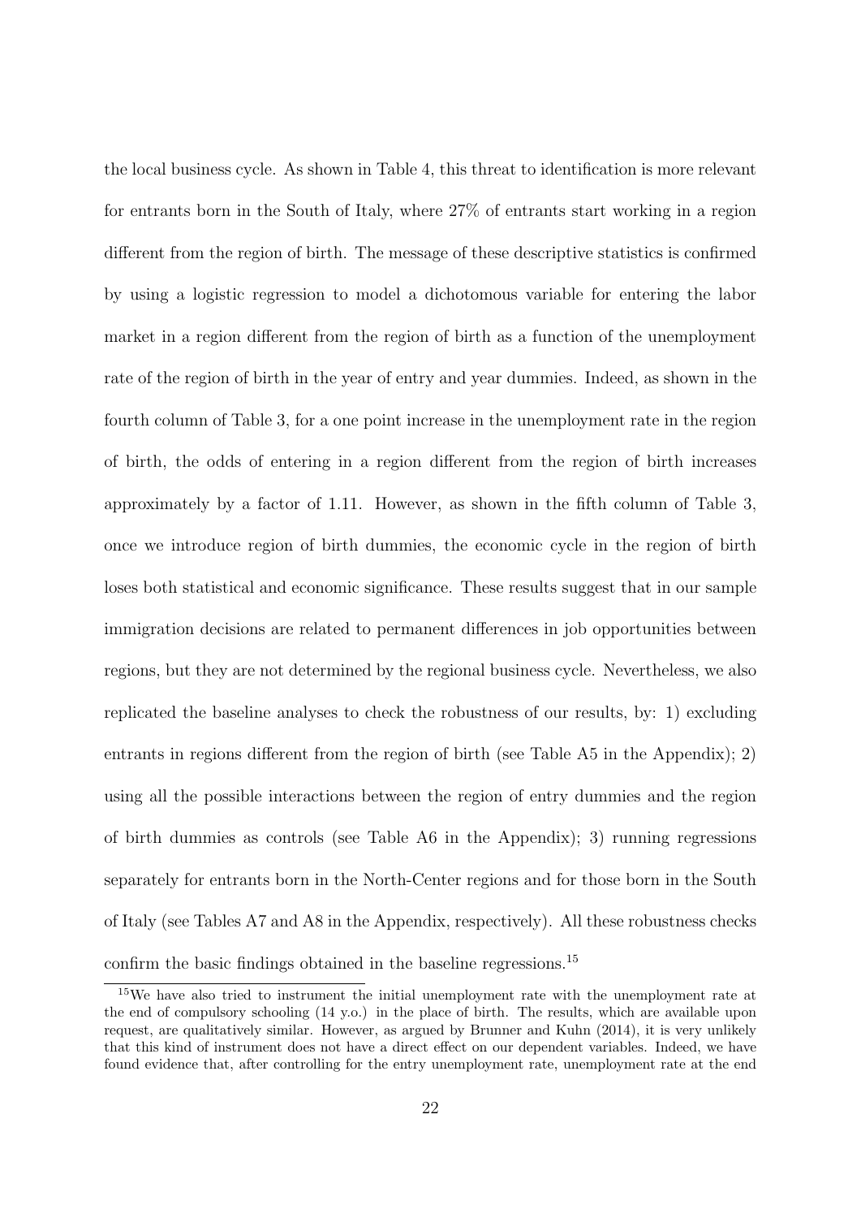the local business cycle. As shown in Table 4, this threat to identification is more relevant for entrants born in the South of Italy, where 27% of entrants start working in a region different from the region of birth. The message of these descriptive statistics is confirmed by using a logistic regression to model a dichotomous variable for entering the labor market in a region different from the region of birth as a function of the unemployment rate of the region of birth in the year of entry and year dummies. Indeed, as shown in the fourth column of Table 3, for a one point increase in the unemployment rate in the region of birth, the odds of entering in a region different from the region of birth increases approximately by a factor of 1.11. However, as shown in the fifth column of Table 3, once we introduce region of birth dummies, the economic cycle in the region of birth loses both statistical and economic significance. These results suggest that in our sample immigration decisions are related to permanent differences in job opportunities between regions, but they are not determined by the regional business cycle. Nevertheless, we also replicated the baseline analyses to check the robustness of our results, by: 1) excluding entrants in regions different from the region of birth (see Table A5 in the Appendix); 2) using all the possible interactions between the region of entry dummies and the region of birth dummies as controls (see Table A6 in the Appendix); 3) running regressions separately for entrants born in the North-Center regions and for those born in the South of Italy (see Tables A7 and A8 in the Appendix, respectively). All these robustness checks confirm the basic findings obtained in the baseline regressions.[15]

[15] We have also tried to instrument the initial unemployment rate with the unemployment rate at the end of compulsory schooling (14 y.o.) in the place of birth. The results, which are available upon request, are qualitatively similar. However, as argued by Brunner and Kuhn (2014), it is very unlikely that this kind of instrument does not have a direct effect on our dependent variables. Indeed, we have found evidence that, after controlling for the entry unemployment rate, unemployment rate at the end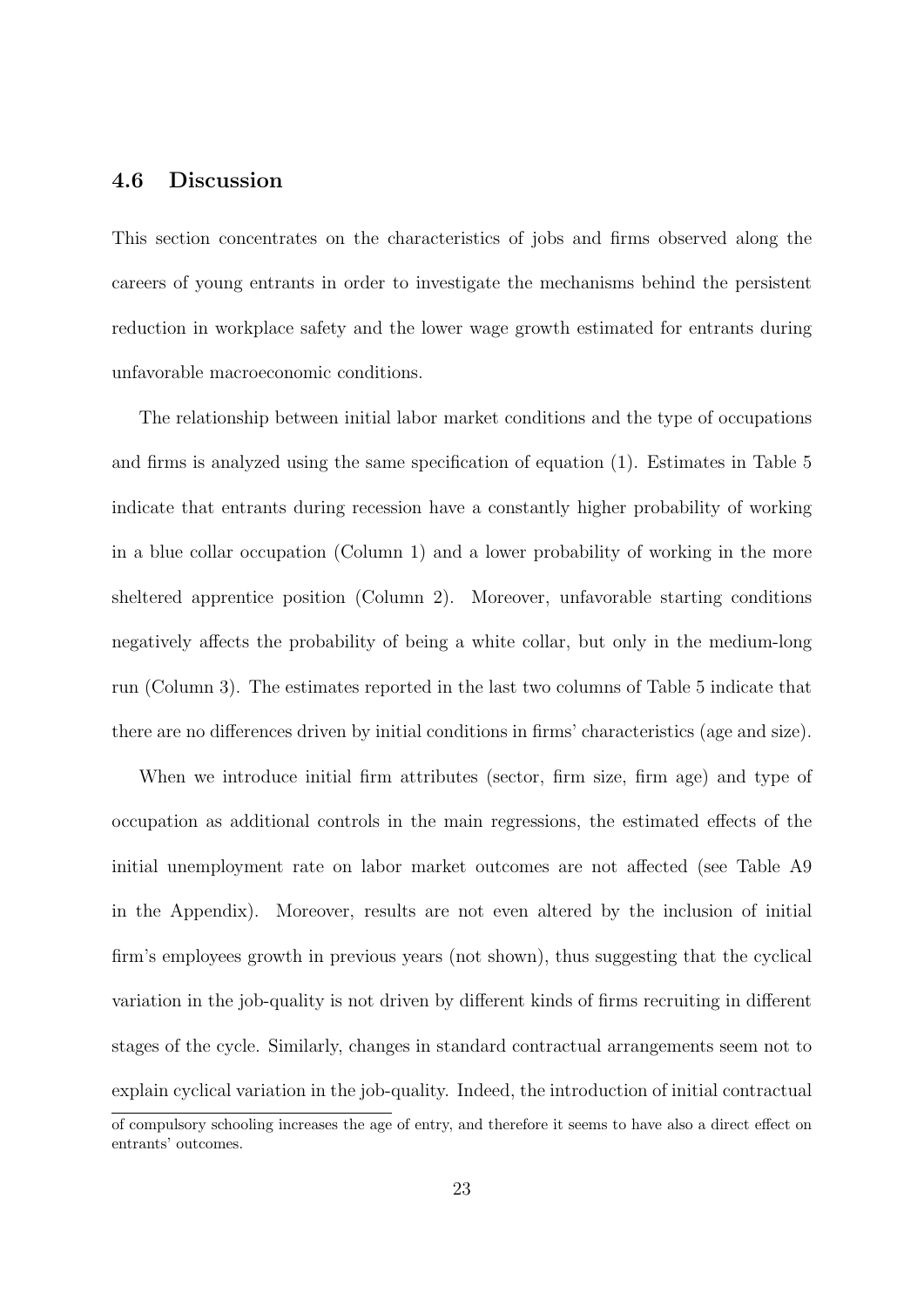### 4.6 Discussion

This section concentrates on the characteristics of jobs and firms observed along the careers of young entrants in order to investigate the mechanisms behind the persistent reduction in workplace safety and the lower wage growth estimated for entrants during unfavorable macroeconomic conditions.

The relationship between initial labor market conditions and the type of occupations and firms is analyzed using the same specification of equation (1). Estimates in Table 5 indicate that entrants during recession have a constantly higher probability of working in a blue collar occupation (Column 1) and a lower probability of working in the more sheltered apprentice position (Column 2). Moreover, unfavorable starting conditions negatively affects the probability of being a white collar, but only in the medium-long run (Column 3). The estimates reported in the last two columns of Table 5 indicate that there are no differences driven by initial conditions in firms' characteristics (age and size).

When we introduce initial firm attributes (sector, firm size, firm age) and type of occupation as additional controls in the main regressions, the estimated effects of the initial unemployment rate on labor market outcomes are not affected (see Table A9 in the Appendix). Moreover, results are not even altered by the inclusion of initial firm's employees growth in previous years (not shown), thus suggesting that the cyclical variation in the job-quality is not driven by different kinds of firms recruiting in different stages of the cycle. Similarly, changes in standard contractual arrangements seem not to explain cyclical variation in the job-quality. Indeed, the introduction of initial contractual

of compulsory schooling increases the age of entry, and therefore it seems to have also a direct effect on entrants' outcomes.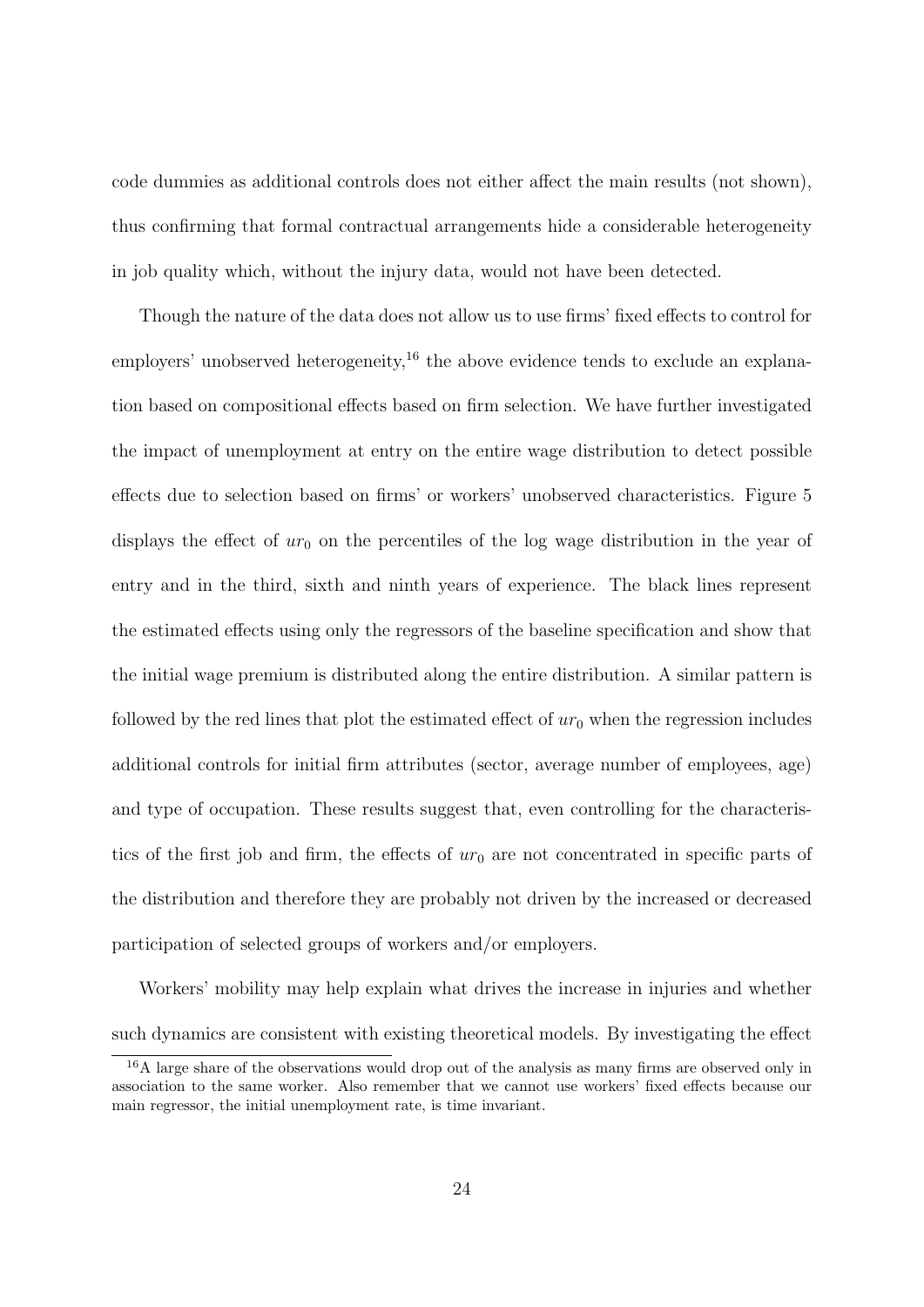code dummies as additional controls does not either affect the main results (not shown), thus confirming that formal contractual arrangements hide a considerable heterogeneity in job quality which, without the injury data, would not have been detected.

Though the nature of the data does not allow us to use firms' fixed effects to control for employers' unobserved heterogeneity,[16] the above evidence tends to exclude an explanation based on compositional effects based on firm selection. We have further investigated the impact of unemployment at entry on the entire wage distribution to detect possible effects due to selection based on firms' or workers' unobserved characteristics. Figure 5 displays the effect of $ur_0$ on the percentiles of the log wage distribution in the year of entry and in the third, sixth and ninth years of experience. The black lines represent the estimated effects using only the regressors of the baseline specification and show that the initial wage premium is distributed along the entire distribution. A similar pattern is followed by the red lines that plot the estimated effect of $ur_0$ when the regression includes additional controls for initial firm attributes (sector, average number of employees, age) and type of occupation. These results suggest that, even controlling for the characteristics of the first job and firm, the effects of $ur_0$ are not concentrated in specific parts of the distribution and therefore they are probably not driven by the increased or decreased participation of selected groups of workers and/or employers.

Workers' mobility may help explain what drives the increase in injuries and whether such dynamics are consistent with existing theoretical models. By investigating the effect

[16] A large share of the observations would drop out of the analysis as many firms are observed only in association to the same worker. Also remember that we cannot use workers' fixed effects because our main regressor, the initial unemployment rate, is time invariant.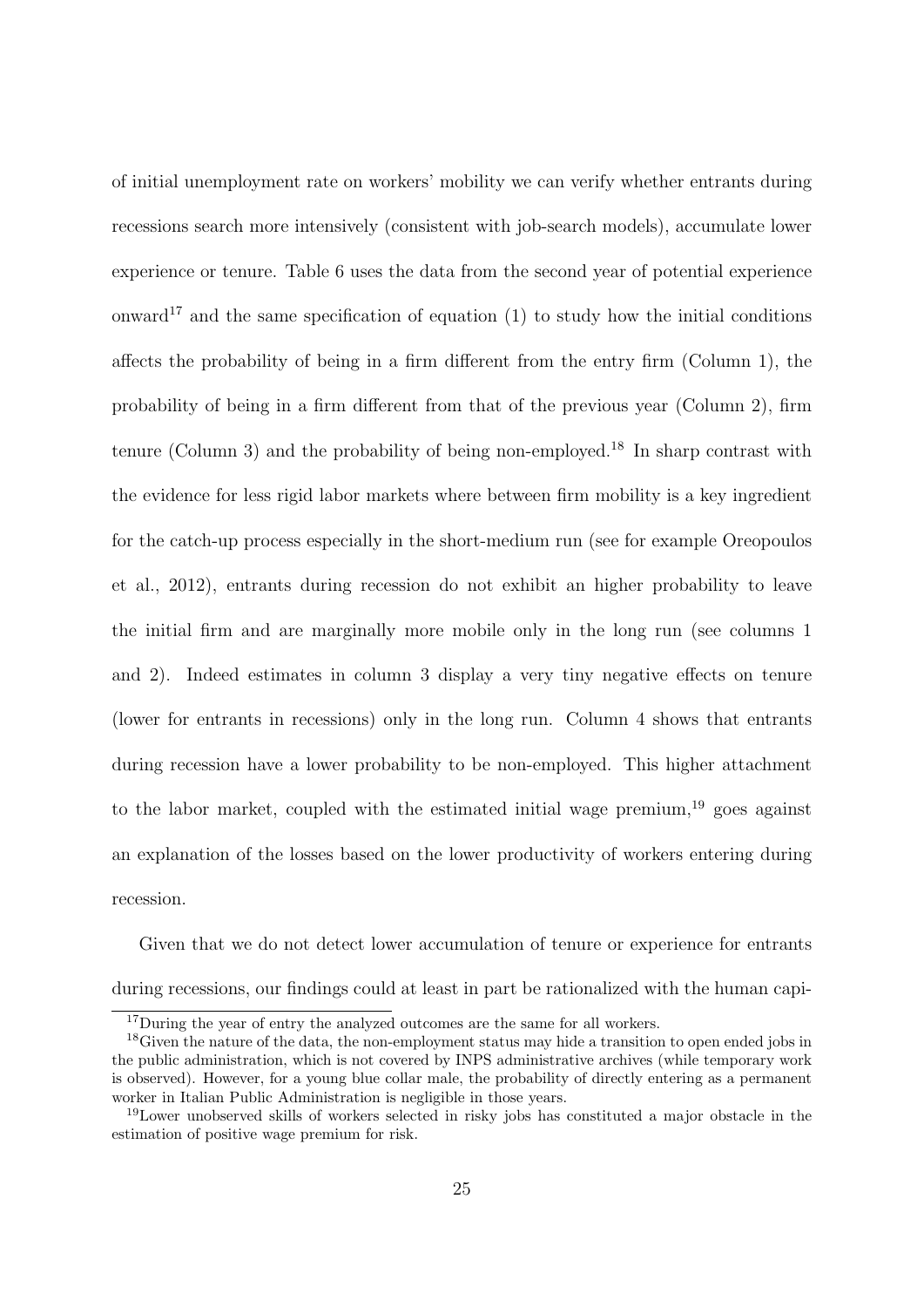of initial unemployment rate on workers' mobility we can verify whether entrants during recessions search more intensively (consistent with job-search models), accumulate lower experience or tenure. Table 6 uses the data from the second year of potential experience onward[17] and the same specification of equation (1) to study how the initial conditions affects the probability of being in a firm different from the entry firm (Column 1), the probability of being in a firm different from that of the previous year (Column 2), firm tenure (Column 3) and the probability of being non-employed.[18] In sharp contrast with the evidence for less rigid labor markets where between firm mobility is a key ingredient for the catch-up process especially in the short-medium run (see for example Oreopoulos et al., 2012), entrants during recession do not exhibit an higher probability to leave the initial firm and are marginally more mobile only in the long run (see columns 1 and 2). Indeed estimates in column 3 display a very tiny negative effects on tenure (lower for entrants in recessions) only in the long run. Column 4 shows that entrants during recession have a lower probability to be non-employed. This higher attachment to the labor market, coupled with the estimated initial wage premium,[19] goes against an explanation of the losses based on the lower productivity of workers entering during recession.

Given that we do not detect lower accumulation of tenure or experience for entrants during recessions, our findings could at least in part be rationalized with the human capi-

[17] During the year of entry the analyzed outcomes are the same for all workers.

[18] Given the nature of the data, the non-employment status may hide a transition to open ended jobs in the public administration, which is not covered by INPS administrative archives (while temporary work is observed). However, for a young blue collar male, the probability of directly entering as a permanent worker in Italian Public Administration is negligible in those years.

[19] Lower unobserved skills of workers selected in risky jobs has constituted a major obstacle in the estimation of positive wage premium for risk.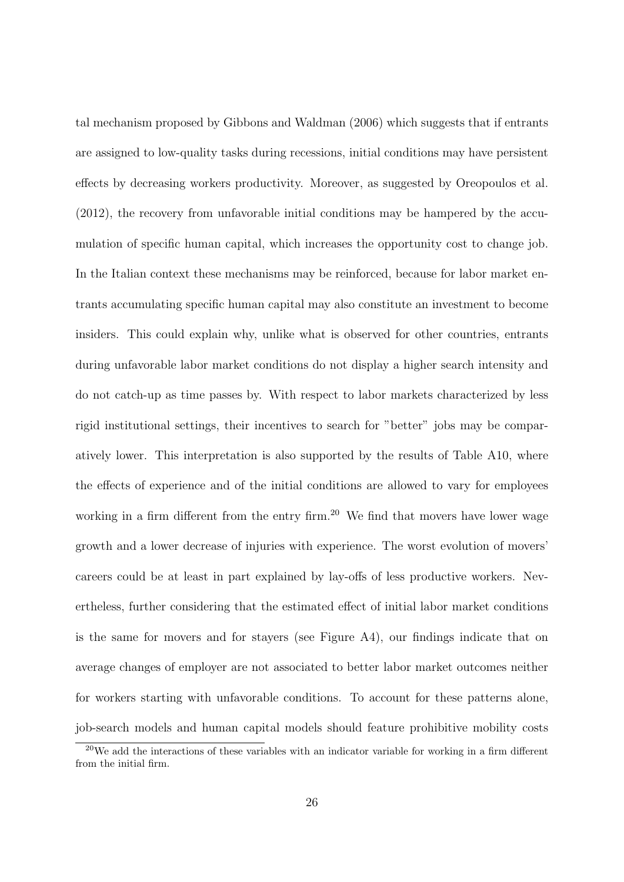tal mechanism proposed by Gibbons and Waldman (2006) which suggests that if entrants are assigned to low-quality tasks during recessions, initial conditions may have persistent effects by decreasing workers productivity. Moreover, as suggested by Oreopoulos et al. (2012), the recovery from unfavorable initial conditions may be hampered by the accumulation of specific human capital, which increases the opportunity cost to change job. In the Italian context these mechanisms may be reinforced, because for labor market entrants accumulating specific human capital may also constitute an investment to become insiders. This could explain why, unlike what is observed for other countries, entrants during unfavorable labor market conditions do not display a higher search intensity and do not catch-up as time passes by. With respect to labor markets characterized by less rigid institutional settings, their incentives to search for "better" jobs may be comparatively lower. This interpretation is also supported by the results of Table A10, where the effects of experience and of the initial conditions are allowed to vary for employees working in a firm different from the entry firm.[20] We find that movers have lower wage growth and a lower decrease of injuries with experience. The worst evolution of movers' careers could be at least in part explained by lay-offs of less productive workers. Nevertheless, further considering that the estimated effect of initial labor market conditions is the same for movers and for stayers (see Figure A4), our findings indicate that on average changes of employer are not associated to better labor market outcomes neither for workers starting with unfavorable conditions. To account for these patterns alone, job-search models and human capital models should feature prohibitive mobility costs

[20] We add the interactions of these variables with an indicator variable for working in a firm different from the initial firm.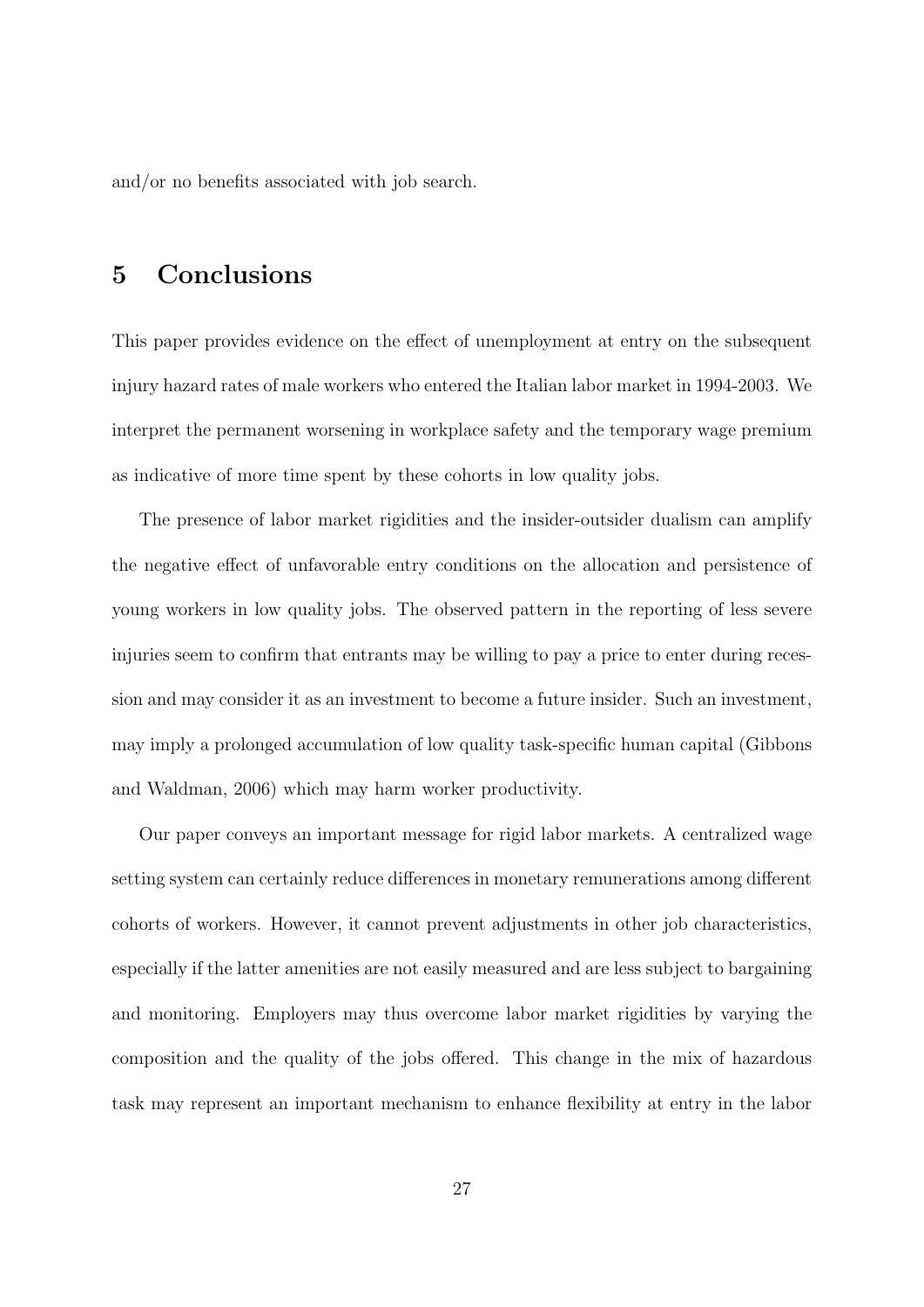and/or no benefits associated with job search.

# 5 Conclusions

This paper provides evidence on the effect of unemployment at entry on the subsequent injury hazard rates of male workers who entered the Italian labor market in 1994-2003. We interpret the permanent worsening in workplace safety and the temporary wage premium as indicative of more time spent by these cohorts in low quality jobs.

The presence of labor market rigidities and the insider-outsider dualism can amplify the negative effect of unfavorable entry conditions on the allocation and persistence of young workers in low quality jobs. The observed pattern in the reporting of less severe injuries seem to confirm that entrants may be willing to pay a price to enter during recession and may consider it as an investment to become a future insider. Such an investment, may imply a prolonged accumulation of low quality task-specific human capital (Gibbons and Waldman, 2006) which may harm worker productivity.

Our paper conveys an important message for rigid labor markets. A centralized wage setting system can certainly reduce differences in monetary remunerations among different cohorts of workers. However, it cannot prevent adjustments in other job characteristics, especially if the latter amenities are not easily measured and are less subject to bargaining and monitoring. Employers may thus overcome labor market rigidities by varying the composition and the quality of the jobs offered. This change in the mix of hazardous task may represent an important mechanism to enhance flexibility at entry in the labor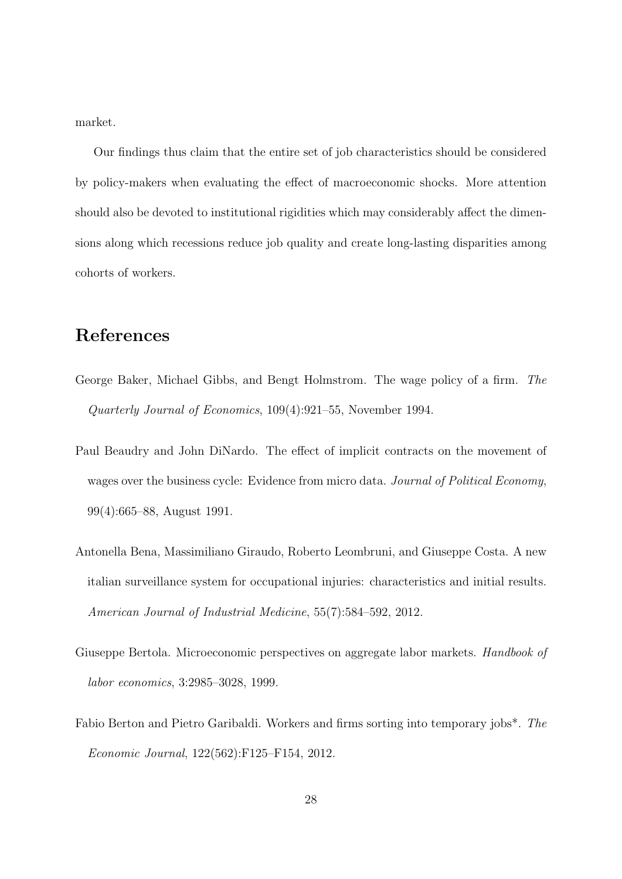market.

Our findings thus claim that the entire set of job characteristics should be considered by policy-makers when evaluating the effect of macroeconomic shocks. More attention should also be devoted to institutional rigidities which may considerably affect the dimensions along which recessions reduce job quality and create long-lasting disparities among cohorts of workers.

## References

George Baker, Michael Gibbs, and Bengt Holmstrom. The wage policy of a firm. *The Quarterly Journal of Economics*, 109(4):921–55, November 1994.

Paul Beaudry and John DiNardo. The effect of implicit contracts on the movement of wages over the business cycle: Evidence from micro data. *Journal of Political Economy*, 99(4):665–88, August 1991.

Antonella Bena, Massimiliano Giraudo, Roberto Leombruni, and Giuseppe Costa. A new italian surveillance system for occupational injuries: characteristics and initial results. *American Journal of Industrial Medicine*, 55(7):584–592, 2012.

Giuseppe Bertola. Microeconomic perspectives on aggregate labor markets. *Handbook of labor economics*, 3:2985–3028, 1999.

Fabio Berton and Pietro Garibaldi. Workers and firms sorting into temporary jobs*. *The Economic Journal*, 122(562):F125–F154, 2012.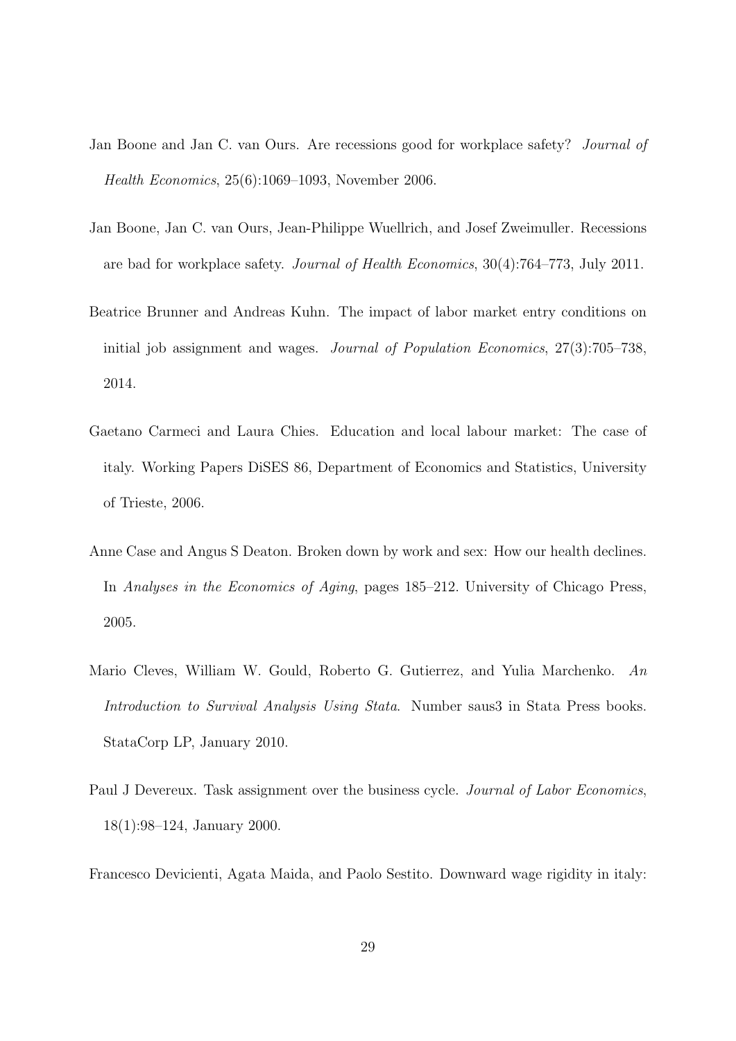Jan Boone and Jan C. van Ours. Are recessions good for workplace safety? *Journal of Health Economics*, 25(6):1069–1093, November 2006.

Jan Boone, Jan C. van Ours, Jean-Philippe Wuellrich, and Josef Zweimuller. Recessions are bad for workplace safety. *Journal of Health Economics*, 30(4):764–773, July 2011.

Beatrice Brunner and Andreas Kuhn. The impact of labor market entry conditions on initial job assignment and wages. *Journal of Population Economics*, 27(3):705–738, 2014.

Gaetano Carmeci and Laura Chies. Education and local labour market: The case of italy. Working Papers DiSES 86, Department of Economics and Statistics, University of Trieste, 2006.

Anne Case and Angus S Deaton. Broken down by work and sex: How our health declines. In *Analyses in the Economics of Aging*, pages 185–212. University of Chicago Press, 2005.

Mario Cleves, William W. Gould, Roberto G. Gutierrez, and Yulia Marchenko. *An Introduction to Survival Analysis Using Stata*. Number saus3 in Stata Press books. StataCorp LP, January 2010.

Paul J Devereux. Task assignment over the business cycle. *Journal of Labor Economics*, 18(1):98–124, January 2000.

Francesco Devicienti, Agata Maida, and Paolo Sestito. Downward wage rigidity in italy: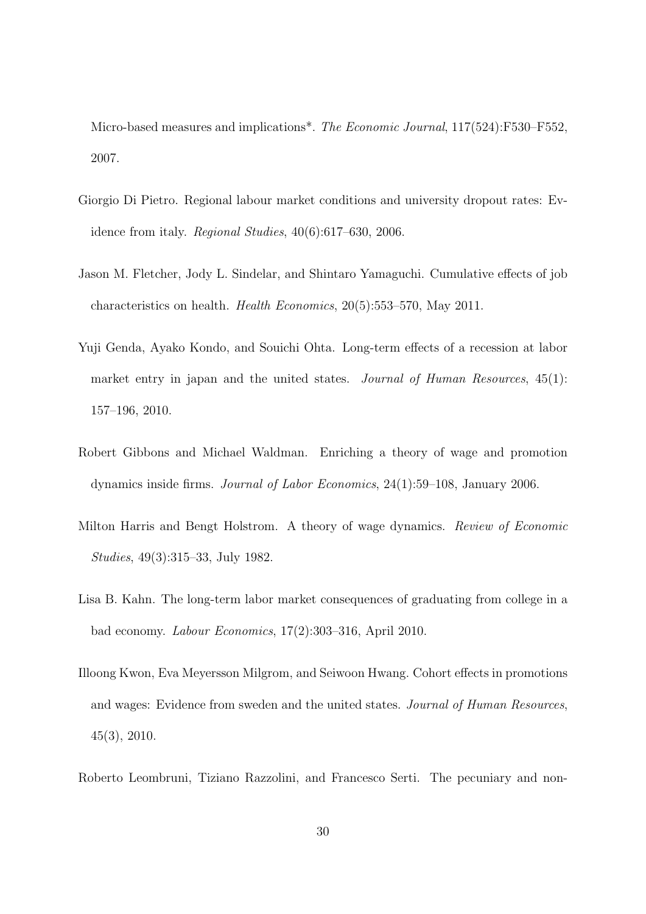Micro-based measures and implications*. *The Economic Journal*, 117(524):F530–F552, 2007.

Giorgio Di Pietro. Regional labour market conditions and university dropout rates: Evidence from italy. *Regional Studies*, 40(6):617–630, 2006.

Jason M. Fletcher, Jody L. Sindelar, and Shintaro Yamaguchi. Cumulative effects of job characteristics on health. *Health Economics*, 20(5):553–570, May 2011.

Yuji Genda, Ayako Kondo, and Souichi Ohta. Long-term effects of a recession at labor market entry in japan and the united states. *Journal of Human Resources*, 45(1): 157–196, 2010.

Robert Gibbons and Michael Waldman. Enriching a theory of wage and promotion dynamics inside firms. *Journal of Labor Economics*, 24(1):59–108, January 2006.

Milton Harris and Bengt Holstrom. A theory of wage dynamics. *Review of Economic Studies*, 49(3):315–33, July 1982.

Lisa B. Kahn. The long-term labor market consequences of graduating from college in a bad economy. *Labour Economics*, 17(2):303–316, April 2010.

Illoong Kwon, Eva Meyersson Milgrom, and Seiwoon Hwang. Cohort effects in promotions and wages: Evidence from sweden and the united states. *Journal of Human Resources*, 45(3), 2010.

Roberto Leombruni, Tiziano Razzolini, and Francesco Serti. The pecuniary and non-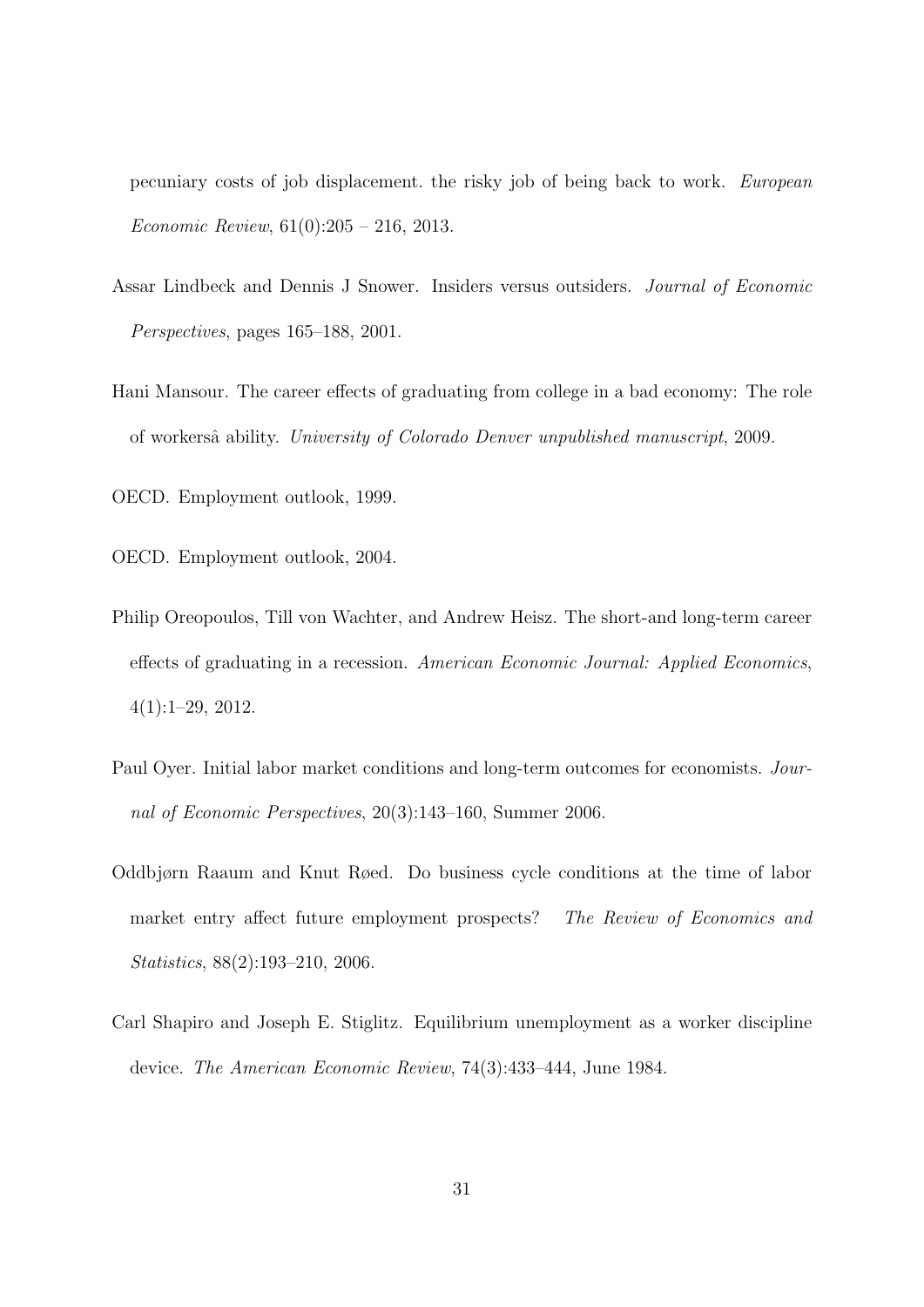pecuniary costs of job displacement. the risky job of being back to work. *European Economic Review*, 61(0):205 – 216, 2013.

Assar Lindbeck and Dennis J Snower. Insiders versus outsiders. *Journal of Economic Perspectives*, pages 165–188, 2001.

Hani Mansour. The career effects of graduating from college in a bad economy: The role of workersâ ability. *University of Colorado Denver unpublished manuscript*, 2009.

OECD. Employment outlook, 1999.

OECD. Employment outlook, 2004.

Philip Oreopoulos, Till von Wachter, and Andrew Heisz. The short-and long-term career effects of graduating in a recession. *American Economic Journal: Applied Economics*, 4(1):1–29, 2012.

Paul Oyer. Initial labor market conditions and long-term outcomes for economists. *Journal of Economic Perspectives*, 20(3):143–160, Summer 2006.

Oddbjørn Raaum and Knut Røed. Do business cycle conditions at the time of labor market entry affect future employment prospects? *The Review of Economics and Statistics*, 88(2):193–210, 2006.

Carl Shapiro and Joseph E. Stiglitz. Equilibrium unemployment as a worker discipline device. *The American Economic Review*, 74(3):433–444, June 1984.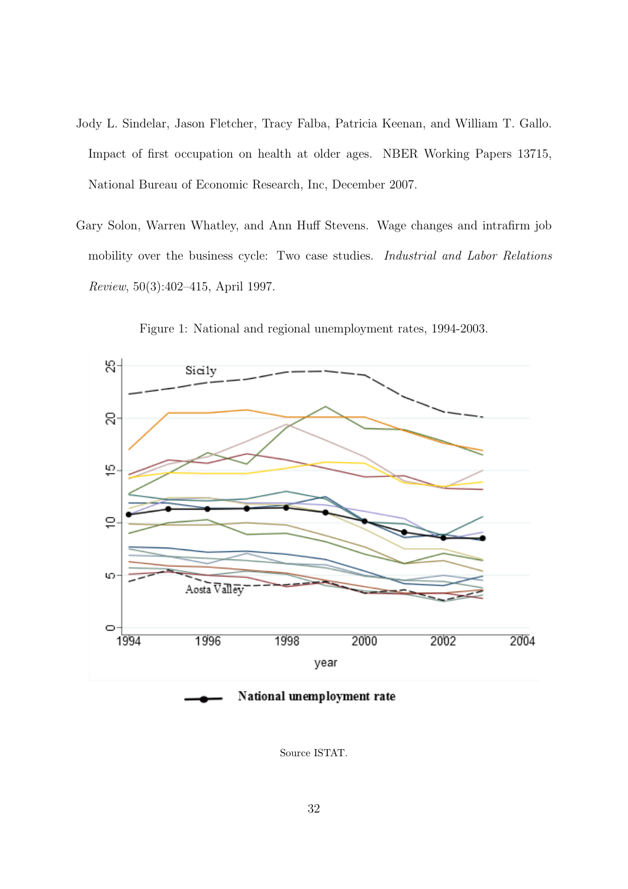Jody L. Sindelar, Jason Fletcher, Tracy Falba, Patricia Keenan, and William T. Gallo. Impact of first occupation on health at older ages. NBER Working Papers 13715, National Bureau of Economic Research, Inc, December 2007.

Gary Solon, Warren Whatley, and Ann Huff Stevens. Wage changes and intrafirm job mobility over the business cycle: Two case studies. *Industrial and Labor Relations Review*, 50(3):402–415, April 1997.

Figure 1: National and regional unemployment rates, 1994-2003.

Source ISTAT.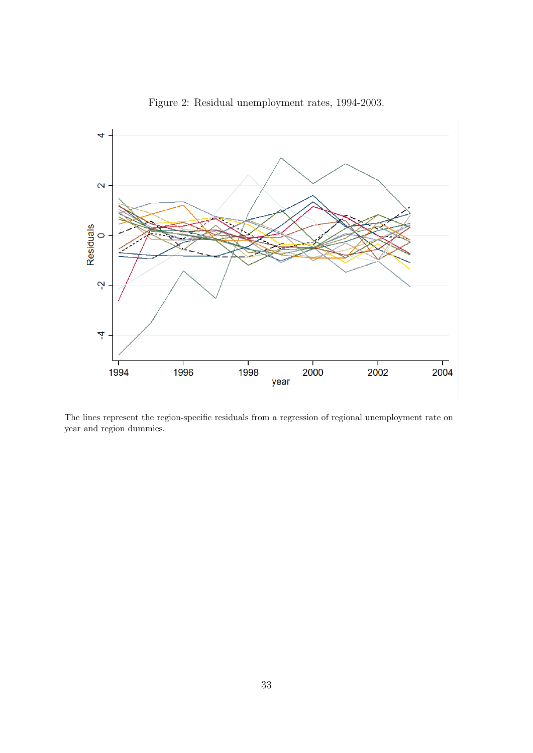Figure 2: Residual unemployment rates, 1994-2003.

The lines represent the region-specific residuals from a regression of regional unemployment rate on year and region dummies.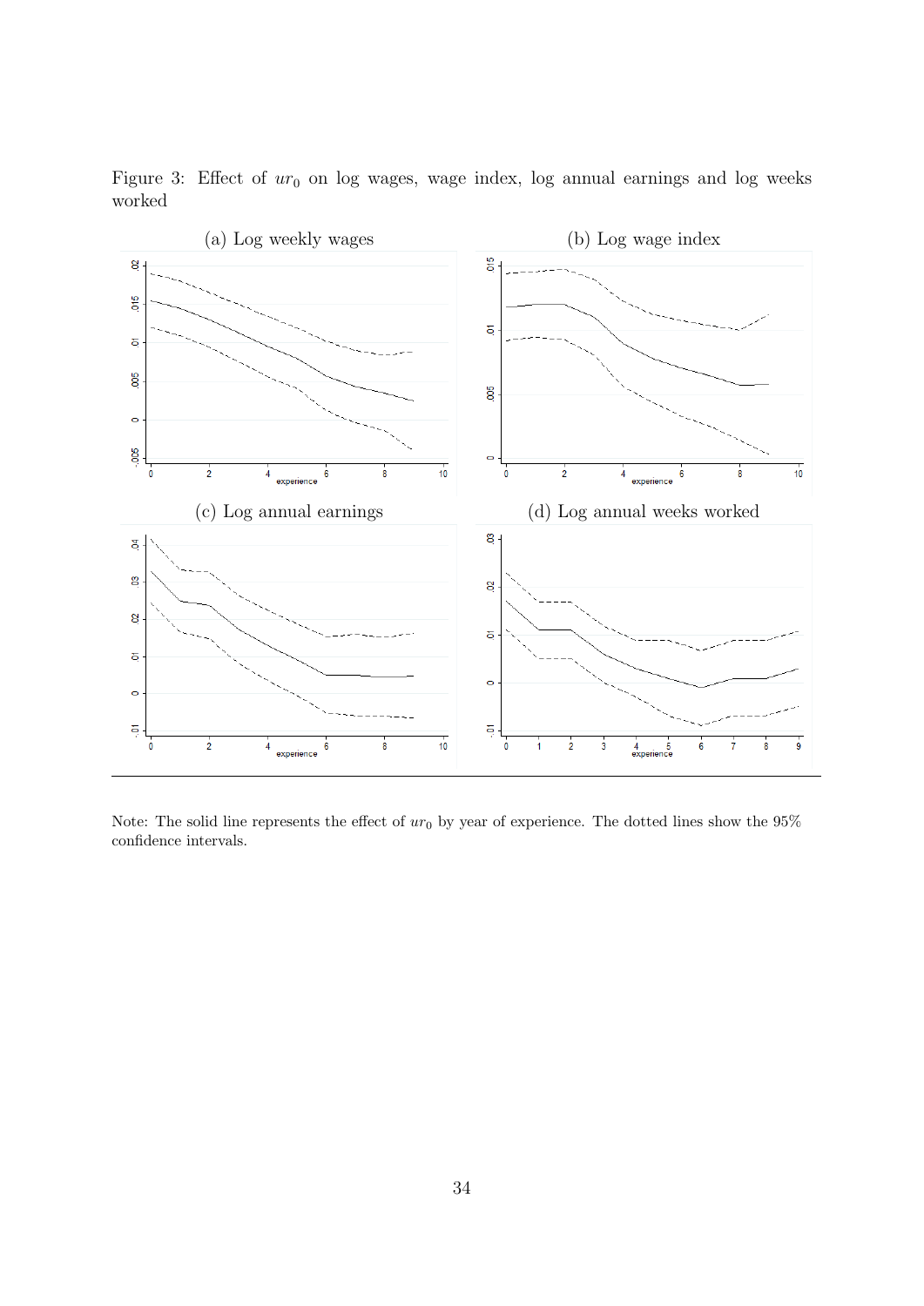Figure 3: Effect of $ur_0$ on log wages, wage index, log annual earnings and log weeks worked

(a) Log weekly wages

(b) Log wage index

(c) Log annual earnings

(d) Log annual weeks worked

Note: The solid line represents the effect of $ur_0$ by year of experience. The dotted lines show the 95% confidence intervals.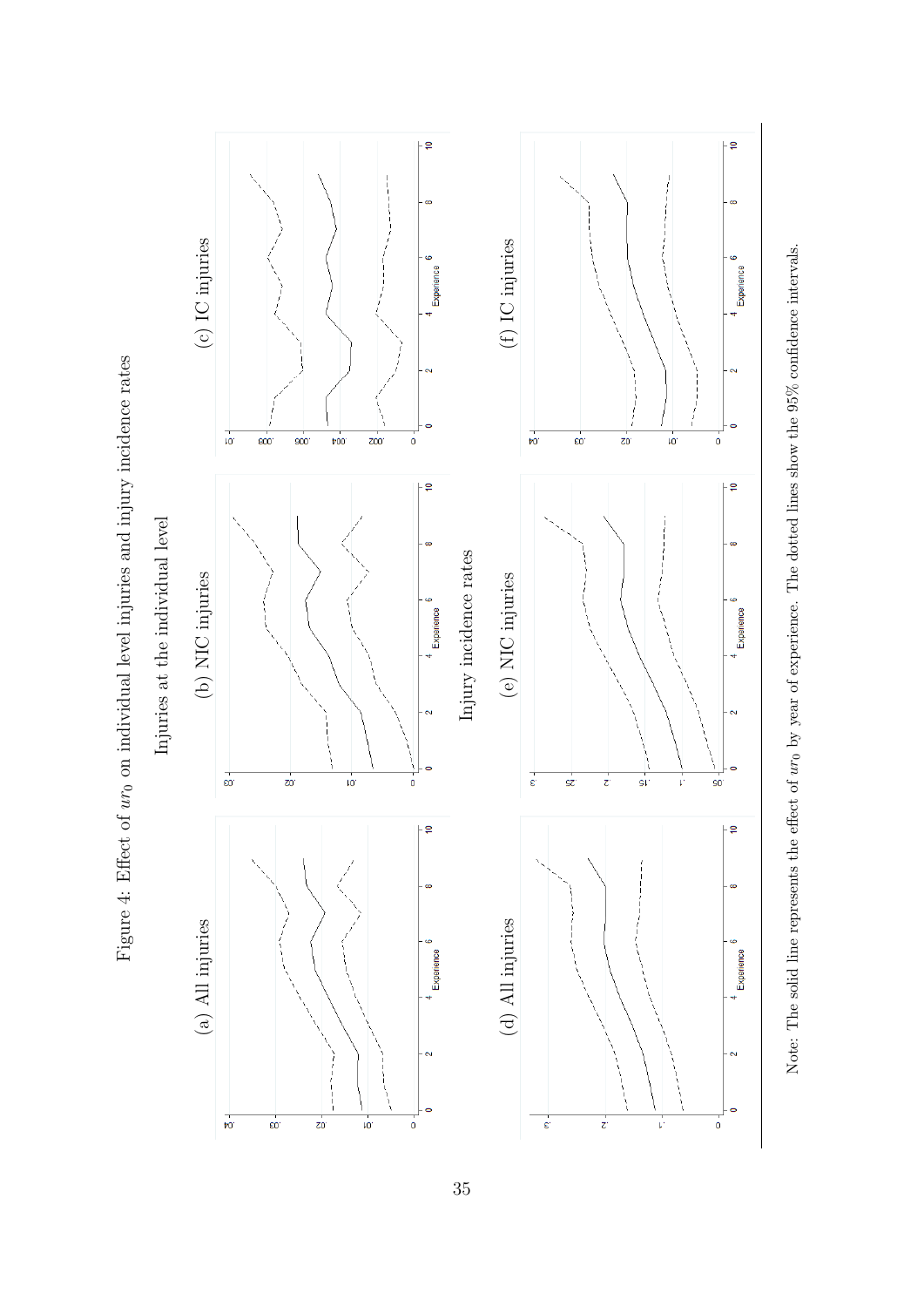Figure 4: Effect of $ur_0$ on individual level injuries and injury incidence rates

Injuries at the individual level

(a) All injuries

(b) NIC injuries

(c) IC injuries

Injury incidence rates

(d) All injuries

(e) NIC injuries

(f) IC injuries

Note: The solid line represents the effect of $ur_0$ by year of experience. The dotted lines show the 95% confidence intervals.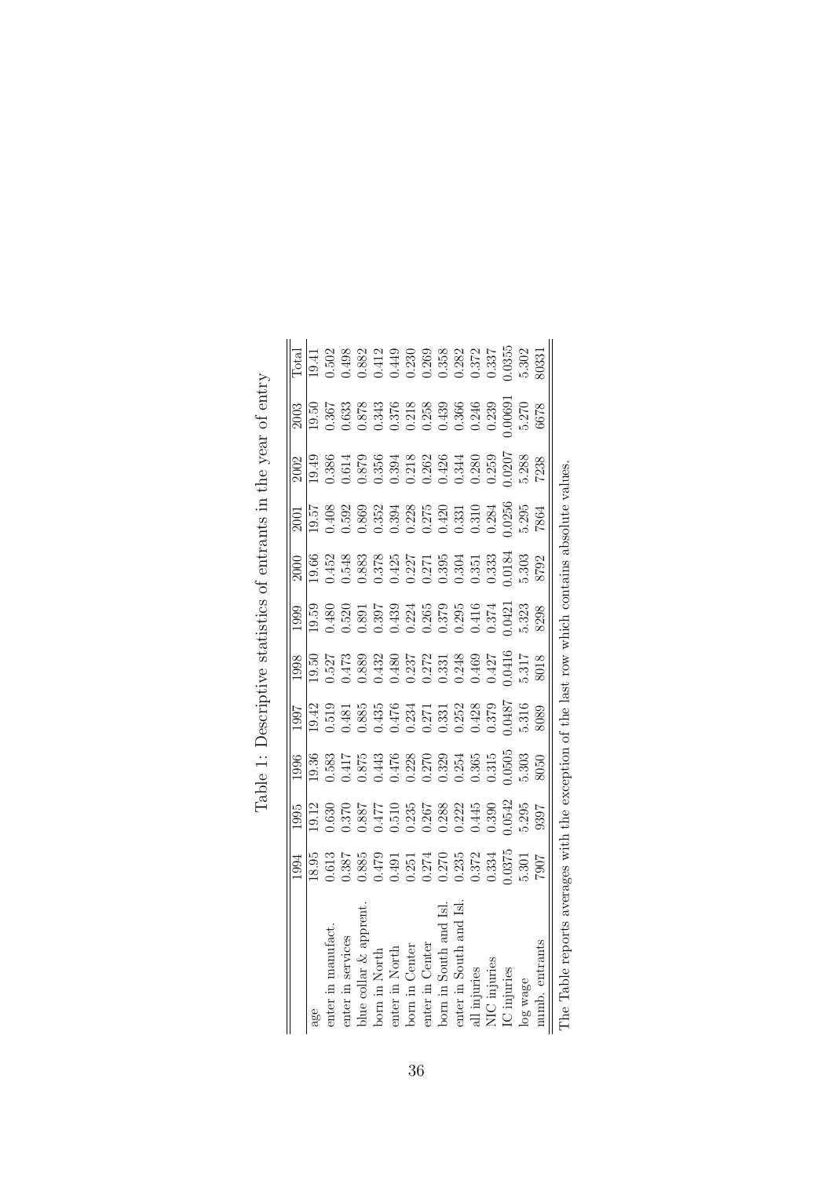Table 1: Descriptive statistics of entrants in the year of entry

|  | 1994 | 1995 | 1996 | 1997 | 1998 | 1999 | 2000 | 2001 | 2002 | 2003 | Total |
|---|---|---|---|---|---|---|---|---|---|---|---|
| age | 18.95 | 19.12 | 19.36 | 19.42 | 19.50 | 19.59 | 19.66 | 19.57 | 19.49 | 19.50 | 19.41 |
| enter in manufact. | 0.613 | 0.630 | 0.583 | 0.519 | 0.527 | 0.480 | 0.452 | 0.408 | 0.386 | 0.367 | 0.502 |
| enter in services | 0.387 | 0.370 | 0.417 | 0.481 | 0.473 | 0.520 | 0.548 | 0.592 | 0.614 | 0.633 | 0.498 |
| blue collar & apprent. | 0.885 | 0.887 | 0.875 | 0.885 | 0.889 | 0.891 | 0.883 | 0.869 | 0.879 | 0.878 | 0.882 |
| born in North | 0.479 | 0.477 | 0.443 | 0.435 | 0.432 | 0.397 | 0.378 | 0.352 | 0.356 | 0.343 | 0.412 |
| enter in North | 0.491 | 0.510 | 0.476 | 0.476 | 0.480 | 0.439 | 0.425 | 0.394 | 0.394 | 0.376 | 0.449 |
| born in Center | 0.251 | 0.235 | 0.228 | 0.234 | 0.237 | 0.224 | 0.227 | 0.228 | 0.218 | 0.218 | 0.230 |
| enter in Center | 0.274 | 0.267 | 0.270 | 0.271 | 0.272 | 0.265 | 0.271 | 0.275 | 0.262 | 0.258 | 0.269 |
| born in South and Isl. | 0.270 | 0.288 | 0.329 | 0.331 | 0.331 | 0.379 | 0.395 | 0.420 | 0.426 | 0.439 | 0.358 |
| enter in South and Isl. | 0.235 | 0.222 | 0.254 | 0.252 | 0.248 | 0.295 | 0.304 | 0.331 | 0.344 | 0.366 | 0.282 |
| all injuries | 0.372 | 0.445 | 0.365 | 0.428 | 0.469 | 0.416 | 0.351 | 0.310 | 0.280 | 0.246 | 0.372 |
| NIC injuries | 0.334 | 0.390 | 0.315 | 0.379 | 0.427 | 0.374 | 0.333 | 0.284 | 0.259 | 0.239 | 0.337 |
| IC injuries | 0.0375 | 0.0542 | 0.0505 | 0.0487 | 0.0416 | 0.0421 | 0.0184 | 0.0256 | 0.0207 | 0.00691 | 0.0355 |
| log wage | 5.301 | 5.295 | 5.303 | 5.316 | 5.317 | 5.323 | 5.303 | 5.295 | 5.288 | 5.270 | 5.302 |
| numb. entrants | 7907 | 9397 | 8050 | 8089 | 8018 | 8298 | 8792 | 7864 | 7238 | 6678 | 80331 |

The Table reports averages with the exception of the last row which contains absolute values.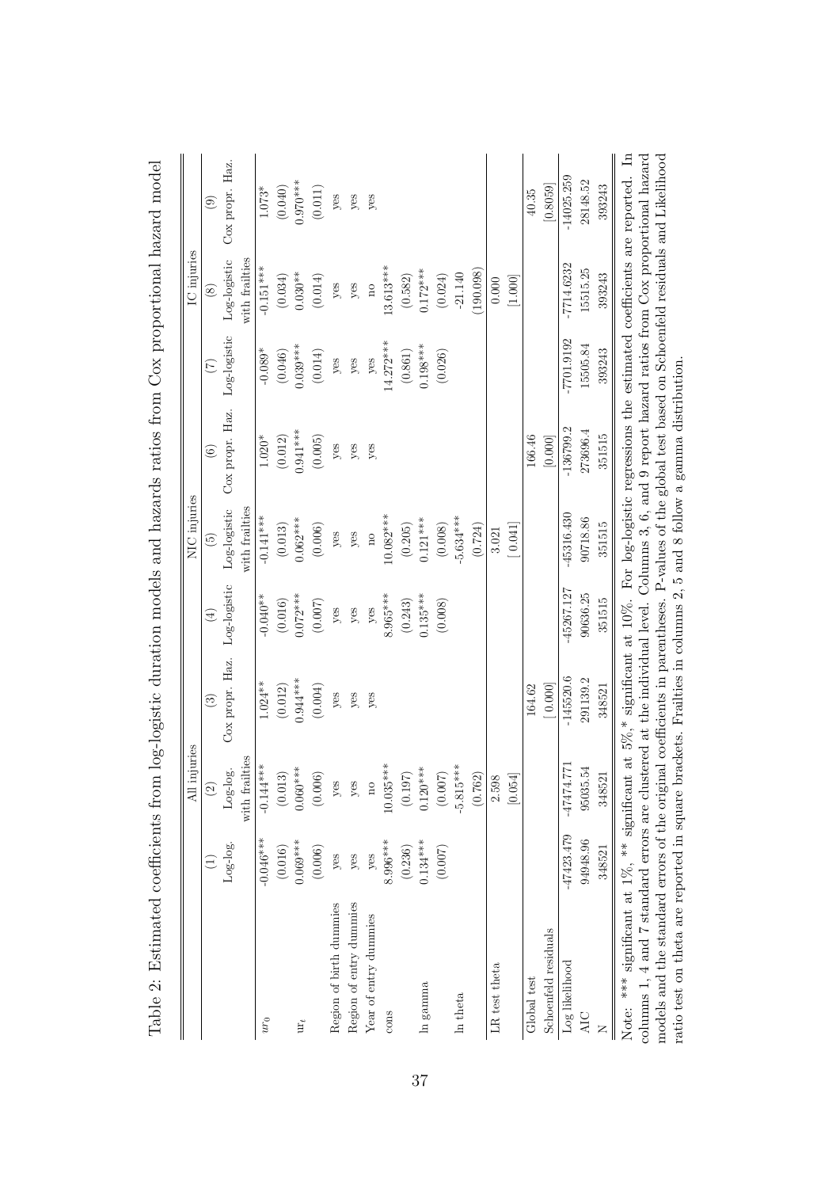Table 2: Estimated coefficients from log-logistic duration models and hazards ratios from Cox proportional hazard model

| | All injuries | | | NIC injuries | | | IC injuries | | |
|---|---|---|---|---|---|---|---|---|---|
| | (1) | (2) | (3) | (4) | (5) | (6) | (7) | (8) | (9) |
| | Log-log. | Log-log. with frailties | Cox propr. Haz. | Log-logistic | Log-logistic with frailties | Cox propr. Haz. | Log-logistic | Log-logistic with frailties | Cox propr. Haz. |
| $ur_0$ | -0.046*** | -0.144*** | 1.024** | -0.040** | -0.141*** | 1.020* | -0.089* | -0.151*** | 1.073* |
| | (0.016) | (0.013) | (0.012) | (0.016) | (0.013) | (0.012) | (0.046) | (0.034) | (0.040) |
| $ur_t$ | 0.069*** | 0.060*** | 0.944*** | 0.072*** | 0.062*** | 0.941*** | 0.039*** | 0.030** | 0.970*** |
| | (0.006) | (0.006) | (0.004) | (0.007) | (0.006) | (0.005) | (0.014) | (0.014) | (0.011) |
| Region of birth dummies | yes | yes | yes | yes | yes | yes | yes | yes | yes |
| Region of entry dummies | yes | yes | yes | yes | yes | yes | yes | yes | yes |
| Year of entry dummies | yes | no | yes | yes | no | yes | yes | no | yes |
| cons | 8.996*** | 10.035*** | | 8.965*** | 10.082*** | | 14.272*** | 13.613*** | |
| | (0.236) | (0.197) | | (0.243) | (0.205) | | (0.861) | (0.582) | |
| ln gamma | 0.134*** | 0.120*** | | 0.135*** | 0.121*** | | 0.198*** | 0.172*** | |
| | (0.007) | (0.007) | | (0.008) | (0.008) | | (0.026) | (0.024) | |
| ln theta | | -5.815*** | | | -5.634*** | | | -21.140 | |
| | | (0.762) | | | (0.724) | | | (190.098) | |
| LR test theta | | 2.598 | | | 3.021 | | | 0.000 | |
| | | [0.054] | | | [ 0.041] | | | [1.000] | |
| Global test Schoenfeld residuals | | | 164.62 | | | 166.46 | | | 40.35 |
| | | | [ 0.000] | | | [0.000] | | | [0.8059] |
| Log likelihood | -47423.479 | -47474.771 | -145520.6 | -45267.127 | -45316.430 | -136799.2 | -7701.9192 | -7714.6232 | -14025.259 |
| AIC | 94948.96 | 95035.54 | 291139.2 | 90636.25 | 90718.86 | 273696.4 | 15505.84 | 15515.25 | 28148.52 |
| N | 348521 | 348521 | 348521 | 351515 | 351515 | 351515 | 393243 | 393243 | 393243 |

Note: *** significant at 1%, ** significant at 5%,* significant at 10%. For log-logistic regressions the estimated coefficients are reported. In columns 1, 4 and 7 standard errors are clustered at the individual level. Columns 3, 6, and 9 report hazard ratios from Cox proportional hazard models and the standard errors of the original coefficients in parentheses. P-values of the global test based on Schoenfeld residuals and Likelihood ratio test on theta are reported in square brackets. Frailties in columns 2, 5 and 8 follow a gamma distribution.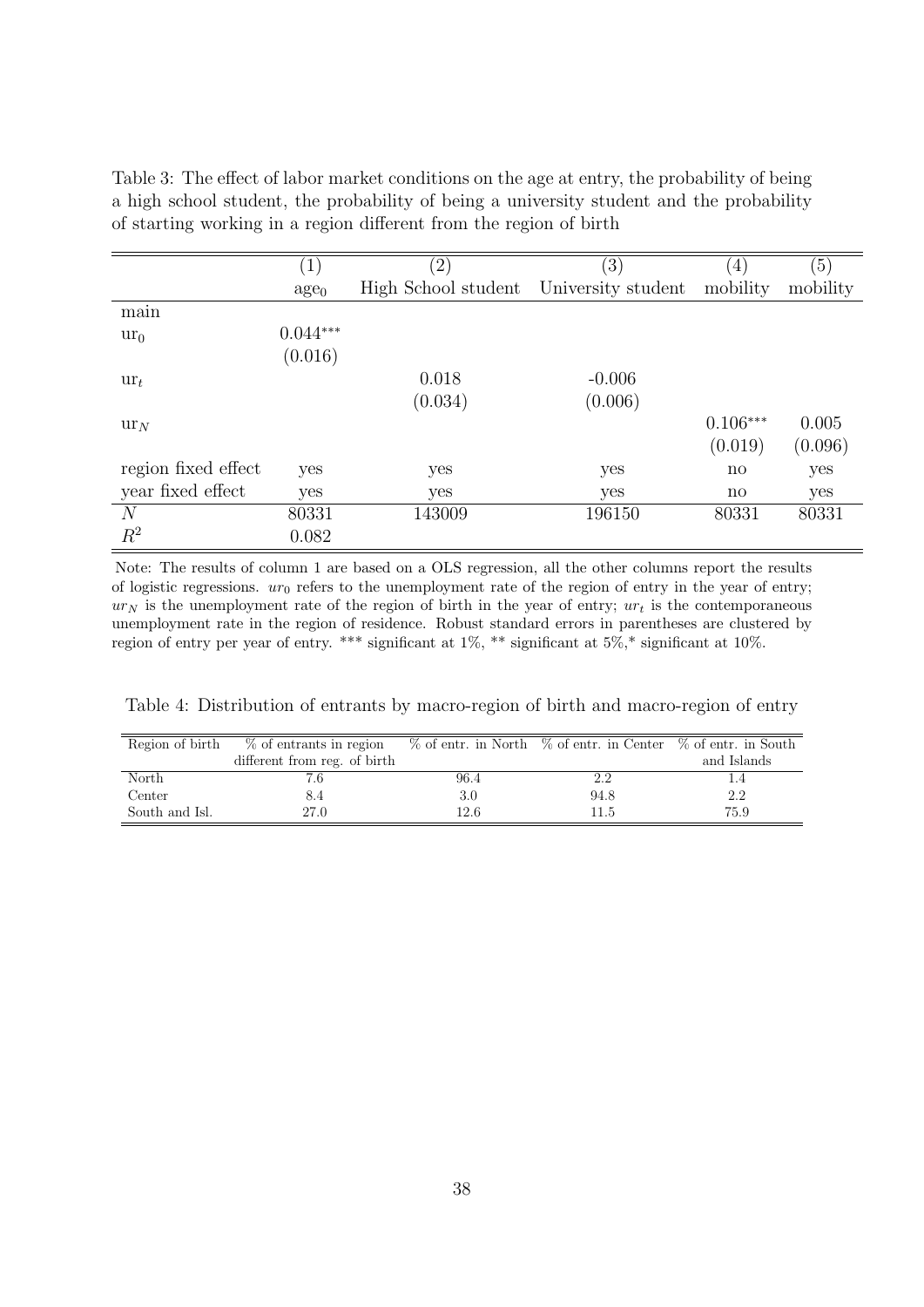Table 3: The effect of labor market conditions on the age at entry, the probability of being a high school student, the probability of being a university student and the probability of starting working in a region different from the region of birth

| | (1) | (2) | (3) | (4) | (5) |
|---|---|---|---|---|---|
| | $\text{age}_0$ | High School student | University student | mobility | mobility |
| main | | | | | |
| $\text{ur}_0$ | $0.044^{***}$ | | | | |
| | (0.016) | | | | |
| $\text{ur}_t$ | | 0.018 | -0.006 | | |
| | | (0.034) | (0.006) | | |
| $\text{ur}_N$ | | | | $0.106^{***}$ | 0.005 |
| | | | | (0.019) | (0.096) |
| region fixed effect | yes | yes | yes | no | yes |
| year fixed effect | yes | yes | yes | no | yes |
| $N$ | 80331 | 143009 | 196150 | 80331 | 80331 |
| $R^2$ | 0.082 | | | | |

Note: The results of column 1 are based on a OLS regression, all the other columns report the results of logistic regressions. $ur_0$ refers to the unemployment rate of the region of entry in the year of entry; $ur_N$ is the unemployment rate of the region of birth in the year of entry; $ur_t$ is the contemporaneous unemployment rate in the region of residence. Robust standard errors in parentheses are clustered by region of entry per year of entry. *** significant at 1%, ** significant at 5%,* significant at 10%.

Table 4: Distribution of entrants by macro-region of birth and macro-region of entry

| Region of birth | % of entrants in region different from reg. of birth | % of entr. in North | % of entr. in Center | % of entr. in South and Islands |
|---|---|---|---|---|
| North | 7.6 | 96.4 | 2.2 | 1.4 |
| Center | 8.4 | 3.0 | 94.8 | 2.2 |
| South and Isl. | 27.0 | 12.6 | 11.5 | 75.9 |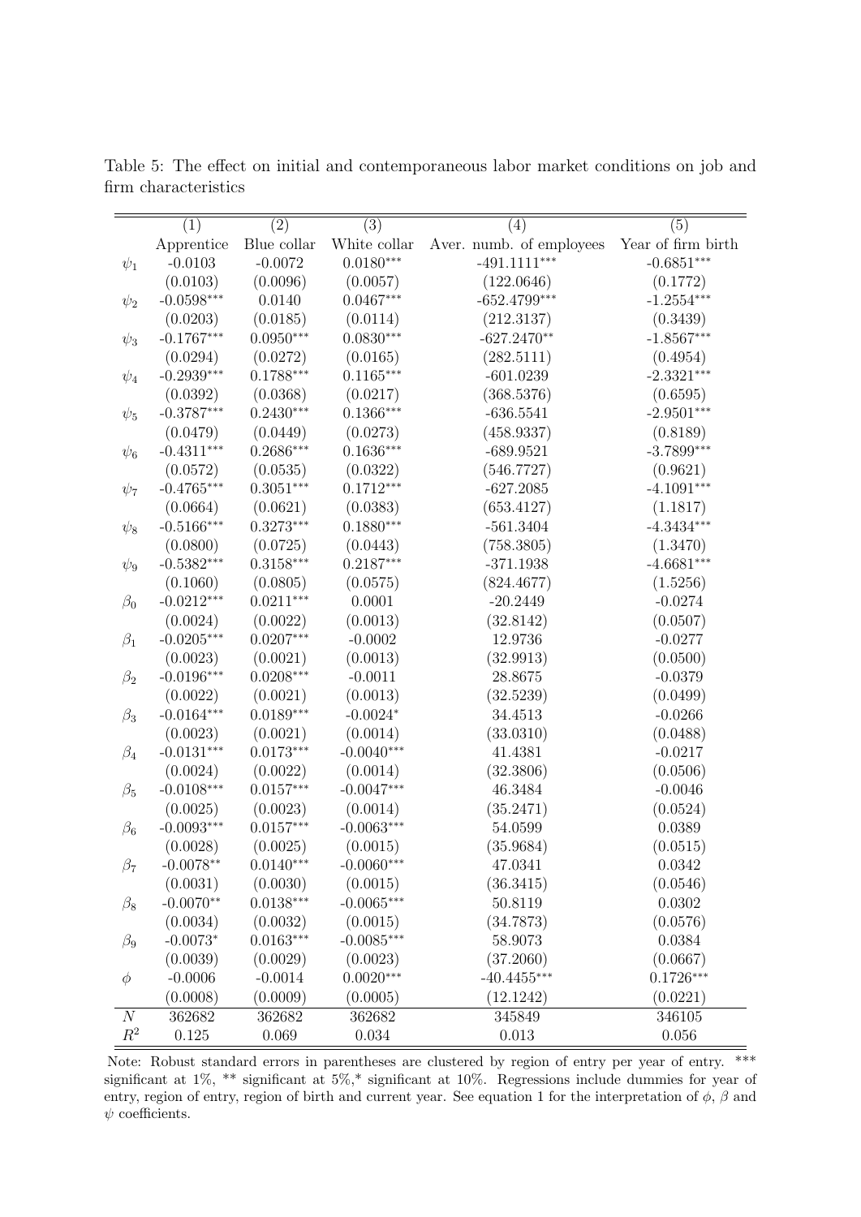Table 5: The effect on initial and contemporaneous labor market conditions on job and firm characteristics

| | (1) | (2) | (3) | (4) | (5) |
|---|---|---|---|---|---|
| | Apprentice | Blue collar | White collar | Aver. numb. of employees | Year of firm birth |
| $\psi_1$ | -0.0103 | -0.0072 | 0.0180*** | -491.1111*** | -0.6851*** |
| | (0.0103) | (0.0096) | (0.0057) | (122.0646) | (0.1772) |
| $\psi_2$ | -0.0598*** | 0.0140 | 0.0467*** | -652.4799*** | -1.2554*** |
| | (0.0203) | (0.0185) | (0.0114) | (212.3137) | (0.3439) |
| $\psi_3$ | -0.1767*** | 0.0950*** | 0.0830*** | -627.2470** | -1.8567*** |
| | (0.0294) | (0.0272) | (0.0165) | (282.5111) | (0.4954) |
| $\psi_4$ | -0.2939*** | 0.1788*** | 0.1165*** | -601.0239 | -2.3321*** |
| | (0.0392) | (0.0368) | (0.0217) | (368.5376) | (0.6595) |
| $\psi_5$ | -0.3787*** | 0.2430*** | 0.1366*** | -636.5541 | -2.9501*** |
| | (0.0479) | (0.0449) | (0.0273) | (458.9337) | (0.8189) |
| $\psi_6$ | -0.4311*** | 0.2686*** | 0.1636*** | -689.9521 | -3.7899*** |
| | (0.0572) | (0.0535) | (0.0322) | (546.7727) | (0.9621) |
| $\psi_7$ | -0.4765*** | 0.3051*** | 0.1712*** | -627.2085 | -4.1091*** |
| | (0.0664) | (0.0621) | (0.0383) | (653.4127) | (1.1817) |
| $\psi_8$ | -0.5166*** | 0.3273*** | 0.1880*** | -561.3404 | -4.3434*** |
| | (0.0800) | (0.0725) | (0.0443) | (758.3805) | (1.3470) |
| $\psi_9$ | -0.5382*** | 0.3158*** | 0.2187*** | -371.1938 | -4.6681*** |
| | (0.1060) | (0.0805) | (0.0575) | (824.4677) | (1.5256) |
| $\beta_0$ | -0.0212*** | 0.0211*** | 0.0001 | -20.2449 | -0.0274 |
| | (0.0024) | (0.0022) | (0.0013) | (32.8142) | (0.0507) |
| $\beta_1$ | -0.0205*** | 0.0207*** | -0.0002 | 12.9736 | -0.0277 |
| | (0.0023) | (0.0021) | (0.0013) | (32.9913) | (0.0500) |
| $\beta_2$ | -0.0196*** | 0.0208*** | -0.0011 | 28.8675 | -0.0379 |
| | (0.0022) | (0.0021) | (0.0013) | (32.5239) | (0.0499) |
| $\beta_3$ | -0.0164*** | 0.0189*** | -0.0024* | 34.4513 | -0.0266 |
| | (0.0023) | (0.0021) | (0.0014) | (33.0310) | (0.0488) |
| $\beta_4$ | -0.0131*** | 0.0173*** | -0.0040*** | 41.4381 | -0.0217 |
| | (0.0024) | (0.0022) | (0.0014) | (32.3806) | (0.0506) |
| $\beta_5$ | -0.0108*** | 0.0157*** | -0.0047*** | 46.3484 | -0.0046 |
| | (0.0025) | (0.0023) | (0.0014) | (35.2471) | (0.0524) |
| $\beta_6$ | -0.0093*** | 0.0157*** | -0.0063*** | 54.0599 | 0.0389 |
| | (0.0028) | (0.0025) | (0.0015) | (35.9684) | (0.0515) |
| $\beta_7$ | -0.0078** | 0.0140*** | -0.0060*** | 47.0341 | 0.0342 |
| | (0.0031) | (0.0030) | (0.0015) | (36.3415) | (0.0546) |
| $\beta_8$ | -0.0070** | 0.0138*** | -0.0065*** | 50.8119 | 0.0302 |
| | (0.0034) | (0.0032) | (0.0015) | (34.7873) | (0.0576) |
| $\beta_9$ | -0.0073* | 0.0163*** | -0.0085*** | 58.9073 | 0.0384 |
| | (0.0039) | (0.0029) | (0.0023) | (37.2060) | (0.0667) |
| $\phi$ | -0.0006 | -0.0014 | 0.0020*** | -40.4455*** | 0.1726*** |
| | (0.0008) | (0.0009) | (0.0005) | (12.1242) | (0.0221) |
| $N$ | 362682 | 362682 | 362682 | 345849 | 346105 |
| $R^2$ | 0.125 | 0.069 | 0.034 | 0.013 | 0.056 |

Note: Robust standard errors in parentheses are clustered by region of entry per year of entry. *** significant at 1%, ** significant at 5%,* significant at 10%. Regressions include dummies for year of entry, region of entry, region of birth and current year. See equation 1 for the interpretation of $\phi$, $\beta$ and $\psi$ coefficients.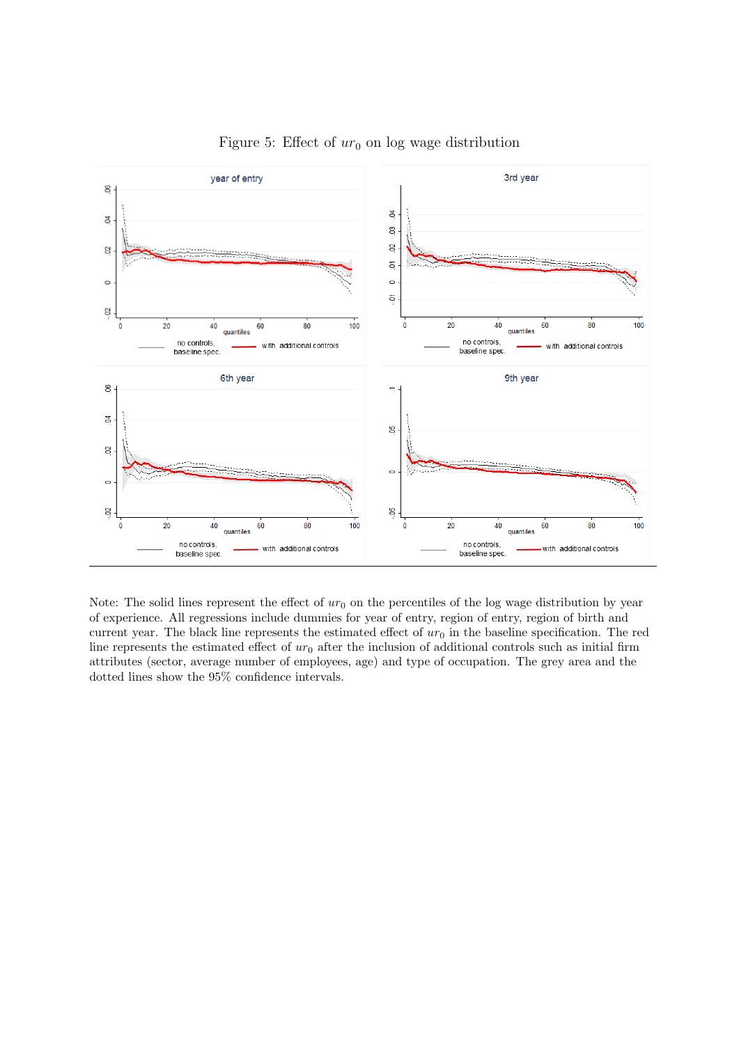Figure 5: Effect of $ur_0$ on log wage distribution

Note: The solid lines represent the effect of $ur_0$ on the percentiles of the log wage distribution by year of experience. All regressions include dummies for year of entry, region of entry, region of birth and current year. The black line represents the estimated effect of $ur_0$ in the baseline specification. The red line represents the estimated effect of $ur_0$ after the inclusion of additional controls such as initial firm attributes (sector, average number of employees, age) and type of occupation. The grey area and the dotted lines show the 95% confidence intervals.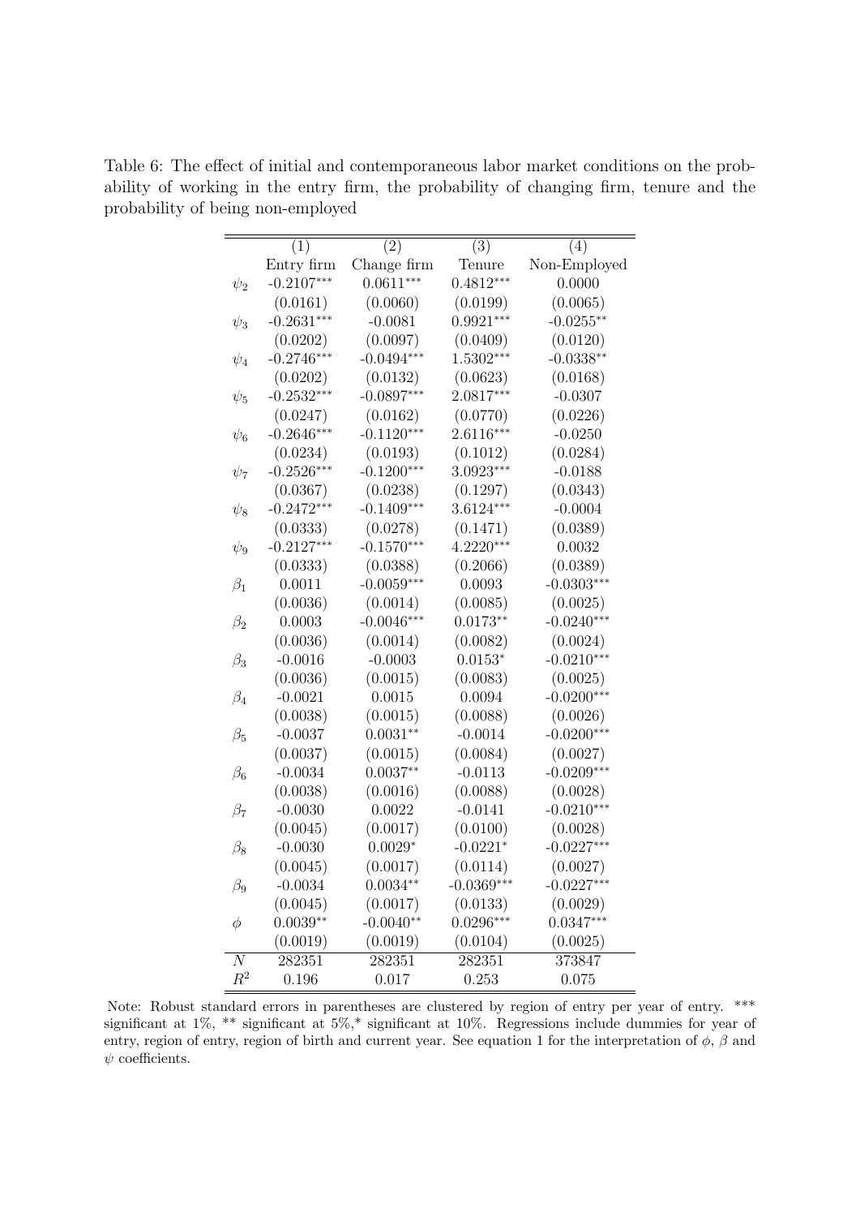Table 6: The effect of initial and contemporaneous labor market conditions on the probability of working in the entry firm, the probability of changing firm, tenure and the probability of being non-employed

| | (1) | (2) | (3) | (4) |
|---|---|---|---|---|
| | Entry firm | Change firm | Tenure | Non-Employed |
| $\psi_2$ | -0.2107*** | 0.0611*** | 0.4812*** | 0.0000 |
| | (0.0161) | (0.0060) | (0.0199) | (0.0065) |
| $\psi_3$ | -0.2631*** | -0.0081 | 0.9921*** | -0.0255** |
| | (0.0202) | (0.0097) | (0.0409) | (0.0120) |
| $\psi_4$ | -0.2746*** | -0.0494*** | 1.5302*** | -0.0338** |
| | (0.0202) | (0.0132) | (0.0623) | (0.0168) |
| $\psi_5$ | -0.2532*** | -0.0897*** | 2.0817*** | -0.0307 |
| | (0.0247) | (0.0162) | (0.0770) | (0.0226) |
| $\psi_6$ | -0.2646*** | -0.1120*** | 2.6116*** | -0.0250 |
| | (0.0234) | (0.0193) | (0.1012) | (0.0284) |
| $\psi_7$ | -0.2526*** | -0.1200*** | 3.0923*** | -0.0188 |
| | (0.0367) | (0.0238) | (0.1297) | (0.0343) |
| $\psi_8$ | -0.2472*** | -0.1409*** | 3.6124*** | -0.0004 |
| | (0.0333) | (0.0278) | (0.1471) | (0.0389) |
| $\psi_9$ | -0.2127*** | -0.1570*** | 4.2220*** | 0.0032 |
| | (0.0333) | (0.0388) | (0.2066) | (0.0389) |
| $\beta_1$ | 0.0011 | -0.0059*** | 0.0093 | -0.0303*** |
| | (0.0036) | (0.0014) | (0.0085) | (0.0025) |
| $\beta_2$ | 0.0003 | -0.0046*** | 0.0173** | -0.0240*** |
| | (0.0036) | (0.0014) | (0.0082) | (0.0024) |
| $\beta_3$ | -0.0016 | -0.0003 | 0.0153* | -0.0210*** |
| | (0.0036) | (0.0015) | (0.0083) | (0.0025) |
| $\beta_4$ | -0.0021 | 0.0015 | 0.0094 | -0.0200*** |
| | (0.0038) | (0.0015) | (0.0088) | (0.0026) |
| $\beta_5$ | -0.0037 | 0.0031** | -0.0014 | -0.0200*** |
| | (0.0037) | (0.0015) | (0.0084) | (0.0027) |
| $\beta_6$ | -0.0034 | 0.0037** | -0.0113 | -0.0209*** |
| | (0.0038) | (0.0016) | (0.0088) | (0.0028) |
| $\beta_7$ | -0.0030 | 0.0022 | -0.0141 | -0.0210*** |
| | (0.0045) | (0.0017) | (0.0100) | (0.0028) |
| $\beta_8$ | -0.0030 | 0.0029* | -0.0221* | -0.0227*** |
| | (0.0045) | (0.0017) | (0.0114) | (0.0027) |
| $\beta_9$ | -0.0034 | 0.0034** | -0.0369*** | -0.0227*** |
| | (0.0045) | (0.0017) | (0.0133) | (0.0029) |
| $\phi$ | 0.0039** | -0.0040** | 0.0296*** | 0.0347*** |
| | (0.0019) | (0.0019) | (0.0104) | (0.0025) |
| $N$ | 282351 | 282351 | 282351 | 373847 |
| $R^2$ | 0.196 | 0.017 | 0.253 | 0.075 |

Note: Robust standard errors in parentheses are clustered by region of entry per year of entry. *** significant at 1%, ** significant at 5%,* significant at 10%. Regressions include dummies for year of entry, region of entry, region of birth and current year. See equation 1 for the interpretation of $\phi$, $\beta$ and $\psi$ coefficients.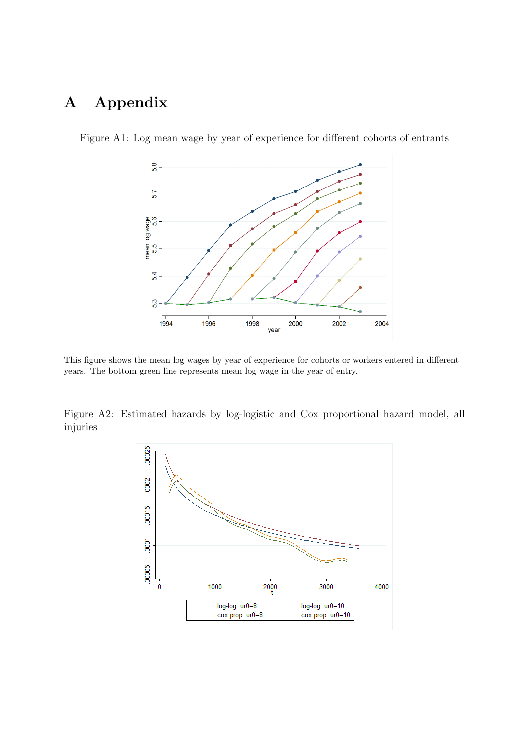# A Appendix

Figure A1: Log mean wage by year of experience for different cohorts of entrants

This figure shows the mean log wages by year of experience for cohorts or workers entered in different years. The bottom green line represents mean log wage in the year of entry.

Figure A2: Estimated hazards by log-logistic and Cox proportional hazard model, all injuries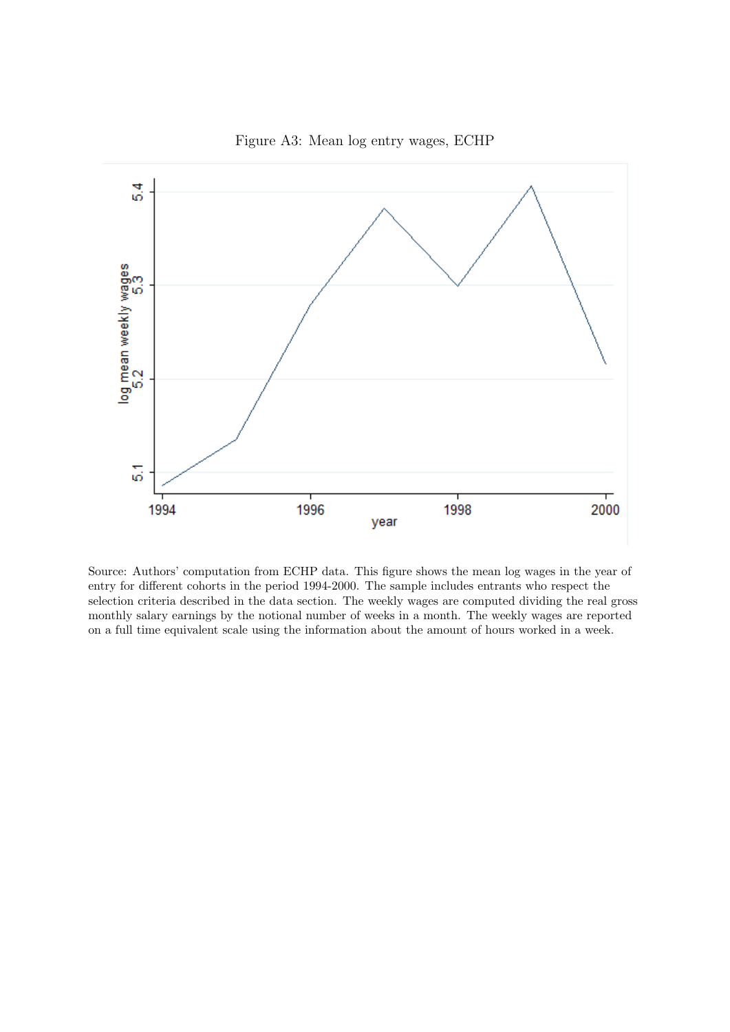Figure A3: Mean log entry wages, ECHP

Source: Authors' computation from ECHP data. This figure shows the mean log wages in the year of entry for different cohorts in the period 1994-2000. The sample includes entrants who respect the selection criteria described in the data section. The weekly wages are computed dividing the real gross monthly salary earnings by the notional number of weeks in a month. The weekly wages are reported on a full time equivalent scale using the information about the amount of hours worked in a week.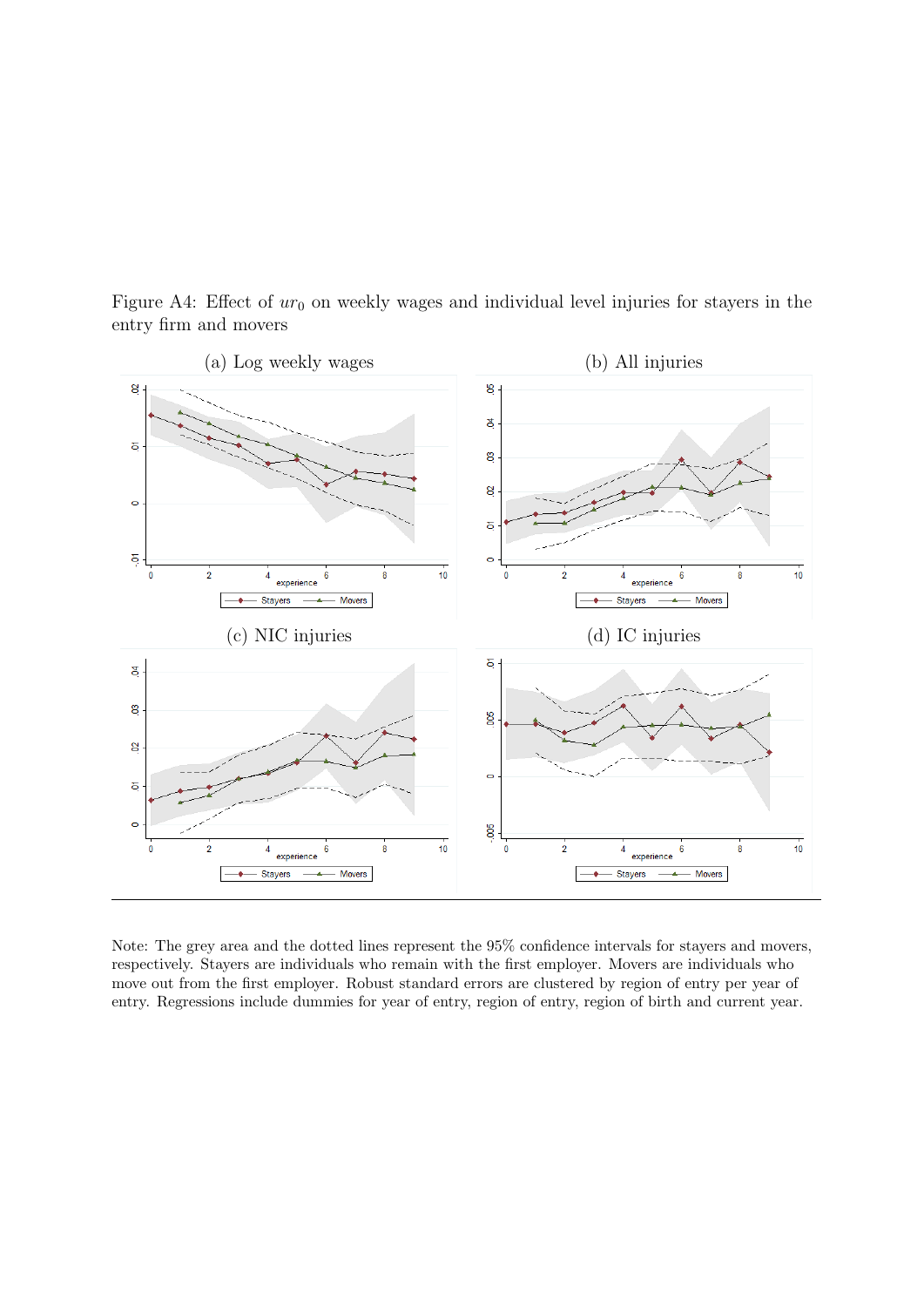Figure A4: Effect of $ur_0$ on weekly wages and individual level injuries for stayers in the entry firm and movers

(a) Log weekly wages

(b) All injuries

(c) NIC injuries

(d) IC injuries

Note: The grey area and the dotted lines represent the 95% confidence intervals for stayers and movers, respectively. Stayers are individuals who remain with the first employer. Movers are individuals who move out from the first employer. Robust standard errors are clustered by region of entry per year of entry. Regressions include dummies for year of entry, region of entry, region of birth and current year.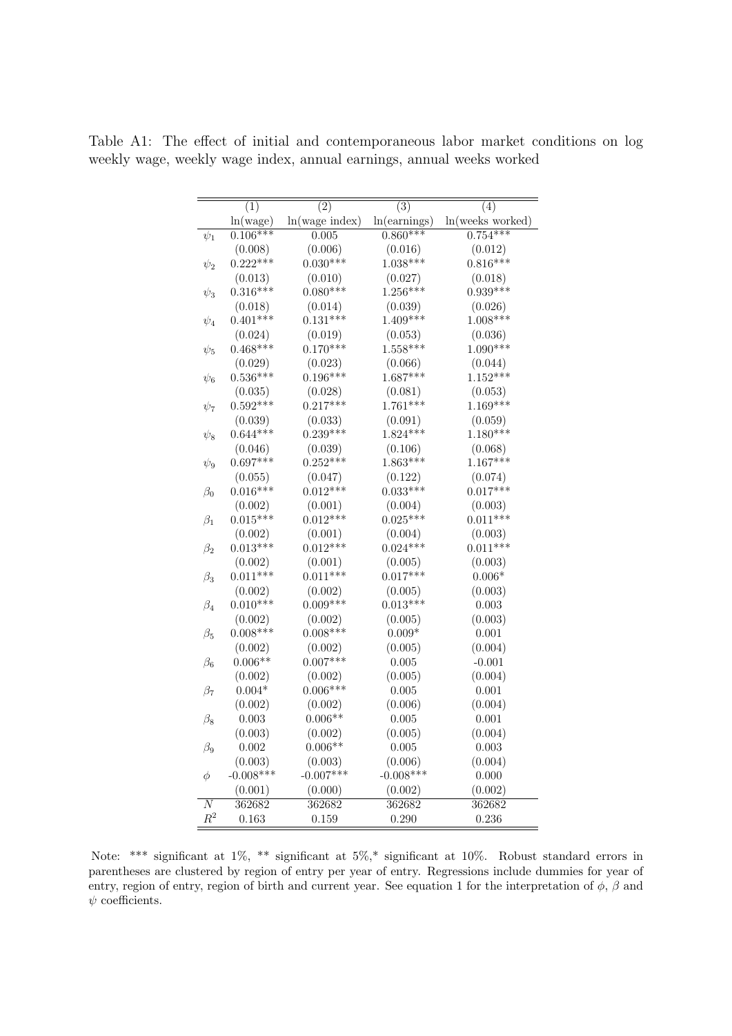Table A1: The effect of initial and contemporaneous labor market conditions on log weekly wage, weekly wage index, annual earnings, annual weeks worked

| | (1) | (2) | (3) | (4) |
|---|---|---|---|---|
| | ln(wage) | ln(wage index) | ln(earnings) | ln(weeks worked) |
| $\psi_1$ | 0.106*** | 0.005 | 0.860*** | 0.754*** |
| | (0.008) | (0.006) | (0.016) | (0.012) |
| $\psi_2$ | 0.222*** | 0.030*** | 1.038*** | 0.816*** |
| | (0.013) | (0.010) | (0.027) | (0.018) |
| $\psi_3$ | 0.316*** | 0.080*** | 1.256*** | 0.939*** |
| | (0.018) | (0.014) | (0.039) | (0.026) |
| $\psi_4$ | 0.401*** | 0.131*** | 1.409*** | 1.008*** |
| | (0.024) | (0.019) | (0.053) | (0.036) |
| $\psi_5$ | 0.468*** | 0.170*** | 1.558*** | 1.090*** |
| | (0.029) | (0.023) | (0.066) | (0.044) |
| $\psi_6$ | 0.536*** | 0.196*** | 1.687*** | 1.152*** |
| | (0.035) | (0.028) | (0.081) | (0.053) |
| $\psi_7$ | 0.592*** | 0.217*** | 1.761*** | 1.169*** |
| | (0.039) | (0.033) | (0.091) | (0.059) |
| $\psi_8$ | 0.644*** | 0.239*** | 1.824*** | 1.180*** |
| | (0.046) | (0.039) | (0.106) | (0.068) |
| $\psi_9$ | 0.697*** | 0.252*** | 1.863*** | 1.167*** |
| | (0.055) | (0.047) | (0.122) | (0.074) |
| $\beta_0$ | 0.016*** | 0.012*** | 0.033*** | 0.017*** |
| | (0.002) | (0.001) | (0.004) | (0.003) |
| $\beta_1$ | 0.015*** | 0.012*** | 0.025*** | 0.011*** |
| | (0.002) | (0.001) | (0.004) | (0.003) |
| $\beta_2$ | 0.013*** | 0.012*** | 0.024*** | 0.011*** |
| | (0.002) | (0.001) | (0.005) | (0.003) |
| $\beta_3$ | 0.011*** | 0.011*** | 0.017*** | 0.006* |
| | (0.002) | (0.002) | (0.005) | (0.003) |
| $\beta_4$ | 0.010*** | 0.009*** | 0.013*** | 0.003 |
| | (0.002) | (0.002) | (0.005) | (0.003) |
| $\beta_5$ | 0.008*** | 0.008*** | 0.009* | 0.001 |
| | (0.002) | (0.002) | (0.005) | (0.004) |
| $\beta_6$ | 0.006** | 0.007*** | 0.005 | -0.001 |
| | (0.002) | (0.002) | (0.005) | (0.004) |
| $\beta_7$ | 0.004* | 0.006*** | 0.005 | 0.001 |
| | (0.002) | (0.002) | (0.006) | (0.004) |
| $\beta_8$ | 0.003 | 0.006** | 0.005 | 0.001 |
| | (0.003) | (0.002) | (0.005) | (0.004) |
| $\beta_9$ | 0.002 | 0.006** | 0.005 | 0.003 |
| | (0.003) | (0.003) | (0.006) | (0.004) |
| $\phi$ | -0.008*** | -0.007*** | -0.008*** | 0.000 |
| | (0.001) | (0.000) | (0.002) | (0.002) |
| $N$ | 362682 | 362682 | 362682 | 362682 |
| $R^2$ | 0.163 | 0.159 | 0.290 | 0.236 |

Note: *** significant at 1%, ** significant at 5%,* significant at 10%. Robust standard errors in parentheses are clustered by region of entry per year of entry. Regressions include dummies for year of entry, region of entry, region of birth and current year. See equation 1 for the interpretation of $\phi$, $\beta$ and $\psi$ coefficients.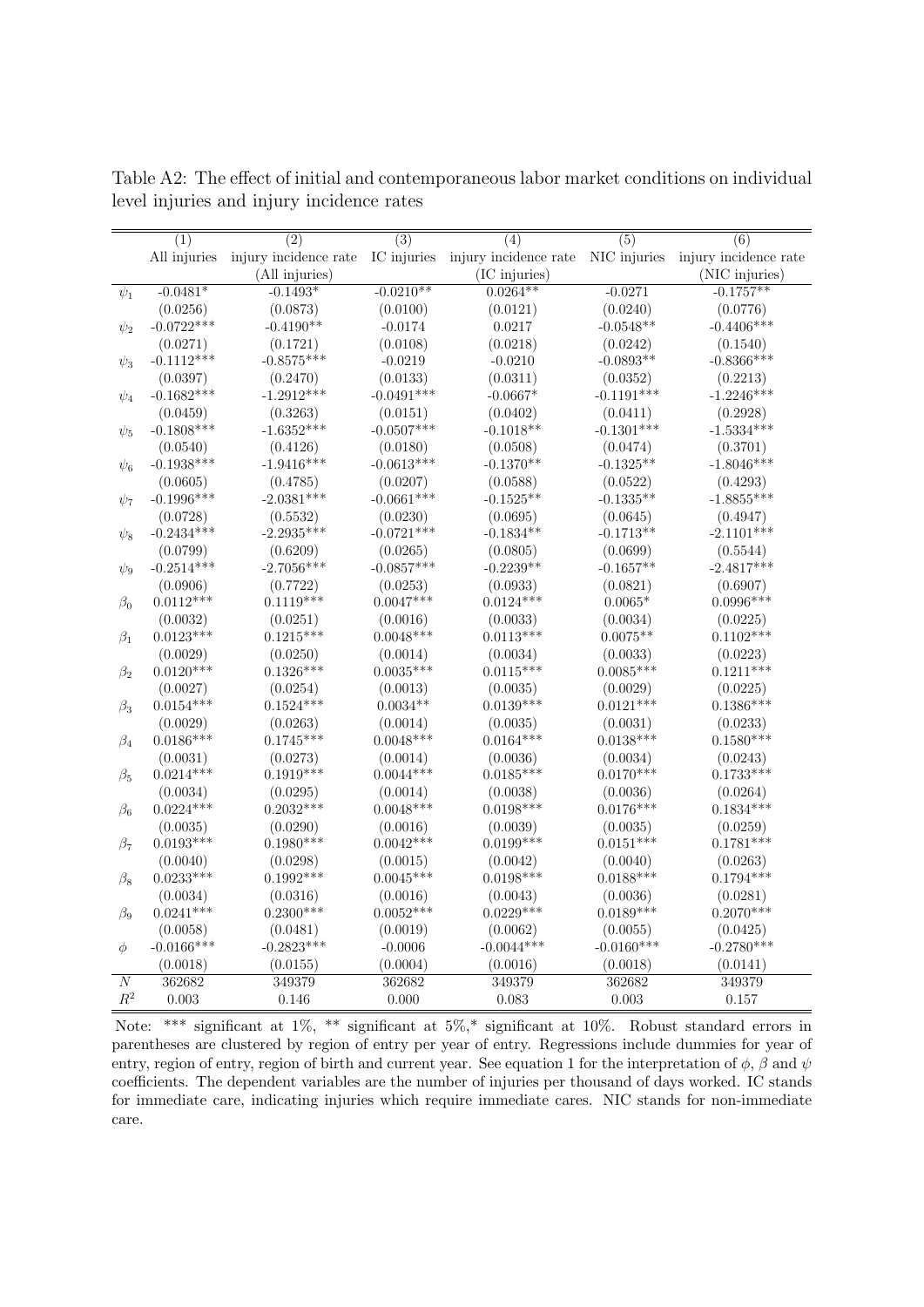Table A2: The effect of initial and contemporaneous labor market conditions on individual level injuries and injury incidence rates

| | (1) | (2) | (3) | (4) | (5) | (6) |
|---|---|---|---|---|---|---|
| | All injuries | injury incidence rate (All injuries) | IC injuries | injury incidence rate (IC injuries) | NIC injuries | injury incidence rate (NIC injuries) |
| $\psi_1$ | -0.0481* | -0.1493* | -0.0210** | 0.0264** | -0.0271 | -0.1757** |
| | (0.0256) | (0.0873) | (0.0100) | (0.0121) | (0.0240) | (0.0776) |
| $\psi_2$ | -0.0722*** | -0.4190** | -0.0174 | 0.0217 | -0.0548** | -0.4406*** |
| | (0.0271) | (0.1721) | (0.0108) | (0.0218) | (0.0242) | (0.1540) |
| $\psi_3$ | -0.1112*** | -0.8575*** | -0.0219 | -0.0210 | -0.0893** | -0.8366*** |
| | (0.0397) | (0.2470) | (0.0133) | (0.0311) | (0.0352) | (0.2213) |
| $\psi_4$ | -0.1682*** | -1.2912*** | -0.0491*** | -0.0667* | -0.1191*** | -1.2246*** |
| | (0.0459) | (0.3263) | (0.0151) | (0.0402) | (0.0411) | (0.2928) |
| $\psi_5$ | -0.1808*** | -1.6352*** | -0.0507*** | -0.1018** | -0.1301*** | -1.5334*** |
| | (0.0540) | (0.4126) | (0.0180) | (0.0508) | (0.0474) | (0.3701) |
| $\psi_6$ | -0.1938*** | -1.9416*** | -0.0613*** | -0.1370** | -0.1325** | -1.8046*** |
| | (0.0605) | (0.4785) | (0.0207) | (0.0588) | (0.0522) | (0.4293) |
| $\psi_7$ | -0.1996*** | -2.0381*** | -0.0661*** | -0.1525** | -0.1335** | -1.8855*** |
| | (0.0728) | (0.5532) | (0.0230) | (0.0695) | (0.0645) | (0.4947) |
| $\psi_8$ | -0.2434*** | -2.2935*** | -0.0721*** | -0.1834** | -0.1713** | -2.1101*** |
| | (0.0799) | (0.6209) | (0.0265) | (0.0805) | (0.0699) | (0.5544) |
| $\psi_9$ | -0.2514*** | -2.7056*** | -0.0857*** | -0.2239** | -0.1657** | -2.4817*** |
| | (0.0906) | (0.7722) | (0.0253) | (0.0933) | (0.0821) | (0.6907) |
| $\beta_0$ | 0.0112*** | 0.1119*** | 0.0047*** | 0.0124*** | 0.0065* | 0.0996*** |
| | (0.0032) | (0.0251) | (0.0016) | (0.0033) | (0.0034) | (0.0225) |
| $\beta_1$ | 0.0123*** | 0.1215*** | 0.0048*** | 0.0113*** | 0.0075** | 0.1102*** |
| | (0.0029) | (0.0250) | (0.0014) | (0.0034) | (0.0033) | (0.0223) |
| $\beta_2$ | 0.0120*** | 0.1326*** | 0.0035*** | 0.0115*** | 0.0085*** | 0.1211*** |
| | (0.0027) | (0.0254) | (0.0013) | (0.0035) | (0.0029) | (0.0225) |
| $\beta_3$ | 0.0154*** | 0.1524*** | 0.0034** | 0.0139*** | 0.0121*** | 0.1386*** |
| | (0.0029) | (0.0263) | (0.0014) | (0.0035) | (0.0031) | (0.0233) |
| $\beta_4$ | 0.0186*** | 0.1745*** | 0.0048*** | 0.0164*** | 0.0138*** | 0.1580*** |
| | (0.0031) | (0.0273) | (0.0014) | (0.0036) | (0.0034) | (0.0243) |
| $\beta_5$ | 0.0214*** | 0.1919*** | 0.0044*** | 0.0185*** | 0.0170*** | 0.1733*** |
| | (0.0034) | (0.0295) | (0.0014) | (0.0038) | (0.0036) | (0.0264) |
| $\beta_6$ | 0.0224*** | 0.2032*** | 0.0048*** | 0.0198*** | 0.0176*** | 0.1834*** |
| | (0.0035) | (0.0290) | (0.0016) | (0.0039) | (0.0035) | (0.0259) |
| $\beta_7$ | 0.0193*** | 0.1980*** | 0.0042*** | 0.0199*** | 0.0151*** | 0.1781*** |
| | (0.0040) | (0.0298) | (0.0015) | (0.0042) | (0.0040) | (0.0263) |
| $\beta_8$ | 0.0233*** | 0.1992*** | 0.0045*** | 0.0198*** | 0.0188*** | 0.1794*** |
| | (0.0034) | (0.0316) | (0.0016) | (0.0043) | (0.0036) | (0.0281) |
| $\beta_9$ | 0.0241*** | 0.2300*** | 0.0052*** | 0.0229*** | 0.0189*** | 0.2070*** |
| | (0.0058) | (0.0481) | (0.0019) | (0.0062) | (0.0055) | (0.0425) |
| $\phi$ | -0.0166*** | -0.2823*** | -0.0006 | -0.0044*** | -0.0160*** | -0.2780*** |
| | (0.0018) | (0.0155) | (0.0004) | (0.0016) | (0.0018) | (0.0141) |
| $N$ | 362682 | 349379 | 362682 | 349379 | 362682 | 349379 |
| $R^2$ | 0.003 | 0.146 | 0.000 | 0.083 | 0.003 | 0.157 |

Note: *** significant at 1%, ** significant at 5%,* significant at 10%. Robust standard errors in parentheses are clustered by region of entry per year of entry. Regressions include dummies for year of entry, region of entry, region of birth and current year. See equation 1 for the interpretation of $\phi$, $\beta$ and $\psi$ coefficients. The dependent variables are the number of injuries per thousand of days worked. IC stands for immediate care, indicating injuries which require immediate cares. NIC stands for non-immediate care.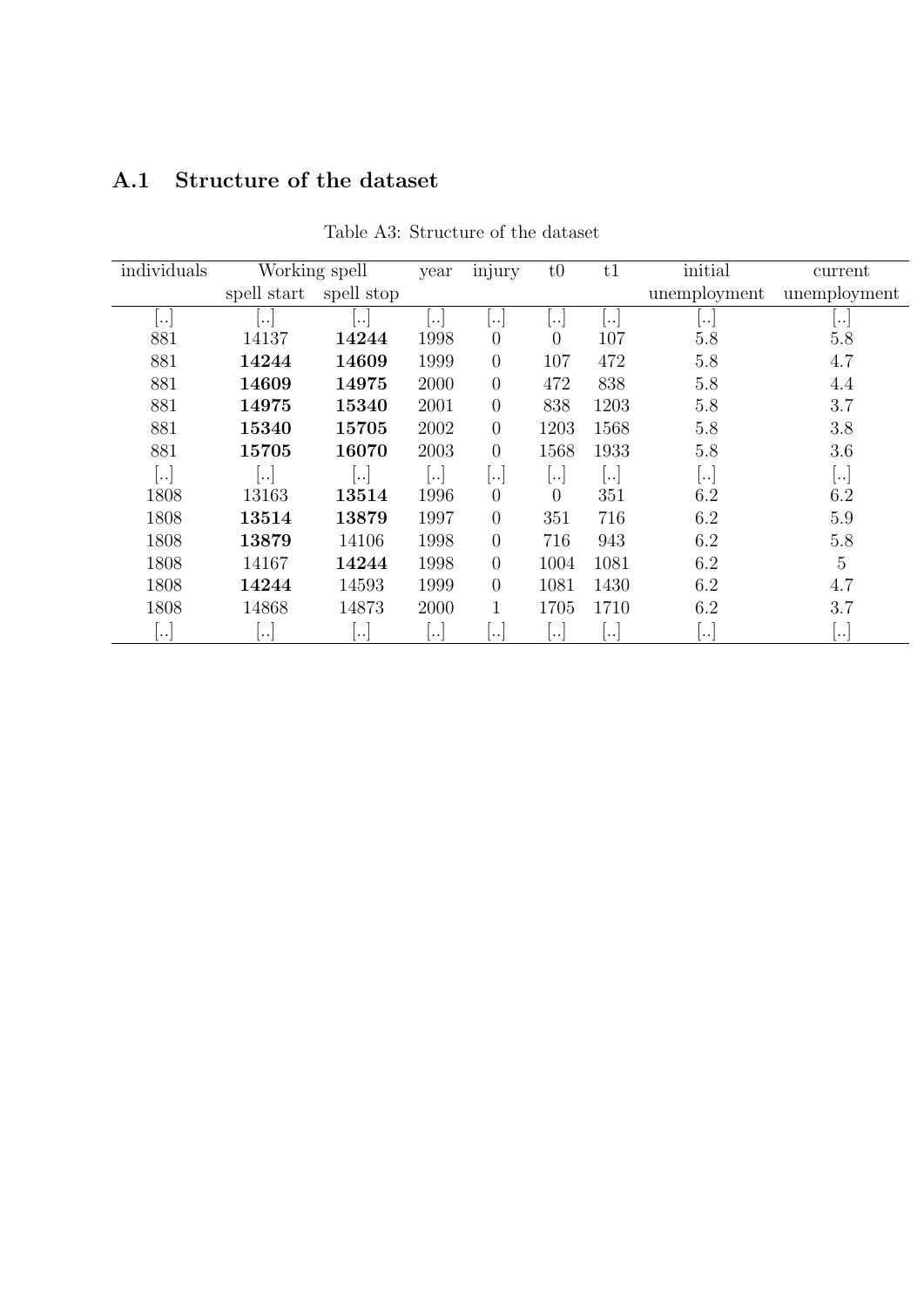## A.1 Structure of the dataset

Table A3: Structure of the dataset

| individuals | Working spell | | year | injury | t0 | t1 | initial | current |
|---|---|---|---|---|---|---|---|---|
| | spell start | spell stop | | | | | unemployment | unemployment |
| [..] | [..] | [..] | [..] | [..] | [..] | [..] | [..] | [..] |
| 881 | 14137 | **14244** | 1998 | 0 | 0 | 107 | 5.8 | 5.8 |
| 881 | **14244** | **14609** | 1999 | 0 | 107 | 472 | 5.8 | 4.7 |
| 881 | **14609** | **14975** | 2000 | 0 | 472 | 838 | 5.8 | 4.4 |
| 881 | **14975** | **15340** | 2001 | 0 | 838 | 1203 | 5.8 | 3.7 |
| 881 | **15340** | **15705** | 2002 | 0 | 1203 | 1568 | 5.8 | 3.8 |
| 881 | **15705** | **16070** | 2003 | 0 | 1568 | 1933 | 5.8 | 3.6 |
| [..] | [..] | [..] | [..] | [..] | [..] | [..] | [..] | [..] |
| 1808 | 13163 | **13514** | 1996 | 0 | 0 | 351 | 6.2 | 6.2 |
| 1808 | **13514** | **13879** | 1997 | 0 | 351 | 716 | 6.2 | 5.9 |
| 1808 | **13879** | 14106 | 1998 | 0 | 716 | 943 | 6.2 | 5.8 |
| 1808 | 14167 | **14244** | 1998 | 0 | 1004 | 1081 | 6.2 | 5 |
| 1808 | **14244** | 14593 | 1999 | 0 | 1081 | 1430 | 6.2 | 4.7 |
| 1808 | 14868 | 14873 | 2000 | 1 | 1705 | 1710 | 6.2 | 3.7 |
| [..] | [..] | [..] | [..] | [..] | [..] | [..] | [..] | [..] |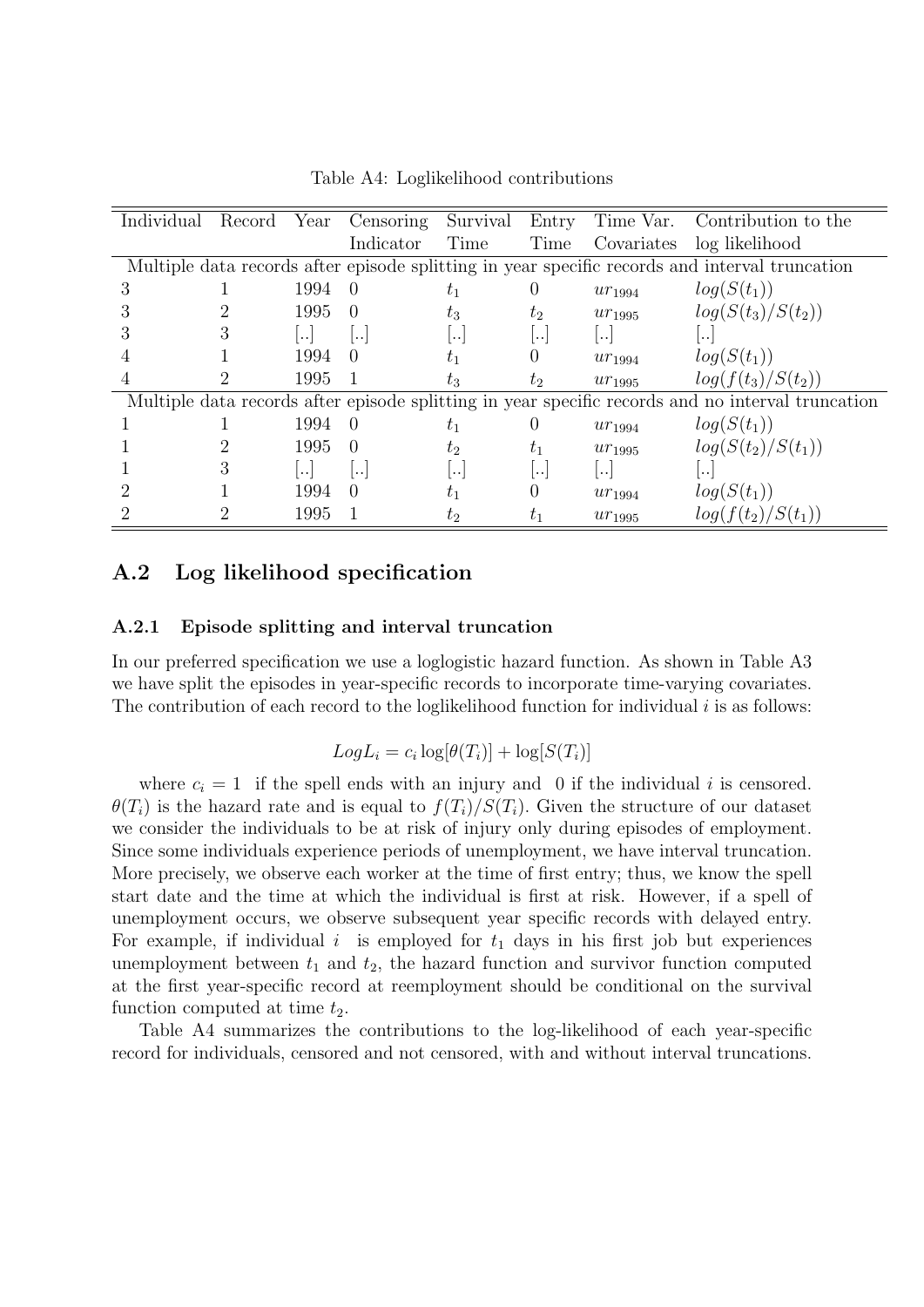Table A4: Loglikelihood contributions

| Individual | Record | Year | Censoring Indicator | Survival Time | Entry Time | Time Var. Covariates | Contribution to the log likelihood |
|---|---|---|---|---|---|---|---|
| Multiple data records after episode splitting in year specific records and interval truncation | | | | | | | |
| 3 | 1 | 1994 | 0 | $t_1$ | 0 | $ur_{1994}$ | $log(S(t_1))$ |
| 3 | 2 | 1995 | 0 | $t_3$ | $t_2$ | $ur_{1995}$ | $log(S(t_3)/S(t_2))$ |
| 3 | 3 | [..] | [..] | [..] | [..] | [..] | [..] |
| 4 | 1 | 1994 | 0 | $t_1$ | 0 | $ur_{1994}$ | $log(S(t_1))$ |
| 4 | 2 | 1995 | 1 | $t_3$ | $t_2$ | $ur_{1995}$ | $log(f(t_3)/S(t_2))$ |
| Multiple data records after episode splitting in year specific records and no interval truncation | | | | | | | |
| 1 | 1 | 1994 | 0 | $t_1$ | 0 | $ur_{1994}$ | $log(S(t_1))$ |
| 1 | 2 | 1995 | 0 | $t_2$ | $t_1$ | $ur_{1995}$ | $log(S(t_2)/S(t_1))$ |
| 1 | 3 | [..] | [..] | [..] | [..] | [..] | [..] |
| 2 | 1 | 1994 | 0 | $t_1$ | 0 | $ur_{1994}$ | $log(S(t_1))$ |
| 2 | 2 | 1995 | 1 | $t_2$ | $t_1$ | $ur_{1995}$ | $log(f(t_2)/S(t_1))$ |

## A.2 Log likelihood specification

### A.2.1 Episode splitting and interval truncation

In our preferred specification we use a loglogistic hazard function. As shown in Table A3 we have split the episodes in year-specific records to incorporate time-varying covariates. The contribution of each record to the loglikelihood function for individual $i$ is as follows:

$$LogL_i = c_i \log[\theta(T_i)] + \log[S(T_i)]$$

where $c_i = 1$ if the spell ends with an injury and 0 if the individual $i$ is censored. $\theta(T_i)$ is the hazard rate and is equal to $f(T_i)/S(T_i)$. Given the structure of our dataset we consider the individuals to be at risk of injury only during episodes of employment. Since some individuals experience periods of unemployment, we have interval truncation. More precisely, we observe each worker at the time of first entry; thus, we know the spell start date and the time at which the individual is first at risk. However, if a spell of unemployment occurs, we observe subsequent year specific records with delayed entry. For example, if individual $i$ is employed for $t_1$ days in his first job but experiences unemployment between $t_1$ and $t_2$, the hazard function and survivor function computed at the first year-specific record at reemployment should be conditional on the survival function computed at time $t_2$.

Table A4 summarizes the contributions to the log-likelihood of each year-specific record for individuals, censored and not censored, with and without interval truncations.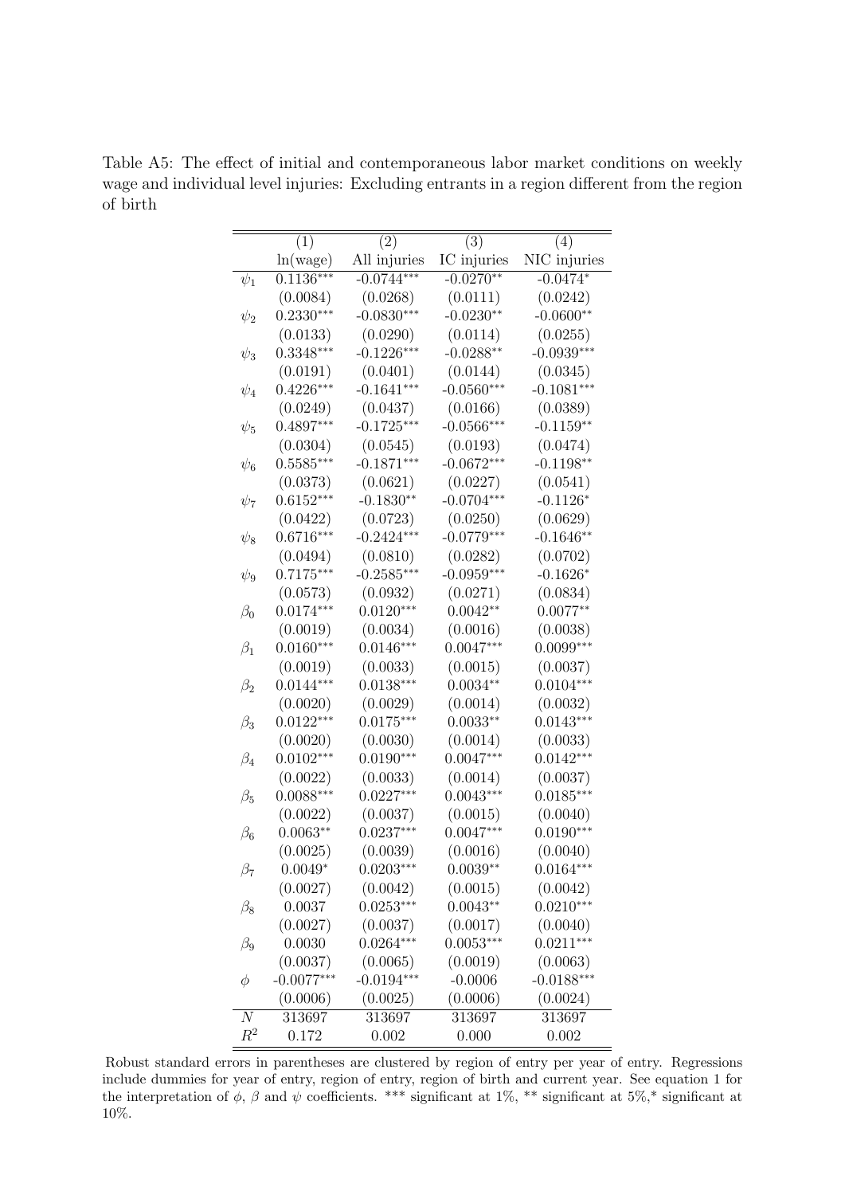Table A5: The effect of initial and contemporaneous labor market conditions on weekly wage and individual level injuries: Excluding entrants in a region different from the region of birth

| | (1) | (2) | (3) | (4) |
|---|---|---|---|---|
| | ln(wage) | All injuries | IC injuries | NIC injuries |
| $\psi_1$ | 0.1136*** | -0.0744*** | -0.0270** | -0.0474* |
| | (0.0084) | (0.0268) | (0.0111) | (0.0242) |
| $\psi_2$ | 0.2330*** | -0.0830*** | -0.0230** | -0.0600** |
| | (0.0133) | (0.0290) | (0.0114) | (0.0255) |
| $\psi_3$ | 0.3348*** | -0.1226*** | -0.0288** | -0.0939*** |
| | (0.0191) | (0.0401) | (0.0144) | (0.0345) |
| $\psi_4$ | 0.4226*** | -0.1641*** | -0.0560*** | -0.1081*** |
| | (0.0249) | (0.0437) | (0.0166) | (0.0389) |
| $\psi_5$ | 0.4897*** | -0.1725*** | -0.0566*** | -0.1159** |
| | (0.0304) | (0.0545) | (0.0193) | (0.0474) |
| $\psi_6$ | 0.5585*** | -0.1871*** | -0.0672*** | -0.1198** |
| | (0.0373) | (0.0621) | (0.0227) | (0.0541) |
| $\psi_7$ | 0.6152*** | -0.1830** | -0.0704*** | -0.1126* |
| | (0.0422) | (0.0723) | (0.0250) | (0.0629) |
| $\psi_8$ | 0.6716*** | -0.2424*** | -0.0779*** | -0.1646** |
| | (0.0494) | (0.0810) | (0.0282) | (0.0702) |
| $\psi_9$ | 0.7175*** | -0.2585*** | -0.0959*** | -0.1626* |
| | (0.0573) | (0.0932) | (0.0271) | (0.0834) |
| $\beta_0$ | 0.0174*** | 0.0120*** | 0.0042** | 0.0077** |
| | (0.0019) | (0.0034) | (0.0016) | (0.0038) |
| $\beta_1$ | 0.0160*** | 0.0146*** | 0.0047*** | 0.0099*** |
| | (0.0019) | (0.0033) | (0.0015) | (0.0037) |
| $\beta_2$ | 0.0144*** | 0.0138*** | 0.0034** | 0.0104*** |
| | (0.0020) | (0.0029) | (0.0014) | (0.0032) |
| $\beta_3$ | 0.0122*** | 0.0175*** | 0.0033** | 0.0143*** |
| | (0.0020) | (0.0030) | (0.0014) | (0.0033) |
| $\beta_4$ | 0.0102*** | 0.0190*** | 0.0047*** | 0.0142*** |
| | (0.0022) | (0.0033) | (0.0014) | (0.0037) |
| $\beta_5$ | 0.0088*** | 0.0227*** | 0.0043*** | 0.0185*** |
| | (0.0022) | (0.0037) | (0.0015) | (0.0040) |
| $\beta_6$ | 0.0063** | 0.0237*** | 0.0047*** | 0.0190*** |
| | (0.0025) | (0.0039) | (0.0016) | (0.0040) |
| $\beta_7$ | 0.0049* | 0.0203*** | 0.0039** | 0.0164*** |
| | (0.0027) | (0.0042) | (0.0015) | (0.0042) |
| $\beta_8$ | 0.0037 | 0.0253*** | 0.0043** | 0.0210*** |
| | (0.0027) | (0.0037) | (0.0017) | (0.0040) |
| $\beta_9$ | 0.0030 | 0.0264*** | 0.0053*** | 0.0211*** |
| | (0.0037) | (0.0065) | (0.0019) | (0.0063) |
| $\phi$ | -0.0077*** | -0.0194*** | -0.0006 | -0.0188*** |
| | (0.0006) | (0.0025) | (0.0006) | (0.0024) |
| $N$ | 313697 | 313697 | 313697 | 313697 |
| $R^2$ | 0.172 | 0.002 | 0.000 | 0.002 |

Robust standard errors in parentheses are clustered by region of entry per year of entry. Regressions include dummies for year of entry, region of entry, region of birth and current year. See equation 1 for the interpretation of $\phi$, $\beta$ and $\psi$ coefficients. *** significant at 1%, ** significant at 5%,* significant at 10%.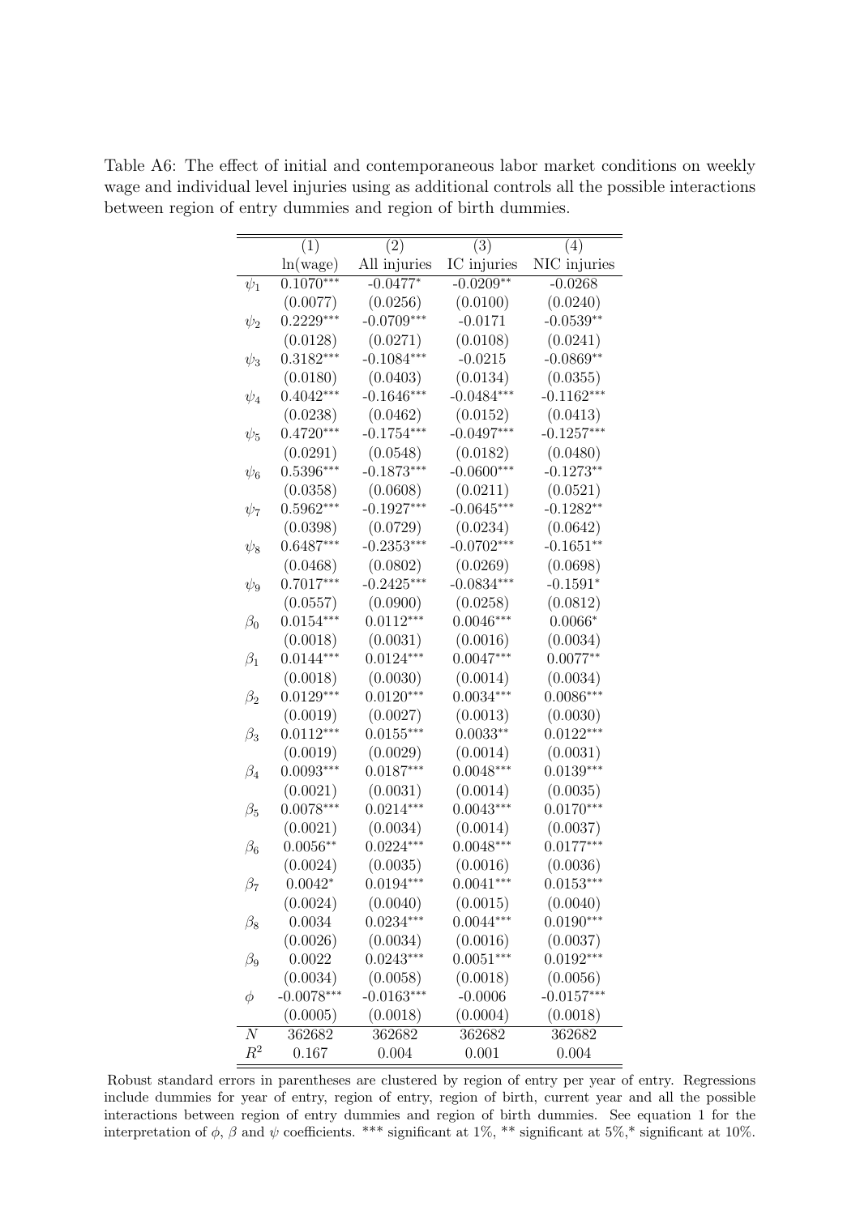Table A6: The effect of initial and contemporaneous labor market conditions on weekly wage and individual level injuries using as additional controls all the possible interactions between region of entry dummies and region of birth dummies.

| | (1) | (2) | (3) | (4) |
|---|---|---|---|---|
| | ln(wage) | All injuries | IC injuries | NIC injuries |
| $\psi_1$ | 0.1070*** | -0.0477* | -0.0209** | -0.0268 |
| | (0.0077) | (0.0256) | (0.0100) | (0.0240) |
| $\psi_2$ | 0.2229*** | -0.0709*** | -0.0171 | -0.0539** |
| | (0.0128) | (0.0271) | (0.0108) | (0.0241) |
| $\psi_3$ | 0.3182*** | -0.1084*** | -0.0215 | -0.0869** |
| | (0.0180) | (0.0403) | (0.0134) | (0.0355) |
| $\psi_4$ | 0.4042*** | -0.1646*** | -0.0484*** | -0.1162*** |
| | (0.0238) | (0.0462) | (0.0152) | (0.0413) |
| $\psi_5$ | 0.4720*** | -0.1754*** | -0.0497*** | -0.1257*** |
| | (0.0291) | (0.0548) | (0.0182) | (0.0480) |
| $\psi_6$ | 0.5396*** | -0.1873*** | -0.0600*** | -0.1273** |
| | (0.0358) | (0.0608) | (0.0211) | (0.0521) |
| $\psi_7$ | 0.5962*** | -0.1927*** | -0.0645*** | -0.1282** |
| | (0.0398) | (0.0729) | (0.0234) | (0.0642) |
| $\psi_8$ | 0.6487*** | -0.2353*** | -0.0702*** | -0.1651** |
| | (0.0468) | (0.0802) | (0.0269) | (0.0698) |
| $\psi_9$ | 0.7017*** | -0.2425*** | -0.0834*** | -0.1591* |
| | (0.0557) | (0.0900) | (0.0258) | (0.0812) |
| $\beta_0$ | 0.0154*** | 0.0112*** | 0.0046*** | 0.0066* |
| | (0.0018) | (0.0031) | (0.0016) | (0.0034) |
| $\beta_1$ | 0.0144*** | 0.0124*** | 0.0047*** | 0.0077** |
| | (0.0018) | (0.0030) | (0.0014) | (0.0034) |
| $\beta_2$ | 0.0129*** | 0.0120*** | 0.0034*** | 0.0086*** |
| | (0.0019) | (0.0027) | (0.0013) | (0.0030) |
| $\beta_3$ | 0.0112*** | 0.0155*** | 0.0033** | 0.0122*** |
| | (0.0019) | (0.0029) | (0.0014) | (0.0031) |
| $\beta_4$ | 0.0093*** | 0.0187*** | 0.0048*** | 0.0139*** |
| | (0.0021) | (0.0031) | (0.0014) | (0.0035) |
| $\beta_5$ | 0.0078*** | 0.0214*** | 0.0043*** | 0.0170*** |
| | (0.0021) | (0.0034) | (0.0014) | (0.0037) |
| $\beta_6$ | 0.0056** | 0.0224*** | 0.0048*** | 0.0177*** |
| | (0.0024) | (0.0035) | (0.0016) | (0.0036) |
| $\beta_7$ | 0.0042* | 0.0194*** | 0.0041*** | 0.0153*** |
| | (0.0024) | (0.0040) | (0.0015) | (0.0040) |
| $\beta_8$ | 0.0034 | 0.0234*** | 0.0044*** | 0.0190*** |
| | (0.0026) | (0.0034) | (0.0016) | (0.0037) |
| $\beta_9$ | 0.0022 | 0.0243*** | 0.0051*** | 0.0192*** |
| | (0.0034) | (0.0058) | (0.0018) | (0.0056) |
| $\phi$ | -0.0078*** | -0.0163*** | -0.0006 | -0.0157*** |
| | (0.0005) | (0.0018) | (0.0004) | (0.0018) |
| $N$ | 362682 | 362682 | 362682 | 362682 |
| $R^2$ | 0.167 | 0.004 | 0.001 | 0.004 |

Robust standard errors in parentheses are clustered by region of entry per year of entry. Regressions include dummies for year of entry, region of entry, region of birth, current year and all the possible interactions between region of entry dummies and region of birth dummies. See equation 1 for the interpretation of $\phi$, $\beta$ and $\psi$ coefficients. *** significant at 1%, ** significant at 5%,* significant at 10%.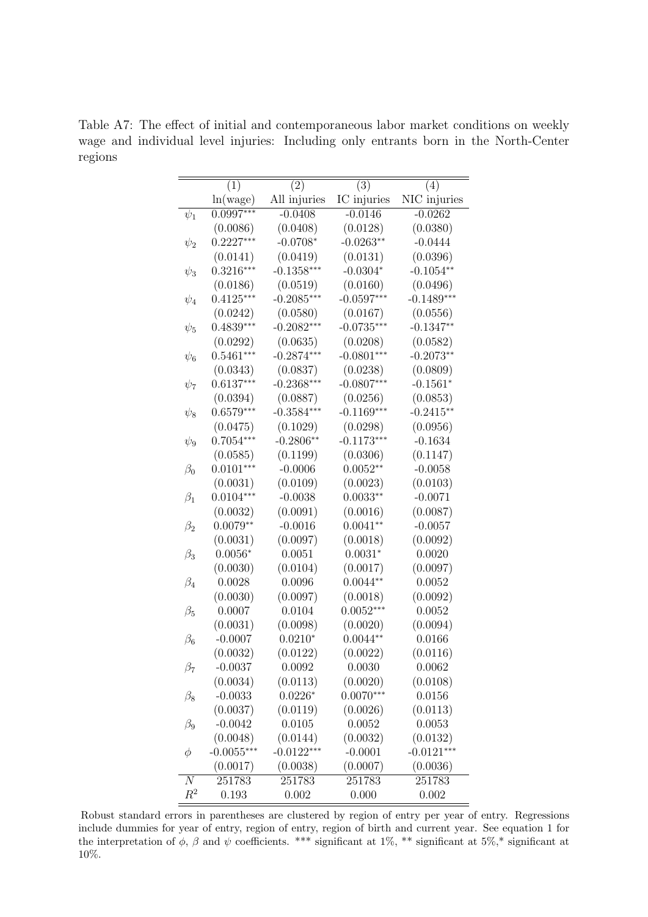Table A7: The effect of initial and contemporaneous labor market conditions on weekly wage and individual level injuries: Including only entrants born in the North-Center regions

| | (1) | (2) | (3) | (4) |
|---|---|---|---|---|
| | ln(wage) | All injuries | IC injuries | NIC injuries |
| $\psi_1$ | 0.0997*** | -0.0408 | -0.0146 | -0.0262 |
| | (0.0086) | (0.0408) | (0.0128) | (0.0380) |
| $\psi_2$ | 0.2227*** | -0.0708* | -0.0263** | -0.0444 |
| | (0.0141) | (0.0419) | (0.0131) | (0.0396) |
| $\psi_3$ | 0.3216*** | -0.1358*** | -0.0304* | -0.1054** |
| | (0.0186) | (0.0519) | (0.0160) | (0.0496) |
| $\psi_4$ | 0.4125*** | -0.2085*** | -0.0597*** | -0.1489*** |
| | (0.0242) | (0.0580) | (0.0167) | (0.0556) |
| $\psi_5$ | 0.4839*** | -0.2082*** | -0.0735*** | -0.1347** |
| | (0.0292) | (0.0635) | (0.0208) | (0.0582) |
| $\psi_6$ | 0.5461*** | -0.2874*** | -0.0801*** | -0.2073** |
| | (0.0343) | (0.0837) | (0.0238) | (0.0809) |
| $\psi_7$ | 0.6137*** | -0.2368*** | -0.0807*** | -0.1561* |
| | (0.0394) | (0.0887) | (0.0256) | (0.0853) |
| $\psi_8$ | 0.6579*** | -0.3584*** | -0.1169*** | -0.2415** |
| | (0.0475) | (0.1029) | (0.0298) | (0.0956) |
| $\psi_9$ | 0.7054*** | -0.2806** | -0.1173*** | -0.1634 |
| | (0.0585) | (0.1199) | (0.0306) | (0.1147) |
| $\beta_0$ | 0.0101*** | -0.0006 | 0.0052** | -0.0058 |
| | (0.0031) | (0.0109) | (0.0023) | (0.0103) |
| $\beta_1$ | 0.0104*** | -0.0038 | 0.0033** | -0.0071 |
| | (0.0032) | (0.0091) | (0.0016) | (0.0087) |
| $\beta_2$ | 0.0079** | -0.0016 | 0.0041** | -0.0057 |
| | (0.0031) | (0.0097) | (0.0018) | (0.0092) |
| $\beta_3$ | 0.0056* | 0.0051 | 0.0031* | 0.0020 |
| | (0.0030) | (0.0104) | (0.0017) | (0.0097) |
| $\beta_4$ | 0.0028 | 0.0096 | 0.0044** | 0.0052 |
| | (0.0030) | (0.0097) | (0.0018) | (0.0092) |
| $\beta_5$ | 0.0007 | 0.0104 | 0.0052*** | 0.0052 |
| | (0.0031) | (0.0098) | (0.0020) | (0.0094) |
| $\beta_6$ | -0.0007 | 0.0210* | 0.0044** | 0.0166 |
| | (0.0032) | (0.0122) | (0.0022) | (0.0116) |
| $\beta_7$ | -0.0037 | 0.0092 | 0.0030 | 0.0062 |
| | (0.0034) | (0.0113) | (0.0020) | (0.0108) |
| $\beta_8$ | -0.0033 | 0.0226* | 0.0070*** | 0.0156 |
| | (0.0037) | (0.0119) | (0.0026) | (0.0113) |
| $\beta_9$ | -0.0042 | 0.0105 | 0.0052 | 0.0053 |
| | (0.0048) | (0.0144) | (0.0032) | (0.0132) |
| $\phi$ | -0.0055*** | -0.0122*** | -0.0001 | -0.0121*** |
| | (0.0017) | (0.0038) | (0.0007) | (0.0036) |
| $N$ | 251783 | 251783 | 251783 | 251783 |
| $R^2$ | 0.193 | 0.002 | 0.000 | 0.002 |

Robust standard errors in parentheses are clustered by region of entry per year of entry. Regressions include dummies for year of entry, region of entry, region of birth and current year. See equation 1 for the interpretation of $\phi$, $\beta$ and $\psi$ coefficients. *** significant at 1%, ** significant at 5%,* significant at 10%.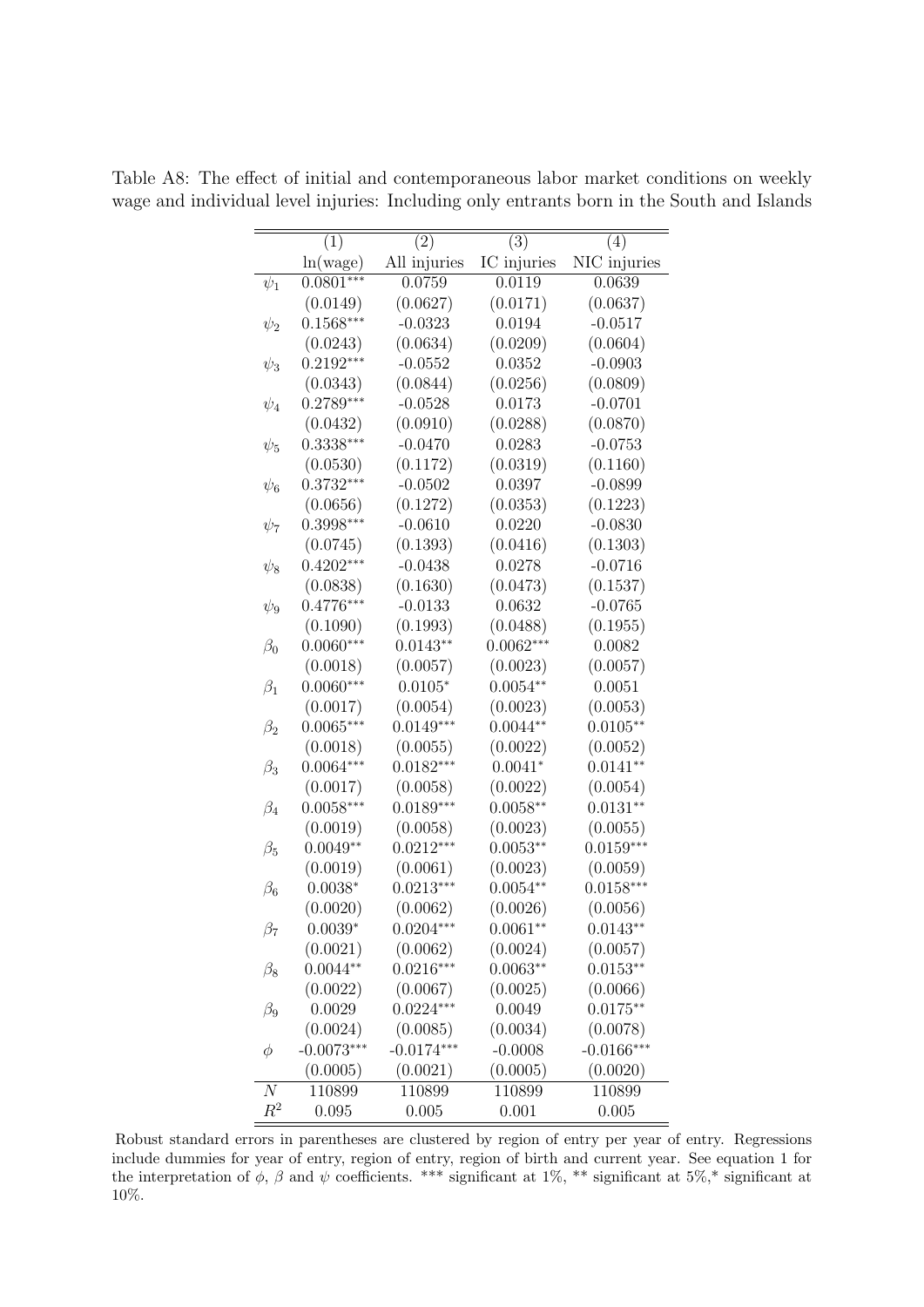Table A8: The effect of initial and contemporaneous labor market conditions on weekly wage and individual level injuries: Including only entrants born in the South and Islands

| | (1) | (2) | (3) | (4) |
|---|---|---|---|---|
| | ln(wage) | All injuries | IC injuries | NIC injuries |
| $\psi_1$ | 0.0801*** | 0.0759 | 0.0119 | 0.0639 |
| | (0.0149) | (0.0627) | (0.0171) | (0.0637) |
| $\psi_2$ | 0.1568*** | -0.0323 | 0.0194 | -0.0517 |
| | (0.0243) | (0.0634) | (0.0209) | (0.0604) |
| $\psi_3$ | 0.2192*** | -0.0552 | 0.0352 | -0.0903 |
| | (0.0343) | (0.0844) | (0.0256) | (0.0809) |
| $\psi_4$ | 0.2789*** | -0.0528 | 0.0173 | -0.0701 |
| | (0.0432) | (0.0910) | (0.0288) | (0.0870) |
| $\psi_5$ | 0.3338*** | -0.0470 | 0.0283 | -0.0753 |
| | (0.0530) | (0.1172) | (0.0319) | (0.1160) |
| $\psi_6$ | 0.3732*** | -0.0502 | 0.0397 | -0.0899 |
| | (0.0656) | (0.1272) | (0.0353) | (0.1223) |
| $\psi_7$ | 0.3998*** | -0.0610 | 0.0220 | -0.0830 |
| | (0.0745) | (0.1393) | (0.0416) | (0.1303) |
| $\psi_8$ | 0.4202*** | -0.0438 | 0.0278 | -0.0716 |
| | (0.0838) | (0.1630) | (0.0473) | (0.1537) |
| $\psi_9$ | 0.4776*** | -0.0133 | 0.0632 | -0.0765 |
| | (0.1090) | (0.1993) | (0.0488) | (0.1955) |
| $\beta_0$ | 0.0060*** | 0.0143** | 0.0062*** | 0.0082 |
| | (0.0018) | (0.0057) | (0.0023) | (0.0057) |
| $\beta_1$ | 0.0060*** | 0.0105* | 0.0054** | 0.0051 |
| | (0.0017) | (0.0054) | (0.0023) | (0.0053) |
| $\beta_2$ | 0.0065*** | 0.0149*** | 0.0044** | 0.0105** |
| | (0.0018) | (0.0055) | (0.0022) | (0.0052) |
| $\beta_3$ | 0.0064*** | 0.0182*** | 0.0041* | 0.0141** |
| | (0.0017) | (0.0058) | (0.0022) | (0.0054) |
| $\beta_4$ | 0.0058*** | 0.0189*** | 0.0058** | 0.0131** |
| | (0.0019) | (0.0058) | (0.0023) | (0.0055) |
| $\beta_5$ | 0.0049** | 0.0212*** | 0.0053** | 0.0159*** |
| | (0.0019) | (0.0061) | (0.0023) | (0.0059) |
| $\beta_6$ | 0.0038* | 0.0213*** | 0.0054** | 0.0158*** |
| | (0.0020) | (0.0062) | (0.0026) | (0.0056) |
| $\beta_7$ | 0.0039* | 0.0204*** | 0.0061** | 0.0143** |
| | (0.0021) | (0.0062) | (0.0024) | (0.0057) |
| $\beta_8$ | 0.0044** | 0.0216*** | 0.0063** | 0.0153** |
| | (0.0022) | (0.0067) | (0.0025) | (0.0066) |
| $\beta_9$ | 0.0029 | 0.0224*** | 0.0049 | 0.0175** |
| | (0.0024) | (0.0085) | (0.0034) | (0.0078) |
| $\phi$ | -0.0073*** | -0.0174*** | -0.0008 | -0.0166*** |
| | (0.0005) | (0.0021) | (0.0005) | (0.0020) |
| $N$ | 110899 | 110899 | 110899 | 110899 |
| $R^2$ | 0.095 | 0.005 | 0.001 | 0.005 |

Robust standard errors in parentheses are clustered by region of entry per year of entry. Regressions include dummies for year of entry, region of entry, region of birth and current year. See equation 1 for the interpretation of $\phi$, $\beta$ and $\psi$ coefficients. *** significant at 1%, ** significant at 5%,* significant at 10%.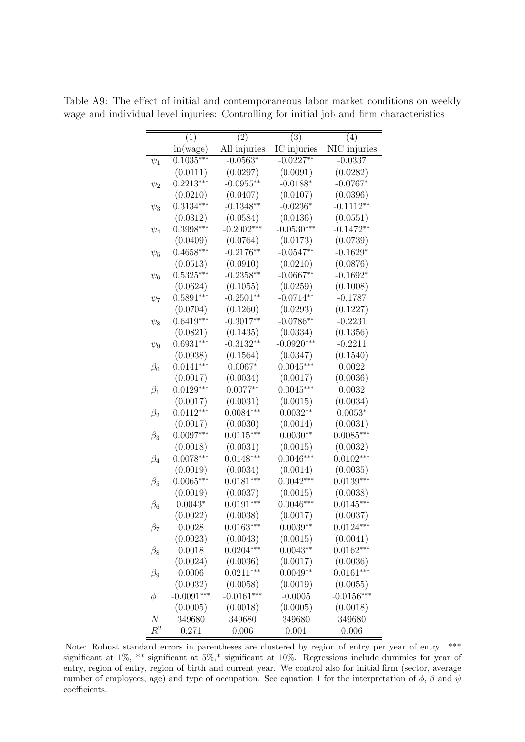Table A9: The effect of initial and contemporaneous labor market conditions on weekly wage and individual level injuries: Controlling for initial job and firm characteristics

| | (1) | (2) | (3) | (4) |
|---|---|---|---|---|
| | ln(wage) | All injuries | IC injuries | NIC injuries |
| $\psi_1$ | 0.1035*** | -0.0563* | -0.0227** | -0.0337 |
| | (0.0111) | (0.0297) | (0.0091) | (0.0282) |
| $\psi_2$ | 0.2213*** | -0.0955** | -0.0188* | -0.0767* |
| | (0.0210) | (0.0407) | (0.0107) | (0.0396) |
| $\psi_3$ | 0.3134*** | -0.1348** | -0.0236* | -0.1112** |
| | (0.0312) | (0.0584) | (0.0136) | (0.0551) |
| $\psi_4$ | 0.3998*** | -0.2002*** | -0.0530*** | -0.1472** |
| | (0.0409) | (0.0764) | (0.0173) | (0.0739) |
| $\psi_5$ | 0.4658*** | -0.2176** | -0.0547** | -0.1629* |
| | (0.0513) | (0.0910) | (0.0210) | (0.0876) |
| $\psi_6$ | 0.5325*** | -0.2358** | -0.0667** | -0.1692* |
| | (0.0624) | (0.1055) | (0.0259) | (0.1008) |
| $\psi_7$ | 0.5891*** | -0.2501** | -0.0714** | -0.1787 |
| | (0.0704) | (0.1260) | (0.0293) | (0.1227) |
| $\psi_8$ | 0.6419*** | -0.3017** | -0.0786** | -0.2231 |
| | (0.0821) | (0.1435) | (0.0334) | (0.1356) |
| $\psi_9$ | 0.6931*** | -0.3132** | -0.0920*** | -0.2211 |
| | (0.0938) | (0.1564) | (0.0347) | (0.1540) |
| $\beta_0$ | 0.0141*** | 0.0067* | 0.0045*** | 0.0022 |
| | (0.0017) | (0.0034) | (0.0017) | (0.0036) |
| $\beta_1$ | 0.0129*** | 0.0077** | 0.0045*** | 0.0032 |
| | (0.0017) | (0.0031) | (0.0015) | (0.0034) |
| $\beta_2$ | 0.0112*** | 0.0084*** | 0.0032** | 0.0053* |
| | (0.0017) | (0.0030) | (0.0014) | (0.0031) |
| $\beta_3$ | 0.0097*** | 0.0115*** | 0.0030** | 0.0085*** |
| | (0.0018) | (0.0031) | (0.0015) | (0.0032) |
| $\beta_4$ | 0.0078*** | 0.0148*** | 0.0046*** | 0.0102*** |
| | (0.0019) | (0.0034) | (0.0014) | (0.0035) |
| $\beta_5$ | 0.0065*** | 0.0181*** | 0.0042*** | 0.0139*** |
| | (0.0019) | (0.0037) | (0.0015) | (0.0038) |
| $\beta_6$ | 0.0043* | 0.0191*** | 0.0046*** | 0.0145*** |
| | (0.0022) | (0.0038) | (0.0017) | (0.0037) |
| $\beta_7$ | 0.0028 | 0.0163*** | 0.0039** | 0.0124*** |
| | (0.0023) | (0.0043) | (0.0015) | (0.0041) |
| $\beta_8$ | 0.0018 | 0.0204*** | 0.0043** | 0.0162*** |
| | (0.0024) | (0.0036) | (0.0017) | (0.0036) |
| $\beta_9$ | 0.0006 | 0.0211*** | 0.0049** | 0.0161*** |
| | (0.0032) | (0.0058) | (0.0019) | (0.0055) |
| $\phi$ | -0.0091*** | -0.0161*** | -0.0005 | -0.0156*** |
| | (0.0005) | (0.0018) | (0.0005) | (0.0018) |
| $N$ | 349680 | 349680 | 349680 | 349680 |
| $R^2$ | 0.271 | 0.006 | 0.001 | 0.006 |

Note: Robust standard errors in parentheses are clustered by region of entry per year of entry. *** significant at 1%, ** significant at 5%,* significant at 10%. Regressions include dummies for year of entry, region of entry, region of birth and current year. We control also for initial firm (sector, average number of employees, age) and type of occupation. See equation 1 for the interpretation of $\phi$, $\beta$ and $\psi$ coefficients.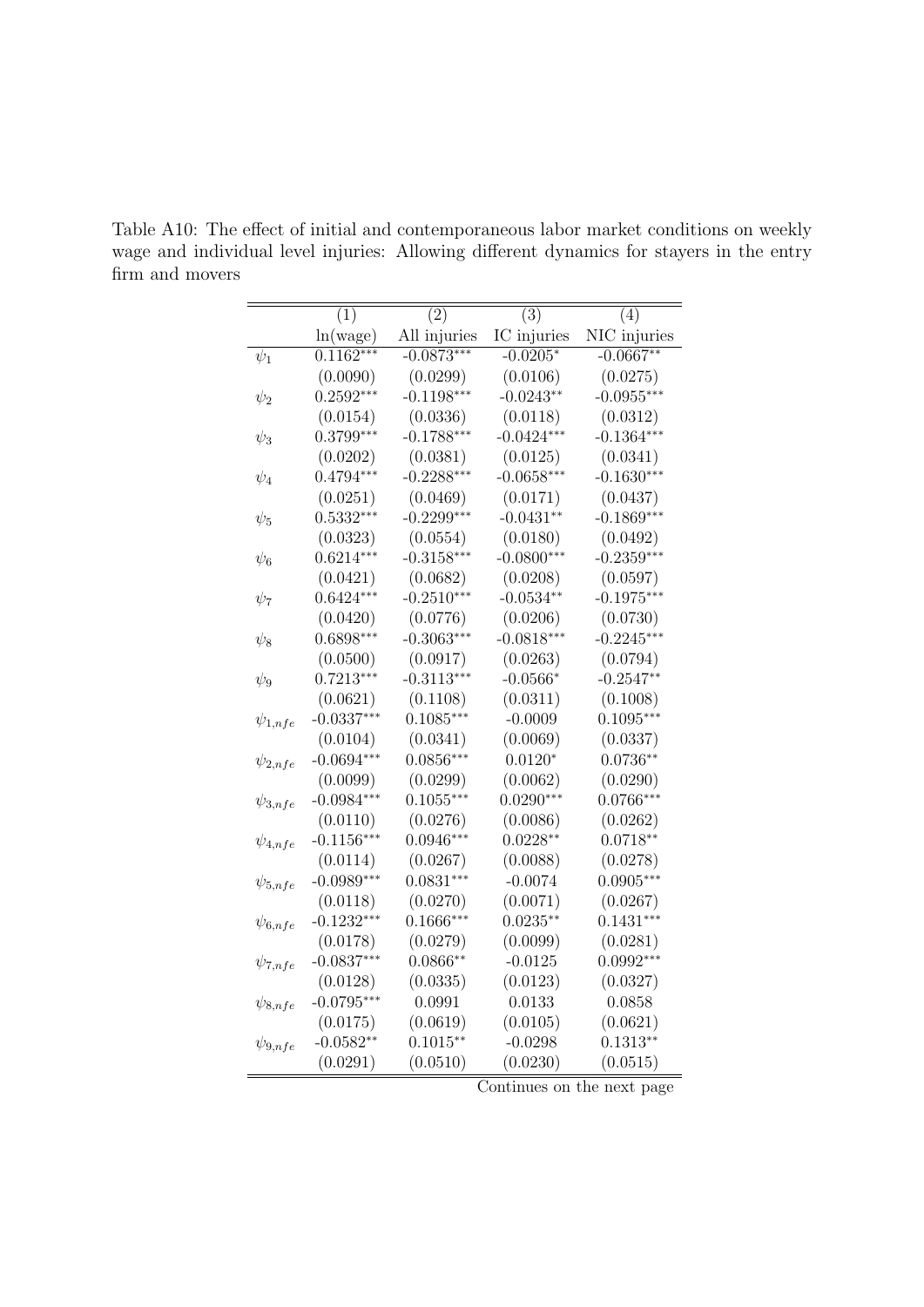Table A10: The effect of initial and contemporaneous labor market conditions on weekly wage and individual level injuries: Allowing different dynamics for stayers in the entry firm and movers

| | (1) | (2) | (3) | (4) |
|---|---|---|---|---|
| | ln(wage) | All injuries | IC injuries | NIC injuries |
| $\psi_1$ | 0.1162*** | -0.0873*** | -0.0205* | -0.0667** |
| | (0.0090) | (0.0299) | (0.0106) | (0.0275) |
| $\psi_2$ | 0.2592*** | -0.1198*** | -0.0243** | -0.0955*** |
| | (0.0154) | (0.0336) | (0.0118) | (0.0312) |
| $\psi_3$ | 0.3799*** | -0.1788*** | -0.0424*** | -0.1364*** |
| | (0.0202) | (0.0381) | (0.0125) | (0.0341) |
| $\psi_4$ | 0.4794*** | -0.2288*** | -0.0658*** | -0.1630*** |
| | (0.0251) | (0.0469) | (0.0171) | (0.0437) |
| $\psi_5$ | 0.5332*** | -0.2299*** | -0.0431** | -0.1869*** |
| | (0.0323) | (0.0554) | (0.0180) | (0.0492) |
| $\psi_6$ | 0.6214*** | -0.3158*** | -0.0800*** | -0.2359*** |
| | (0.0421) | (0.0682) | (0.0208) | (0.0597) |
| $\psi_7$ | 0.6424*** | -0.2510*** | -0.0534** | -0.1975*** |
| | (0.0420) | (0.0776) | (0.0206) | (0.0730) |
| $\psi_8$ | 0.6898*** | -0.3063*** | -0.0818*** | -0.2245*** |
| | (0.0500) | (0.0917) | (0.0263) | (0.0794) |
| $\psi_9$ | 0.7213*** | -0.3113*** | -0.0566* | -0.2547** |
| | (0.0621) | (0.1108) | (0.0311) | (0.1008) |
| $\psi_{1,nfe}$ | -0.0337*** | 0.1085*** | -0.0009 | 0.1095*** |
| | (0.0104) | (0.0341) | (0.0069) | (0.0337) |
| $\psi_{2,nfe}$ | -0.0694*** | 0.0856*** | 0.0120* | 0.0736** |
| | (0.0099) | (0.0299) | (0.0062) | (0.0290) |
| $\psi_{3,nfe}$ | -0.0984*** | 0.1055*** | 0.0290*** | 0.0766*** |
| | (0.0110) | (0.0276) | (0.0086) | (0.0262) |
| $\psi_{4,nfe}$ | -0.1156*** | 0.0946*** | 0.0228** | 0.0718** |
| | (0.0114) | (0.0267) | (0.0088) | (0.0278) |
| $\psi_{5,nfe}$ | -0.0989*** | 0.0831*** | -0.0074 | 0.0905*** |
| | (0.0118) | (0.0270) | (0.0071) | (0.0267) |
| $\psi_{6,nfe}$ | -0.1232*** | 0.1666*** | 0.0235** | 0.1431*** |
| | (0.0178) | (0.0279) | (0.0099) | (0.0281) |
| $\psi_{7,nfe}$ | -0.0837*** | 0.0866** | -0.0125 | 0.0992*** |
| | (0.0128) | (0.0335) | (0.0123) | (0.0327) |
| $\psi_{8,nfe}$ | -0.0795*** | 0.0991 | 0.0133 | 0.0858 |
| | (0.0175) | (0.0619) | (0.0105) | (0.0621) |
| $\psi_{9,nfe}$ | -0.0582** | 0.1015** | -0.0298 | 0.1313** |
| | (0.0291) | (0.0510) | (0.0230) | (0.0515) |

Continues on the next page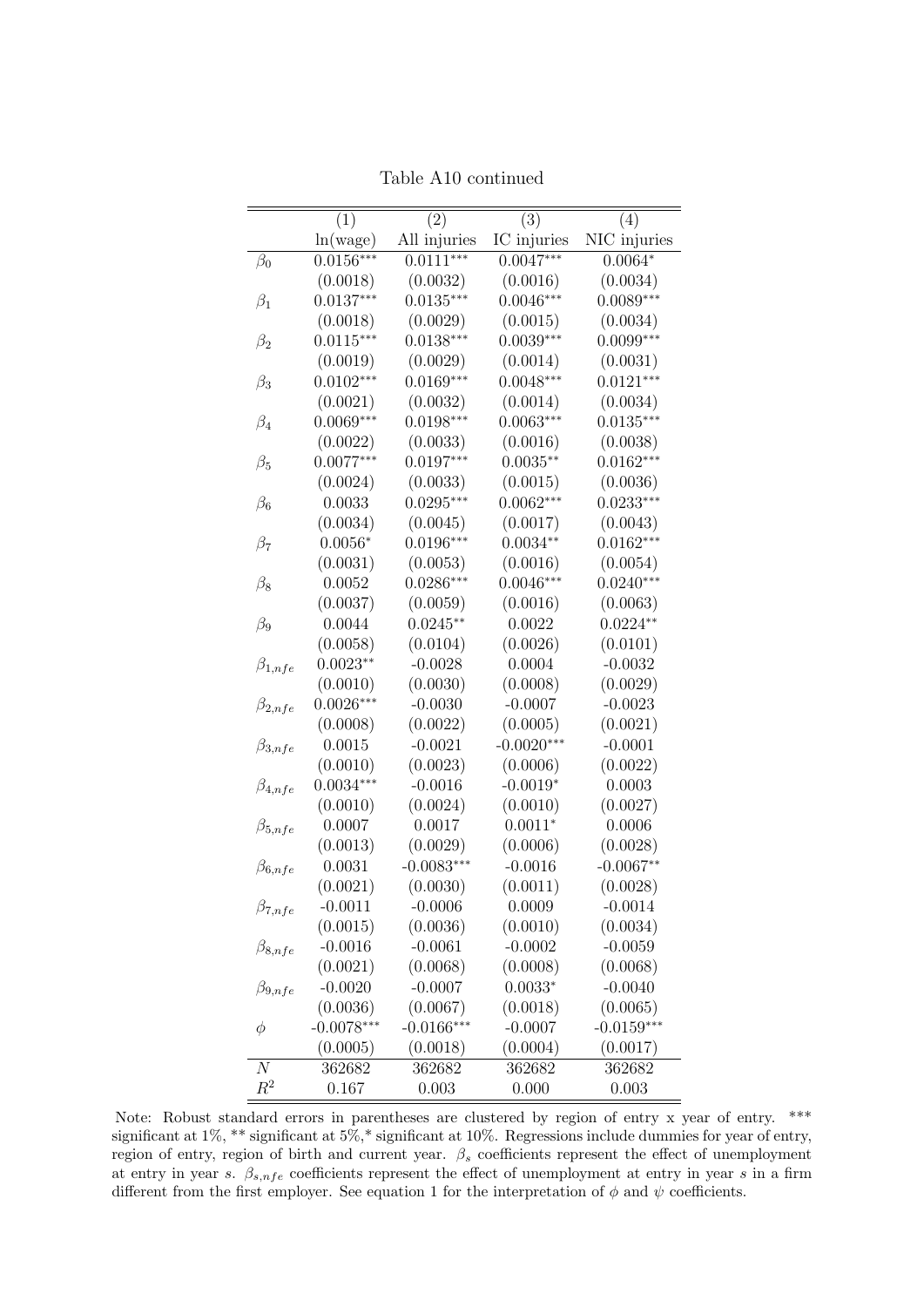Table A10 continued

| | (1) | (2) | (3) | (4) |
|---|---|---|---|---|
| | ln(wage) | All injuries | IC injuries | NIC injuries |
| $\beta_0$ | 0.0156*** | 0.0111*** | 0.0047*** | 0.0064* |
| | (0.0018) | (0.0032) | (0.0016) | (0.0034) |
| $\beta_1$ | 0.0137*** | 0.0135*** | 0.0046*** | 0.0089*** |
| | (0.0018) | (0.0029) | (0.0015) | (0.0034) |
| $\beta_2$ | 0.0115*** | 0.0138*** | 0.0039*** | 0.0099*** |
| | (0.0019) | (0.0029) | (0.0014) | (0.0031) |
| $\beta_3$ | 0.0102*** | 0.0169*** | 0.0048*** | 0.0121*** |
| | (0.0021) | (0.0032) | (0.0014) | (0.0034) |
| $\beta_4$ | 0.0069*** | 0.0198*** | 0.0063*** | 0.0135*** |
| | (0.0022) | (0.0033) | (0.0016) | (0.0038) |
| $\beta_5$ | 0.0077*** | 0.0197*** | 0.0035** | 0.0162*** |
| | (0.0024) | (0.0033) | (0.0015) | (0.0036) |
| $\beta_6$ | 0.0033 | 0.0295*** | 0.0062*** | 0.0233*** |
| | (0.0034) | (0.0045) | (0.0017) | (0.0043) |
| $\beta_7$ | 0.0056* | 0.0196*** | 0.0034** | 0.0162*** |
| | (0.0031) | (0.0053) | (0.0016) | (0.0054) |
| $\beta_8$ | 0.0052 | 0.0286*** | 0.0046*** | 0.0240*** |
| | (0.0037) | (0.0059) | (0.0016) | (0.0063) |
| $\beta_9$ | 0.0044 | 0.0245** | 0.0022 | 0.0224** |
| | (0.0058) | (0.0104) | (0.0026) | (0.0101) |
| $\beta_{1,nfe}$ | 0.0023** | -0.0028 | 0.0004 | -0.0032 |
| | (0.0010) | (0.0030) | (0.0008) | (0.0029) |
| $\beta_{2,nfe}$ | 0.0026*** | -0.0030 | -0.0007 | -0.0023 |
| | (0.0008) | (0.0022) | (0.0005) | (0.0021) |
| $\beta_{3,nfe}$ | 0.0015 | -0.0021 | -0.0020*** | -0.0001 |
| | (0.0010) | (0.0023) | (0.0006) | (0.0022) |
| $\beta_{4,nfe}$ | 0.0034*** | -0.0016 | -0.0019* | 0.0003 |
| | (0.0010) | (0.0024) | (0.0010) | (0.0027) |
| $\beta_{5,nfe}$ | 0.0007 | 0.0017 | 0.0011* | 0.0006 |
| | (0.0013) | (0.0029) | (0.0006) | (0.0028) |
| $\beta_{6,nfe}$ | 0.0031 | -0.0083*** | -0.0016 | -0.0067** |
| | (0.0021) | (0.0030) | (0.0011) | (0.0028) |
| $\beta_{7,nfe}$ | -0.0011 | -0.0006 | 0.0009 | -0.0014 |
| | (0.0015) | (0.0036) | (0.0010) | (0.0034) |
| $\beta_{8,nfe}$ | -0.0016 | -0.0061 | -0.0002 | -0.0059 |
| | (0.0021) | (0.0068) | (0.0008) | (0.0068) |
| $\beta_{9,nfe}$ | -0.0020 | -0.0007 | 0.0033* | -0.0040 |
| | (0.0036) | (0.0067) | (0.0018) | (0.0065) |
| $\phi$ | -0.0078*** | -0.0166*** | -0.0007 | -0.0159*** |
| | (0.0005) | (0.0018) | (0.0004) | (0.0017) |
| $N$ | 362682 | 362682 | 362682 | 362682 |
| $R^2$ | 0.167 | 0.003 | 0.000 | 0.003 |

Note: Robust standard errors in parentheses are clustered by region of entry x year of entry. *** significant at 1%, ** significant at 5%,* significant at 10%. Regressions include dummies for year of entry, region of entry, region of birth and current year. $\beta_s$ coefficients represent the effect of unemployment at entry in year $s$. $\beta_{s,nfe}$ coefficients represent the effect of unemployment at entry in year $s$ in a firm different from the first employer. See equation 1 for the interpretation of $\phi$ and $\psi$ coefficients.